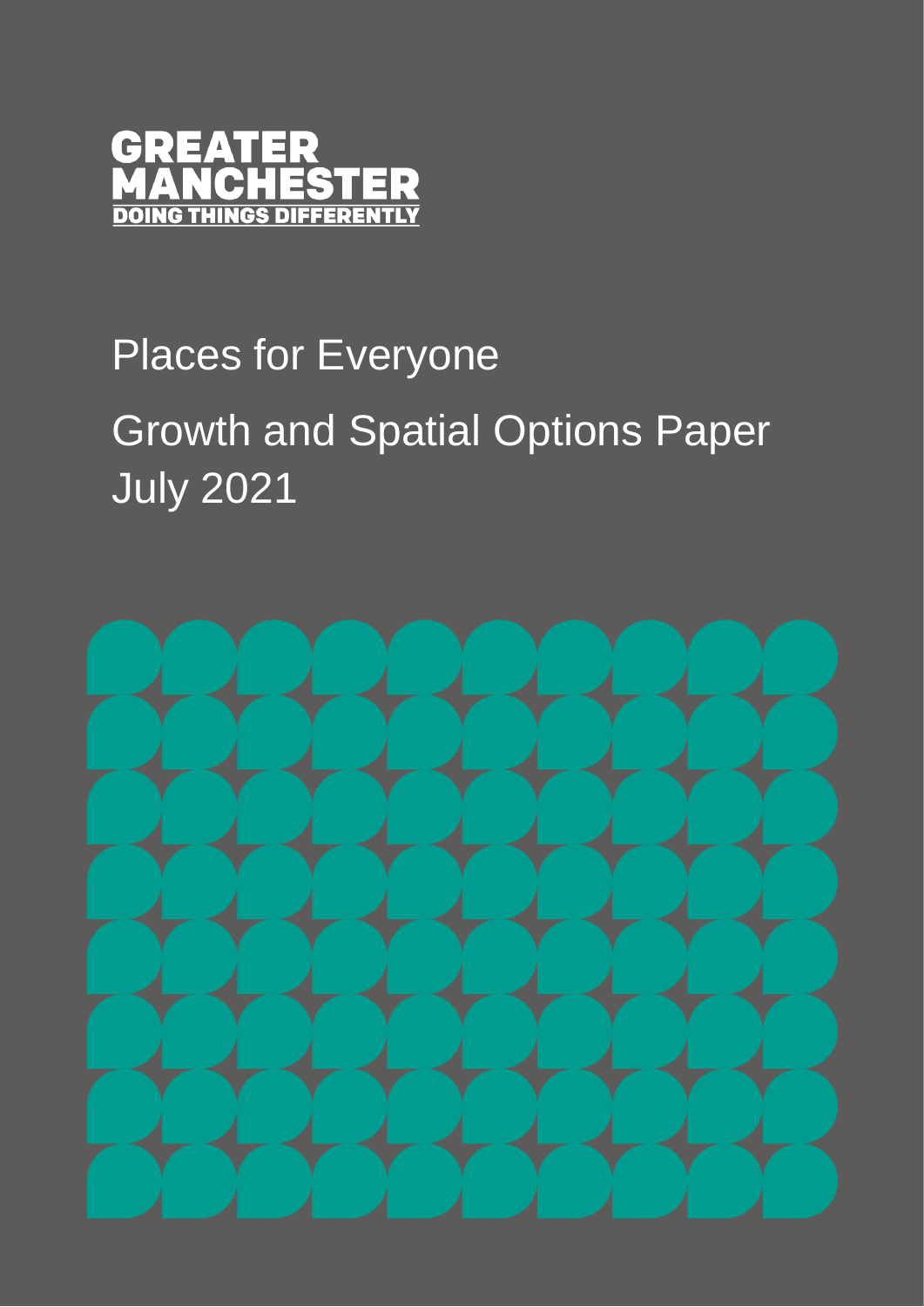GREATER MANCHESTER
DOING THINGS DIFFERENTLY

# Places for Everyone

# Growth and Spatial Options Paper July 2021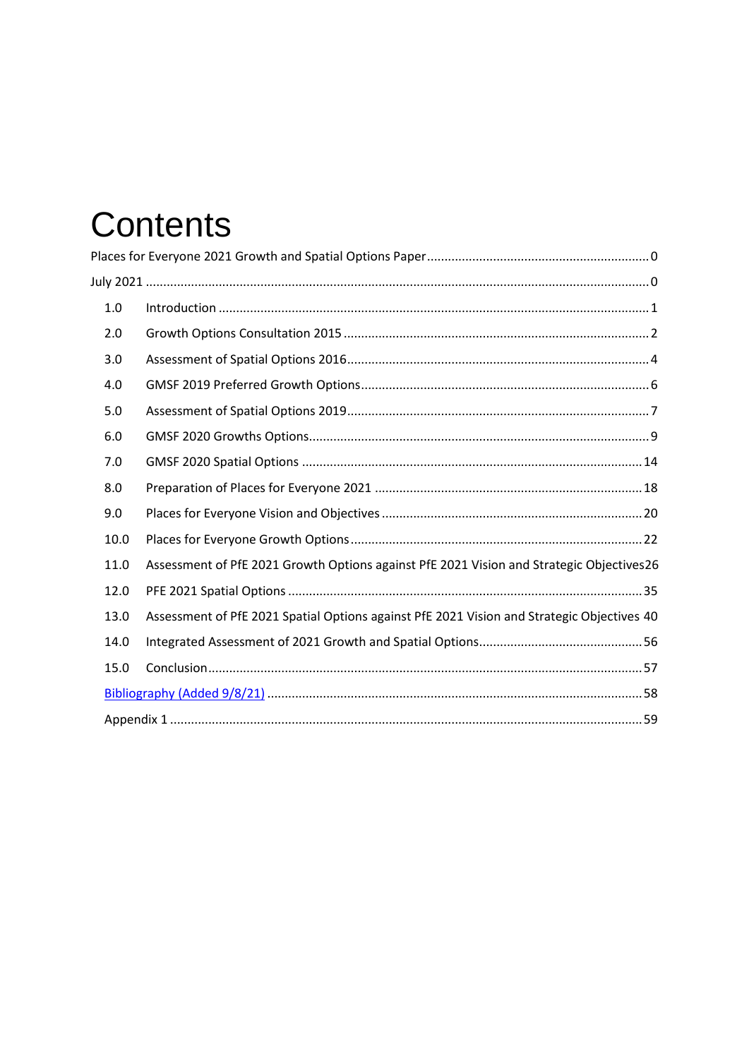# Contents

Places for Everyone 2021 Growth and Spatial Options Paper ........ 0

July 2021 ........ 0

1.0 Introduction ........ 1

2.0 Growth Options Consultation 2015 ........ 2

3.0 Assessment of Spatial Options 2016 ........ 4

4.0 GMSF 2019 Preferred Growth Options ........ 6

5.0 Assessment of Spatial Options 2019 ........ 7

6.0 GMSF 2020 Growths Options ........ 9

7.0 GMSF 2020 Spatial Options ........ 14

8.0 Preparation of Places for Everyone 2021 ........ 18

9.0 Places for Everyone Vision and Objectives ........ 20

10.0 Places for Everyone Growth Options ........ 22

11.0 Assessment of PfE 2021 Growth Options against PfE 2021 Vision and Strategic Objectives ........ 26

12.0 PFE 2021 Spatial Options ........ 35

13.0 Assessment of PfE 2021 Spatial Options against PfE 2021 Vision and Strategic Objectives ........ 40

14.0 Integrated Assessment of 2021 Growth and Spatial Options ........ 56

15.0 Conclusion ........ 57

Bibliography (Added 9/8/21) ........ 58

Appendix 1 ........ 59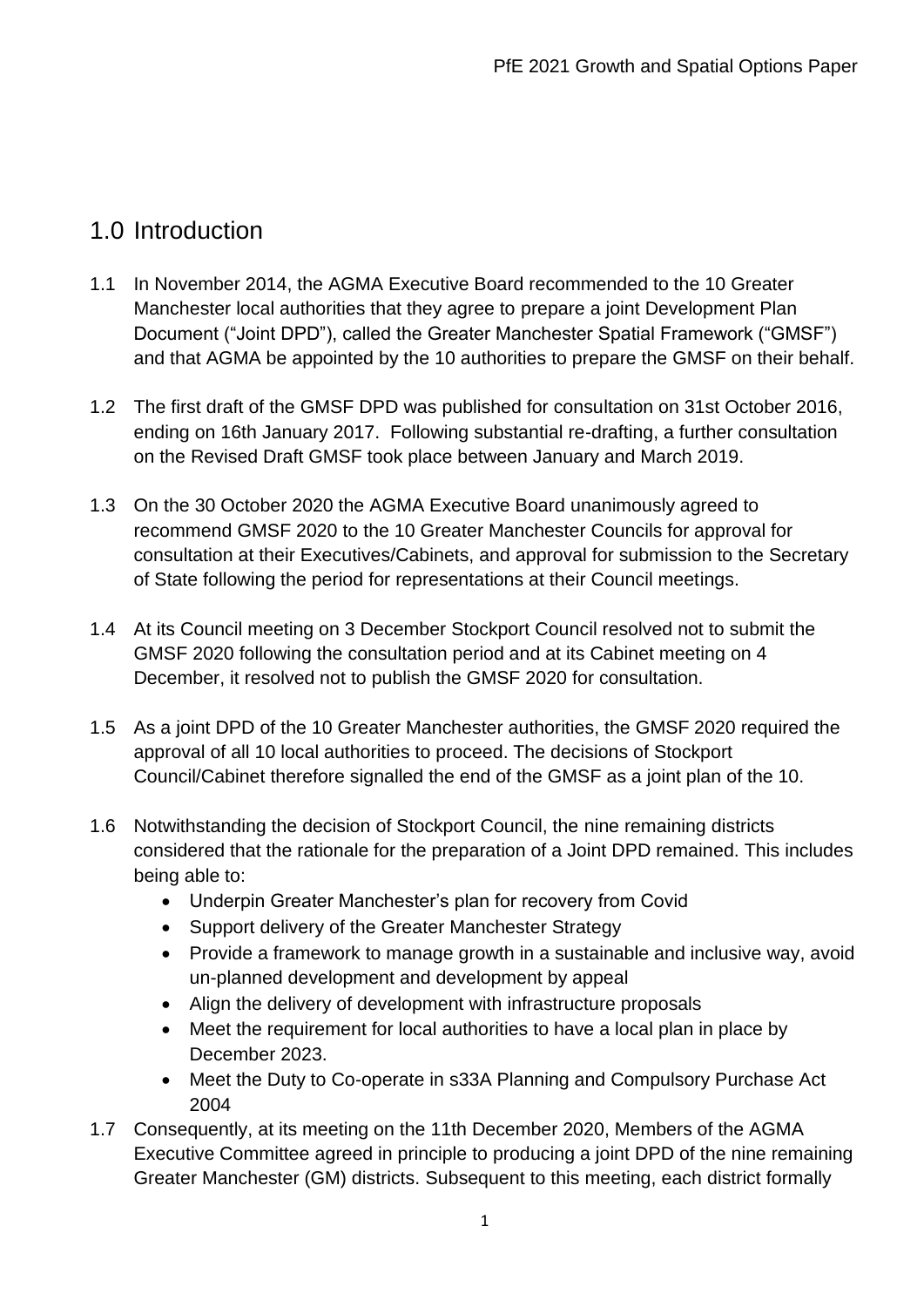# 1.0 Introduction

1.1 In November 2014, the AGMA Executive Board recommended to the 10 Greater Manchester local authorities that they agree to prepare a joint Development Plan Document ("Joint DPD"), called the Greater Manchester Spatial Framework ("GMSF") and that AGMA be appointed by the 10 authorities to prepare the GMSF on their behalf.

1.2 The first draft of the GMSF DPD was published for consultation on 31st October 2016, ending on 16th January 2017. Following substantial re-drafting, a further consultation on the Revised Draft GMSF took place between January and March 2019.

1.3 On the 30 October 2020 the AGMA Executive Board unanimously agreed to recommend GMSF 2020 to the 10 Greater Manchester Councils for approval for consultation at their Executives/Cabinets, and approval for submission to the Secretary of State following the period for representations at their Council meetings.

1.4 At its Council meeting on 3 December Stockport Council resolved not to submit the GMSF 2020 following the consultation period and at its Cabinet meeting on 4 December, it resolved not to publish the GMSF 2020 for consultation.

1.5 As a joint DPD of the 10 Greater Manchester authorities, the GMSF 2020 required the approval of all 10 local authorities to proceed. The decisions of Stockport Council/Cabinet therefore signalled the end of the GMSF as a joint plan of the 10.

1.6 Notwithstanding the decision of Stockport Council, the nine remaining districts considered that the rationale for the preparation of a Joint DPD remained. This includes being able to:

- Underpin Greater Manchester's plan for recovery from Covid
- Support delivery of the Greater Manchester Strategy
- Provide a framework to manage growth in a sustainable and inclusive way, avoid un-planned development and development by appeal
- Align the delivery of development with infrastructure proposals
- Meet the requirement for local authorities to have a local plan in place by December 2023.
- Meet the Duty to Co-operate in s33A Planning and Compulsory Purchase Act 2004

1.7 Consequently, at its meeting on the 11th December 2020, Members of the AGMA Executive Committee agreed in principle to producing a joint DPD of the nine remaining Greater Manchester (GM) districts. Subsequent to this meeting, each district formally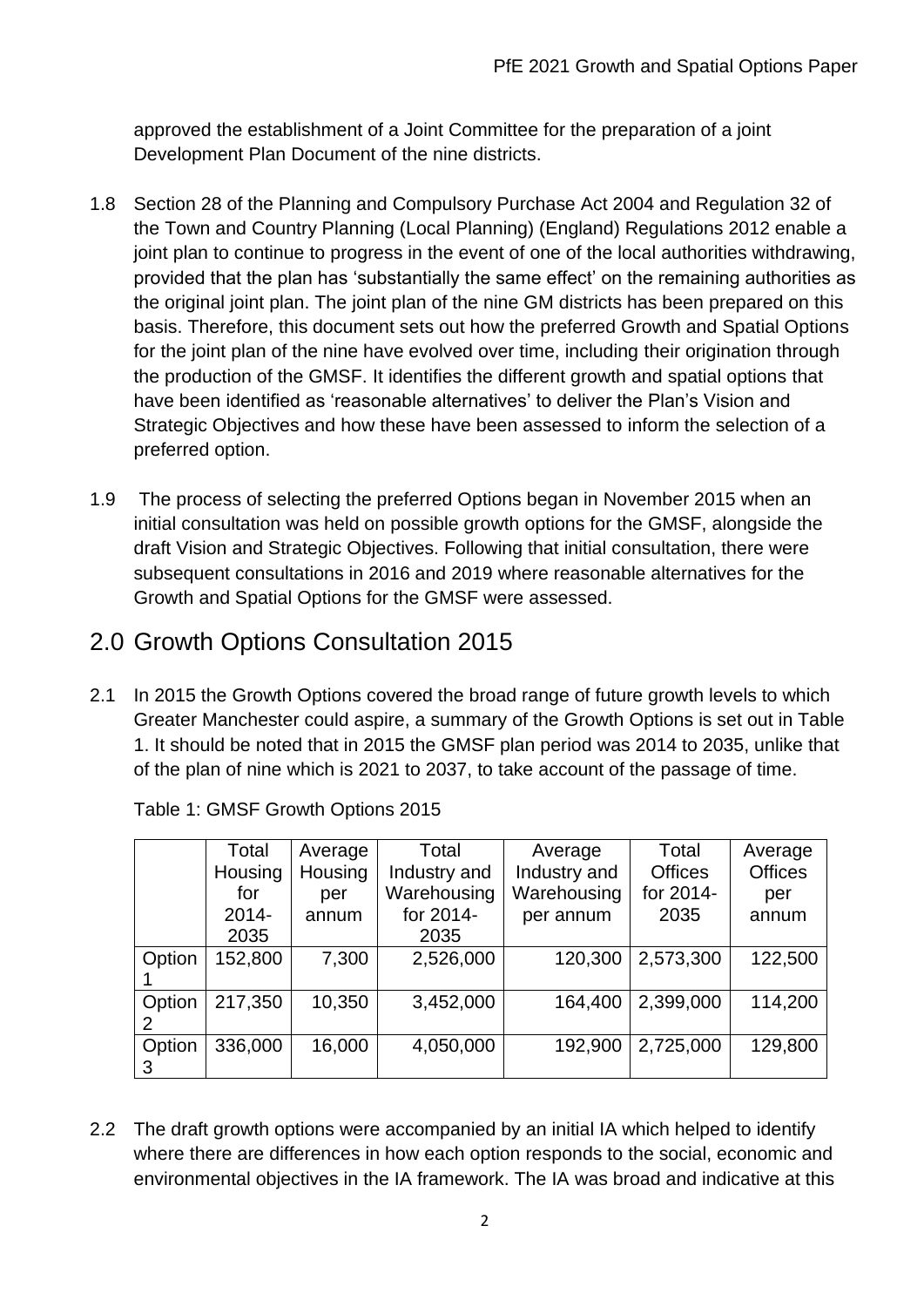approved the establishment of a Joint Committee for the preparation of a joint Development Plan Document of the nine districts.

1.8 Section 28 of the Planning and Compulsory Purchase Act 2004 and Regulation 32 of the Town and Country Planning (Local Planning) (England) Regulations 2012 enable a joint plan to continue to progress in the event of one of the local authorities withdrawing, provided that the plan has 'substantially the same effect' on the remaining authorities as the original joint plan. The joint plan of the nine GM districts has been prepared on this basis. Therefore, this document sets out how the preferred Growth and Spatial Options for the joint plan of the nine have evolved over time, including their origination through the production of the GMSF. It identifies the different growth and spatial options that have been identified as 'reasonable alternatives' to deliver the Plan's Vision and Strategic Objectives and how these have been assessed to inform the selection of a preferred option.

1.9 The process of selecting the preferred Options began in November 2015 when an initial consultation was held on possible growth options for the GMSF, alongside the draft Vision and Strategic Objectives. Following that initial consultation, there were subsequent consultations in 2016 and 2019 where reasonable alternatives for the Growth and Spatial Options for the GMSF were assessed.

## 2.0 Growth Options Consultation 2015

2.1 In 2015 the Growth Options covered the broad range of future growth levels to which Greater Manchester could aspire, a summary of the Growth Options is set out in Table 1. It should be noted that in 2015 the GMSF plan period was 2014 to 2035, unlike that of the plan of nine which is 2021 to 2037, to take account of the passage of time.

Table 1: GMSF Growth Options 2015

| | Total Housing for 2014-2035 | Average Housing per annum | Total Industry and Warehousing for 2014-2035 | Average Industry and Warehousing per annum | Total Offices for 2014-2035 | Average Offices per annum |
|---|---|---|---|---|---|---|
| Option 1 | 152,800 | 7,300 | 2,526,000 | 120,300 | 2,573,300 | 122,500 |
| Option 2 | 217,350 | 10,350 | 3,452,000 | 164,400 | 2,399,000 | 114,200 |
| Option 3 | 336,000 | 16,000 | 4,050,000 | 192,900 | 2,725,000 | 129,800 |

2.2 The draft growth options were accompanied by an initial IA which helped to identify where there are differences in how each option responds to the social, economic and environmental objectives in the IA framework. The IA was broad and indicative at this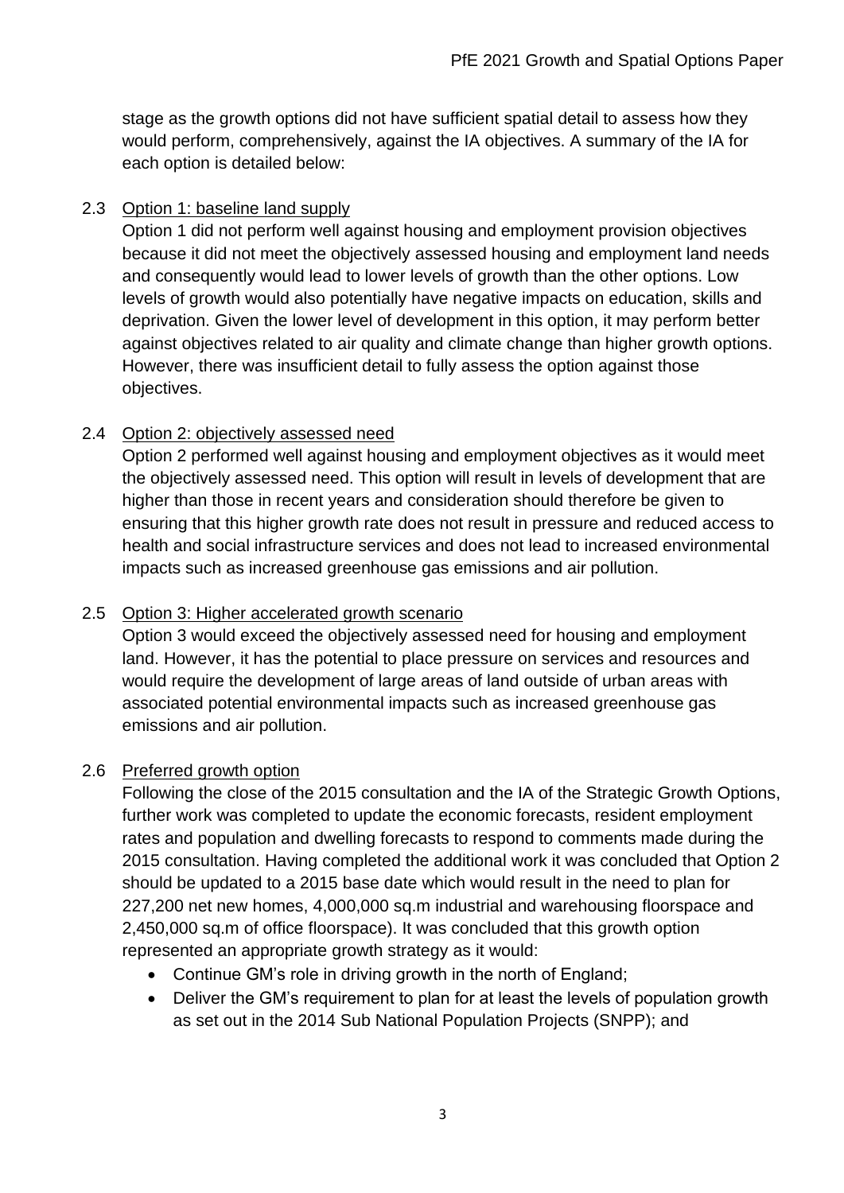stage as the growth options did not have sufficient spatial detail to assess how they would perform, comprehensively, against the IA objectives. A summary of the IA for each option is detailed below:

2.3 Option 1: baseline land supply

Option 1 did not perform well against housing and employment provision objectives because it did not meet the objectively assessed housing and employment land needs and consequently would lead to lower levels of growth than the other options. Low levels of growth would also potentially have negative impacts on education, skills and deprivation. Given the lower level of development in this option, it may perform better against objectives related to air quality and climate change than higher growth options. However, there was insufficient detail to fully assess the option against those objectives.

2.4 Option 2: objectively assessed need

Option 2 performed well against housing and employment objectives as it would meet the objectively assessed need. This option will result in levels of development that are higher than those in recent years and consideration should therefore be given to ensuring that this higher growth rate does not result in pressure and reduced access to health and social infrastructure services and does not lead to increased environmental impacts such as increased greenhouse gas emissions and air pollution.

2.5 Option 3: Higher accelerated growth scenario

Option 3 would exceed the objectively assessed need for housing and employment land. However, it has the potential to place pressure on services and resources and would require the development of large areas of land outside of urban areas with associated potential environmental impacts such as increased greenhouse gas emissions and air pollution.

2.6 Preferred growth option

Following the close of the 2015 consultation and the IA of the Strategic Growth Options, further work was completed to update the economic forecasts, resident employment rates and population and dwelling forecasts to respond to comments made during the 2015 consultation. Having completed the additional work it was concluded that Option 2 should be updated to a 2015 base date which would result in the need to plan for 227,200 net new homes, 4,000,000 sq.m industrial and warehousing floorspace and 2,450,000 sq.m of office floorspace). It was concluded that this growth option represented an appropriate growth strategy as it would:

- Continue GM's role in driving growth in the north of England;
- Deliver the GM's requirement to plan for at least the levels of population growth as set out in the 2014 Sub National Population Projects (SNPP); and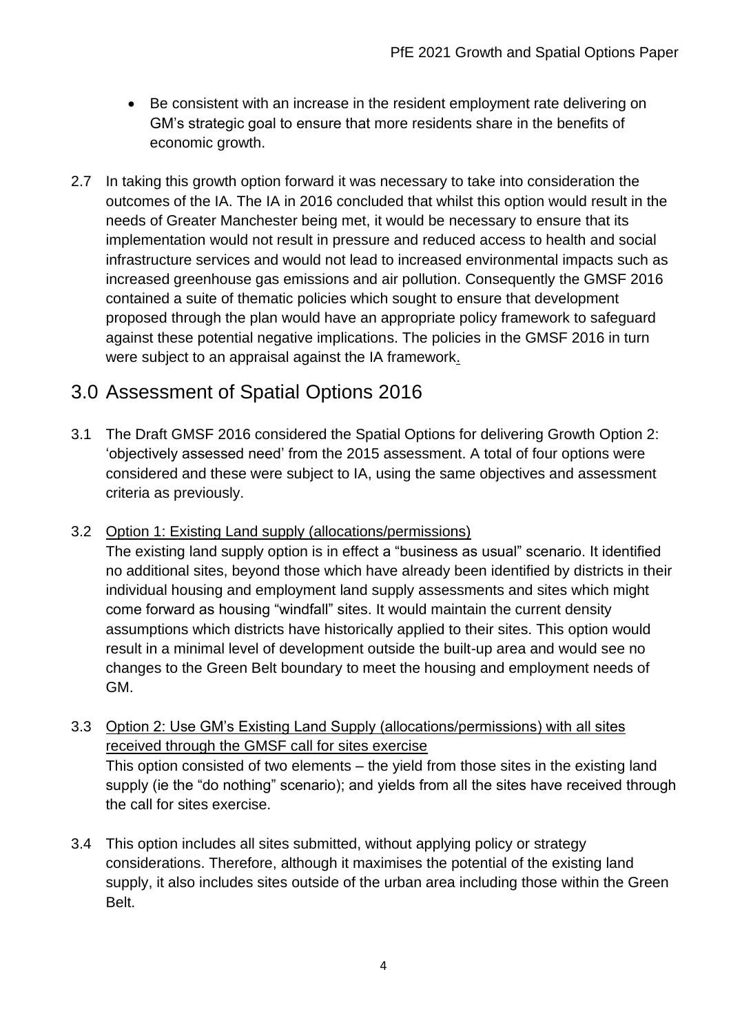- Be consistent with an increase in the resident employment rate delivering on GM's strategic goal to ensure that more residents share in the benefits of economic growth.

2.7 In taking this growth option forward it was necessary to take into consideration the outcomes of the IA. The IA in 2016 concluded that whilst this option would result in the needs of Greater Manchester being met, it would be necessary to ensure that its implementation would not result in pressure and reduced access to health and social infrastructure services and would not lead to increased environmental impacts such as increased greenhouse gas emissions and air pollution. Consequently the GMSF 2016 contained a suite of thematic policies which sought to ensure that development proposed through the plan would have an appropriate policy framework to safeguard against these potential negative implications. The policies in the GMSF 2016 in turn were subject to an appraisal against the IA framework.

## 3.0 Assessment of Spatial Options 2016

3.1 The Draft GMSF 2016 considered the Spatial Options for delivering Growth Option 2: 'objectively assessed need' from the 2015 assessment. A total of four options were considered and these were subject to IA, using the same objectives and assessment criteria as previously.

3.2 Option 1: Existing Land supply (allocations/permissions)

The existing land supply option is in effect a "business as usual" scenario. It identified no additional sites, beyond those which have already been identified by districts in their individual housing and employment land supply assessments and sites which might come forward as housing "windfall" sites. It would maintain the current density assumptions which districts have historically applied to their sites. This option would result in a minimal level of development outside the built-up area and would see no changes to the Green Belt boundary to meet the housing and employment needs of GM.

3.3 Option 2: Use GM's Existing Land Supply (allocations/permissions) with all sites received through the GMSF call for sites exercise

This option consisted of two elements – the yield from those sites in the existing land supply (ie the "do nothing" scenario); and yields from all the sites have received through the call for sites exercise.

3.4 This option includes all sites submitted, without applying policy or strategy considerations. Therefore, although it maximises the potential of the existing land supply, it also includes sites outside of the urban area including those within the Green Belt.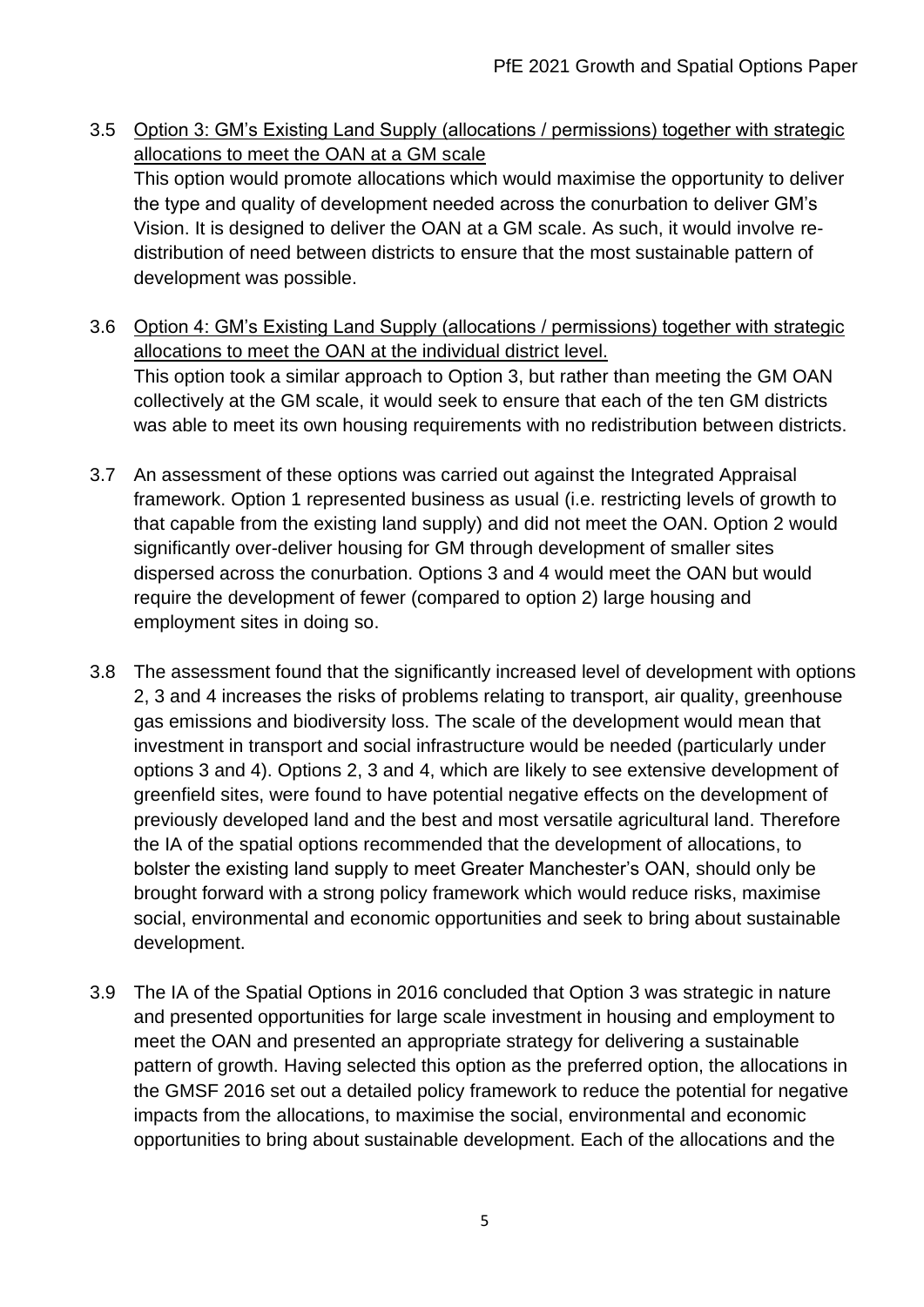3.5 Option 3: GM's Existing Land Supply (allocations / permissions) together with strategic allocations to meet the OAN at a GM scale

This option would promote allocations which would maximise the opportunity to deliver the type and quality of development needed across the conurbation to deliver GM's Vision. It is designed to deliver the OAN at a GM scale. As such, it would involve re-distribution of need between districts to ensure that the most sustainable pattern of development was possible.

3.6 Option 4: GM's Existing Land Supply (allocations / permissions) together with strategic allocations to meet the OAN at the individual district level.

This option took a similar approach to Option 3, but rather than meeting the GM OAN collectively at the GM scale, it would seek to ensure that each of the ten GM districts was able to meet its own housing requirements with no redistribution between districts.

3.7 An assessment of these options was carried out against the Integrated Appraisal framework. Option 1 represented business as usual (i.e. restricting levels of growth to that capable from the existing land supply) and did not meet the OAN. Option 2 would significantly over-deliver housing for GM through development of smaller sites dispersed across the conurbation. Options 3 and 4 would meet the OAN but would require the development of fewer (compared to option 2) large housing and employment sites in doing so.

3.8 The assessment found that the significantly increased level of development with options 2, 3 and 4 increases the risks of problems relating to transport, air quality, greenhouse gas emissions and biodiversity loss. The scale of the development would mean that investment in transport and social infrastructure would be needed (particularly under options 3 and 4). Options 2, 3 and 4, which are likely to see extensive development of greenfield sites, were found to have potential negative effects on the development of previously developed land and the best and most versatile agricultural land. Therefore the IA of the spatial options recommended that the development of allocations, to bolster the existing land supply to meet Greater Manchester's OAN, should only be brought forward with a strong policy framework which would reduce risks, maximise social, environmental and economic opportunities and seek to bring about sustainable development.

3.9 The IA of the Spatial Options in 2016 concluded that Option 3 was strategic in nature and presented opportunities for large scale investment in housing and employment to meet the OAN and presented an appropriate strategy for delivering a sustainable pattern of growth. Having selected this option as the preferred option, the allocations in the GMSF 2016 set out a detailed policy framework to reduce the potential for negative impacts from the allocations, to maximise the social, environmental and economic opportunities to bring about sustainable development. Each of the allocations and the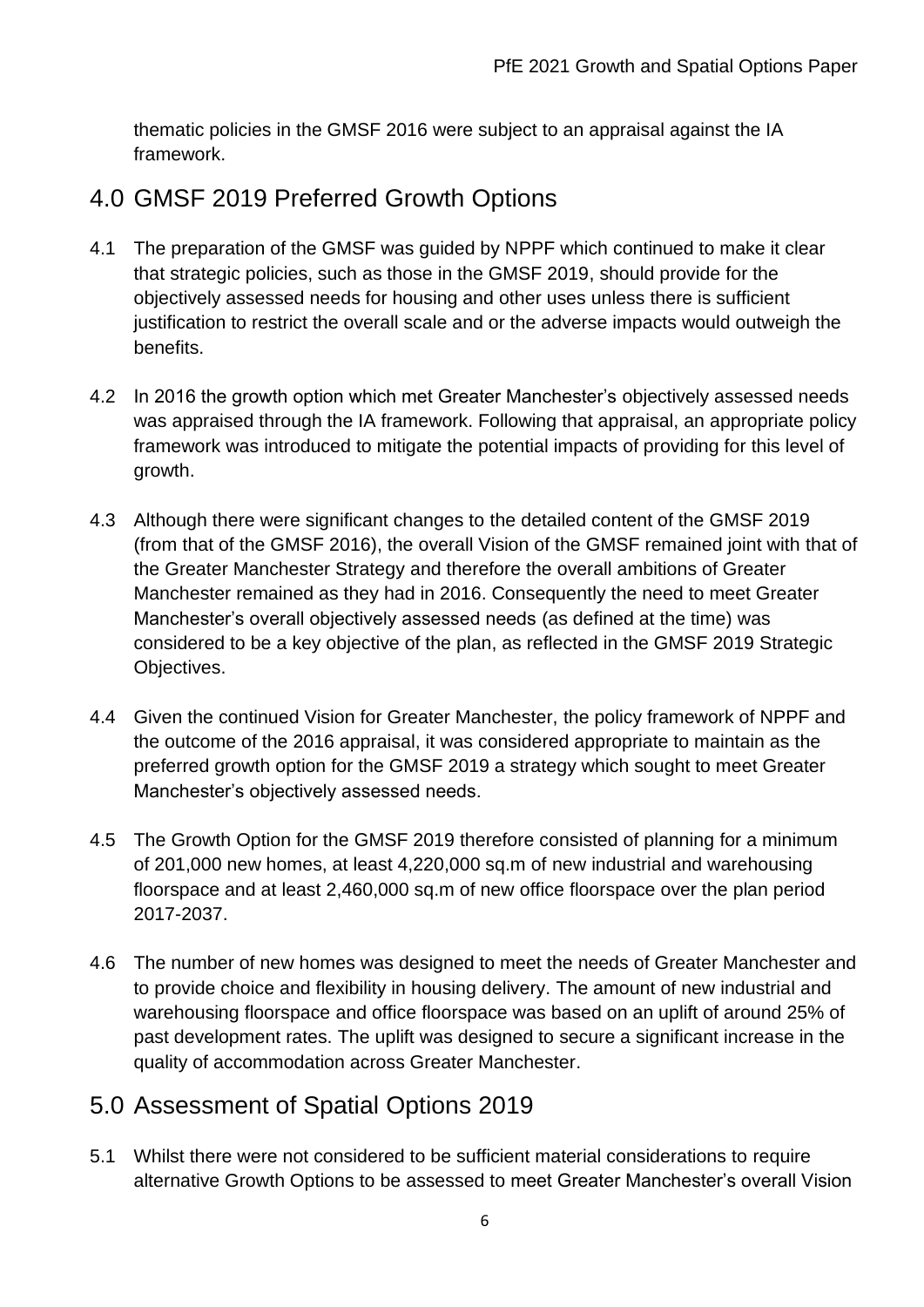thematic policies in the GMSF 2016 were subject to an appraisal against the IA framework.

## 4.0 GMSF 2019 Preferred Growth Options

4.1 The preparation of the GMSF was guided by NPPF which continued to make it clear that strategic policies, such as those in the GMSF 2019, should provide for the objectively assessed needs for housing and other uses unless there is sufficient justification to restrict the overall scale and or the adverse impacts would outweigh the benefits.

4.2 In 2016 the growth option which met Greater Manchester's objectively assessed needs was appraised through the IA framework. Following that appraisal, an appropriate policy framework was introduced to mitigate the potential impacts of providing for this level of growth.

4.3 Although there were significant changes to the detailed content of the GMSF 2019 (from that of the GMSF 2016), the overall Vision of the GMSF remained joint with that of the Greater Manchester Strategy and therefore the overall ambitions of Greater Manchester remained as they had in 2016. Consequently the need to meet Greater Manchester's overall objectively assessed needs (as defined at the time) was considered to be a key objective of the plan, as reflected in the GMSF 2019 Strategic Objectives.

4.4 Given the continued Vision for Greater Manchester, the policy framework of NPPF and the outcome of the 2016 appraisal, it was considered appropriate to maintain as the preferred growth option for the GMSF 2019 a strategy which sought to meet Greater Manchester's objectively assessed needs.

4.5 The Growth Option for the GMSF 2019 therefore consisted of planning for a minimum of 201,000 new homes, at least 4,220,000 sq.m of new industrial and warehousing floorspace and at least 2,460,000 sq.m of new office floorspace over the plan period 2017-2037.

4.6 The number of new homes was designed to meet the needs of Greater Manchester and to provide choice and flexibility in housing delivery. The amount of new industrial and warehousing floorspace and office floorspace was based on an uplift of around 25% of past development rates. The uplift was designed to secure a significant increase in the quality of accommodation across Greater Manchester.

## 5.0 Assessment of Spatial Options 2019

5.1 Whilst there were not considered to be sufficient material considerations to require alternative Growth Options to be assessed to meet Greater Manchester's overall Vision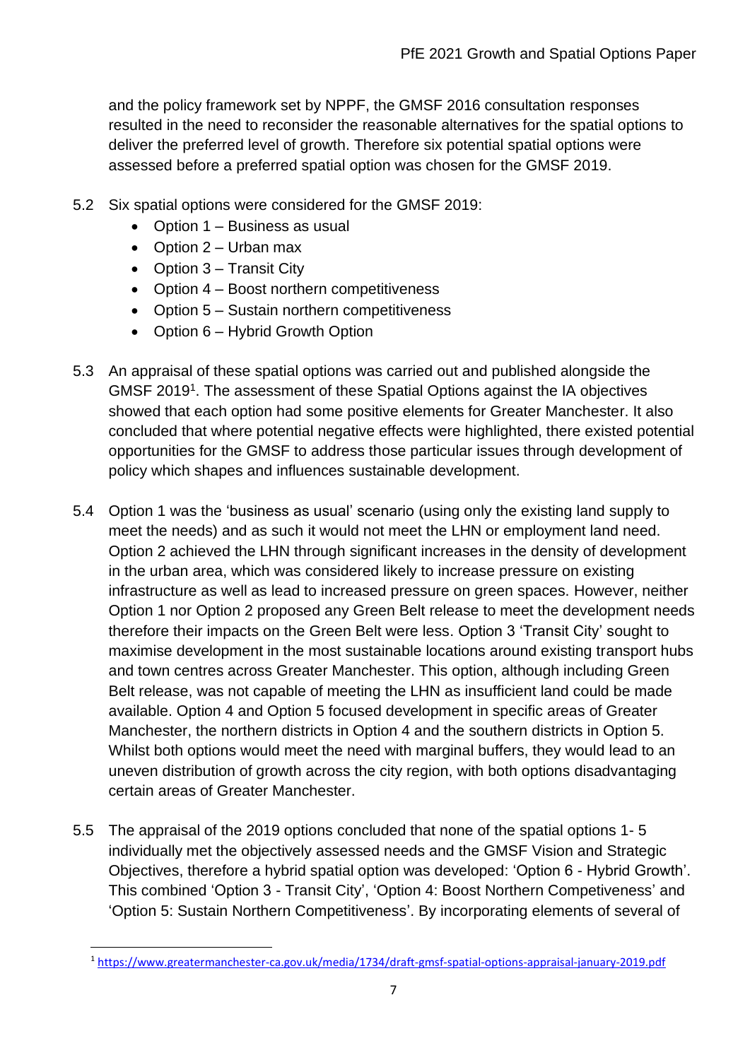and the policy framework set by NPPF, the GMSF 2016 consultation responses resulted in the need to reconsider the reasonable alternatives for the spatial options to deliver the preferred level of growth. Therefore six potential spatial options were assessed before a preferred spatial option was chosen for the GMSF 2019.

5.2 Six spatial options were considered for the GMSF 2019:

- Option 1 – Business as usual
- Option 2 – Urban max
- Option 3 – Transit City
- Option 4 – Boost northern competitiveness
- Option 5 – Sustain northern competitiveness
- Option 6 – Hybrid Growth Option

5.3 An appraisal of these spatial options was carried out and published alongside the GMSF 2019[1]. The assessment of these Spatial Options against the IA objectives showed that each option had some positive elements for Greater Manchester. It also concluded that where potential negative effects were highlighted, there existed potential opportunities for the GMSF to address those particular issues through development of policy which shapes and influences sustainable development.

5.4 Option 1 was the 'business as usual' scenario (using only the existing land supply to meet the needs) and as such it would not meet the LHN or employment land need. Option 2 achieved the LHN through significant increases in the density of development in the urban area, which was considered likely to increase pressure on existing infrastructure as well as lead to increased pressure on green spaces. However, neither Option 1 nor Option 2 proposed any Green Belt release to meet the development needs therefore their impacts on the Green Belt were less. Option 3 'Transit City' sought to maximise development in the most sustainable locations around existing transport hubs and town centres across Greater Manchester. This option, although including Green Belt release, was not capable of meeting the LHN as insufficient land could be made available. Option 4 and Option 5 focused development in specific areas of Greater Manchester, the northern districts in Option 4 and the southern districts in Option 5. Whilst both options would meet the need with marginal buffers, they would lead to an uneven distribution of growth across the city region, with both options disadvantaging certain areas of Greater Manchester.

5.5 The appraisal of the 2019 options concluded that none of the spatial options 1- 5 individually met the objectively assessed needs and the GMSF Vision and Strategic Objectives, therefore a hybrid spatial option was developed: 'Option 6 - Hybrid Growth'. This combined 'Option 3 - Transit City', 'Option 4: Boost Northern Competiveness' and 'Option 5: Sustain Northern Competitiveness'. By incorporating elements of several of

[1] https://www.greatermanchester-ca.gov.uk/media/1734/draft-gmsf-spatial-options-appraisal-january-2019.pdf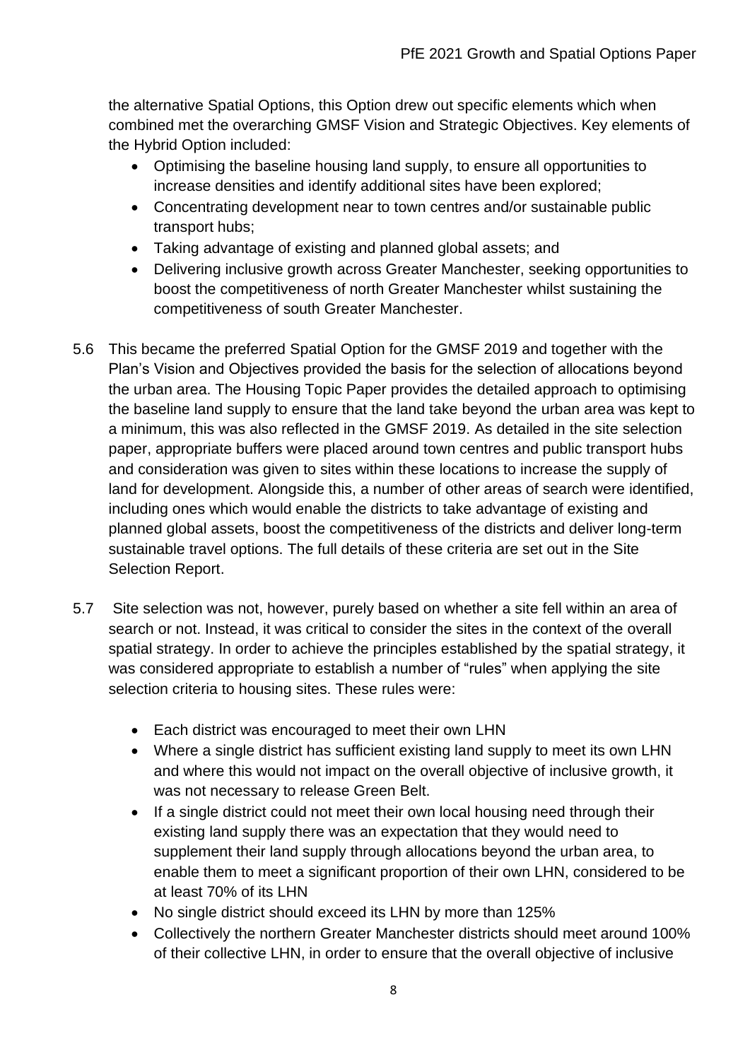the alternative Spatial Options, this Option drew out specific elements which when combined met the overarching GMSF Vision and Strategic Objectives. Key elements of the Hybrid Option included:

- Optimising the baseline housing land supply, to ensure all opportunities to increase densities and identify additional sites have been explored;
- Concentrating development near to town centres and/or sustainable public transport hubs;
- Taking advantage of existing and planned global assets; and
- Delivering inclusive growth across Greater Manchester, seeking opportunities to boost the competitiveness of north Greater Manchester whilst sustaining the competitiveness of south Greater Manchester.

5.6 This became the preferred Spatial Option for the GMSF 2019 and together with the Plan's Vision and Objectives provided the basis for the selection of allocations beyond the urban area. The Housing Topic Paper provides the detailed approach to optimising the baseline land supply to ensure that the land take beyond the urban area was kept to a minimum, this was also reflected in the GMSF 2019. As detailed in the site selection paper, appropriate buffers were placed around town centres and public transport hubs and consideration was given to sites within these locations to increase the supply of land for development. Alongside this, a number of other areas of search were identified, including ones which would enable the districts to take advantage of existing and planned global assets, boost the competitiveness of the districts and deliver long-term sustainable travel options. The full details of these criteria are set out in the Site Selection Report.

5.7 Site selection was not, however, purely based on whether a site fell within an area of search or not. Instead, it was critical to consider the sites in the context of the overall spatial strategy. In order to achieve the principles established by the spatial strategy, it was considered appropriate to establish a number of "rules" when applying the site selection criteria to housing sites. These rules were:

- Each district was encouraged to meet their own LHN
- Where a single district has sufficient existing land supply to meet its own LHN and where this would not impact on the overall objective of inclusive growth, it was not necessary to release Green Belt.
- If a single district could not meet their own local housing need through their existing land supply there was an expectation that they would need to supplement their land supply through allocations beyond the urban area, to enable them to meet a significant proportion of their own LHN, considered to be at least 70% of its LHN
- No single district should exceed its LHN by more than 125%
- Collectively the northern Greater Manchester districts should meet around 100% of their collective LHN, in order to ensure that the overall objective of inclusive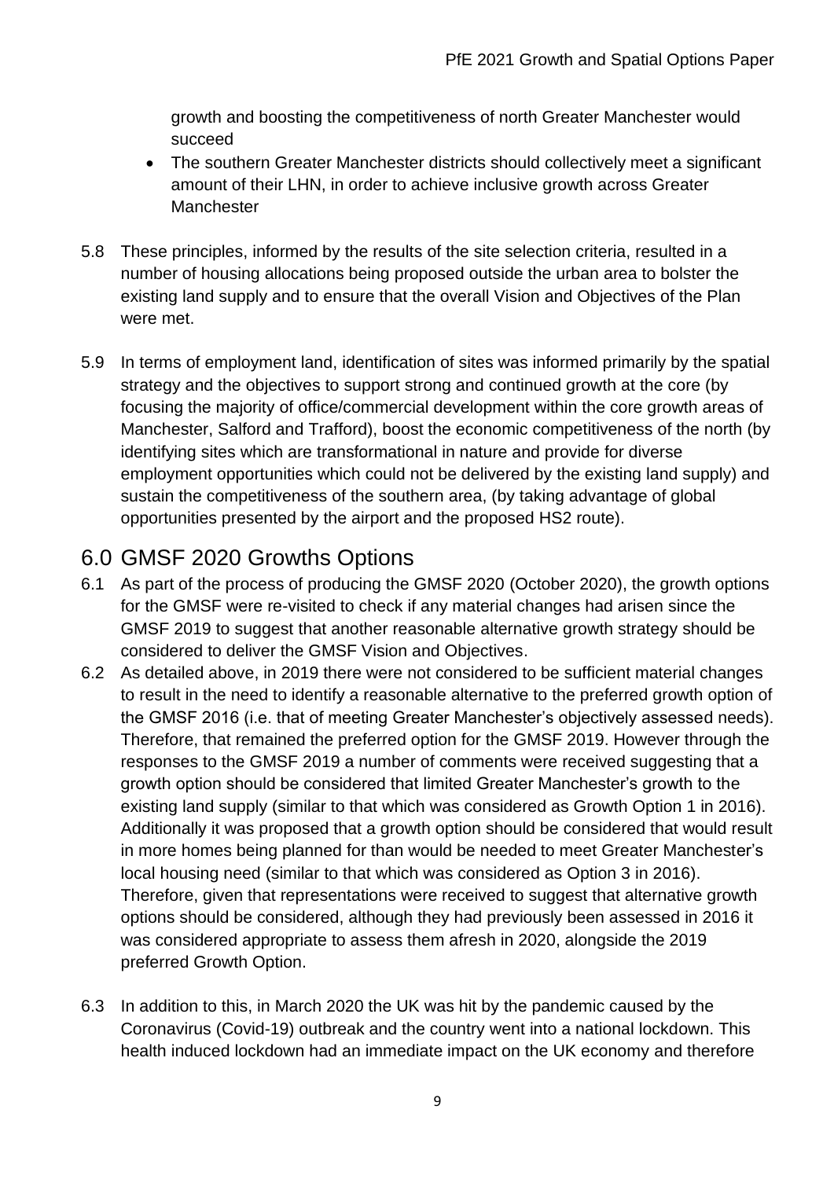growth and boosting the competitiveness of north Greater Manchester would succeed

- The southern Greater Manchester districts should collectively meet a significant amount of their LHN, in order to achieve inclusive growth across Greater Manchester

5.8 These principles, informed by the results of the site selection criteria, resulted in a number of housing allocations being proposed outside the urban area to bolster the existing land supply and to ensure that the overall Vision and Objectives of the Plan were met.

5.9 In terms of employment land, identification of sites was informed primarily by the spatial strategy and the objectives to support strong and continued growth at the core (by focusing the majority of office/commercial development within the core growth areas of Manchester, Salford and Trafford), boost the economic competitiveness of the north (by identifying sites which are transformational in nature and provide for diverse employment opportunities which could not be delivered by the existing land supply) and sustain the competitiveness of the southern area, (by taking advantage of global opportunities presented by the airport and the proposed HS2 route).

# 6.0 GMSF 2020 Growths Options

6.1 As part of the process of producing the GMSF 2020 (October 2020), the growth options for the GMSF were re-visited to check if any material changes had arisen since the GMSF 2019 to suggest that another reasonable alternative growth strategy should be considered to deliver the GMSF Vision and Objectives.

6.2 As detailed above, in 2019 there were not considered to be sufficient material changes to result in the need to identify a reasonable alternative to the preferred growth option of the GMSF 2016 (i.e. that of meeting Greater Manchester's objectively assessed needs). Therefore, that remained the preferred option for the GMSF 2019. However through the responses to the GMSF 2019 a number of comments were received suggesting that a growth option should be considered that limited Greater Manchester's growth to the existing land supply (similar to that which was considered as Growth Option 1 in 2016). Additionally it was proposed that a growth option should be considered that would result in more homes being planned for than would be needed to meet Greater Manchester's local housing need (similar to that which was considered as Option 3 in 2016). Therefore, given that representations were received to suggest that alternative growth options should be considered, although they had previously been assessed in 2016 it was considered appropriate to assess them afresh in 2020, alongside the 2019 preferred Growth Option.

6.3 In addition to this, in March 2020 the UK was hit by the pandemic caused by the Coronavirus (Covid-19) outbreak and the country went into a national lockdown. This health induced lockdown had an immediate impact on the UK economy and therefore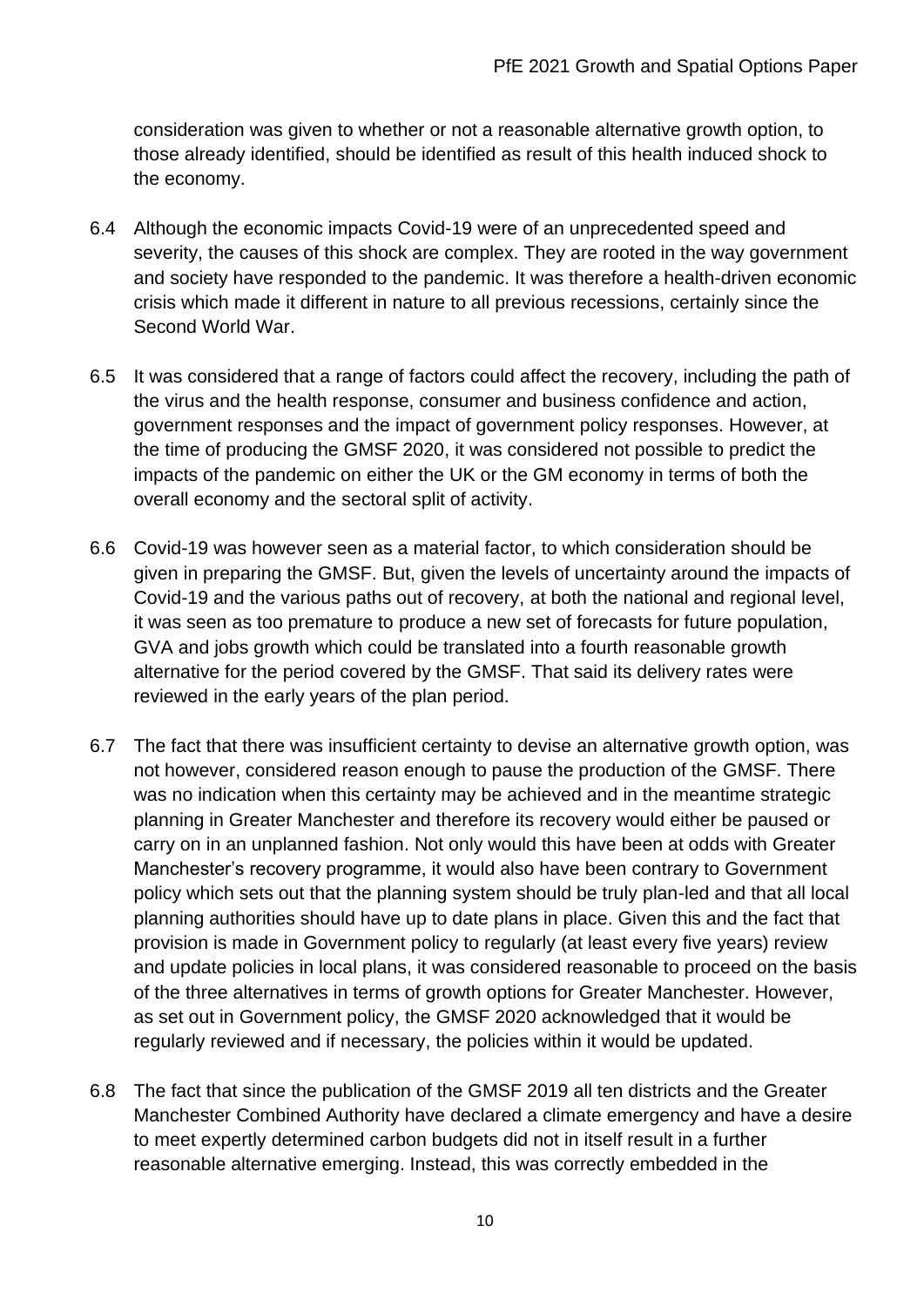consideration was given to whether or not a reasonable alternative growth option, to those already identified, should be identified as result of this health induced shock to the economy.

6.4 Although the economic impacts Covid-19 were of an unprecedented speed and severity, the causes of this shock are complex. They are rooted in the way government and society have responded to the pandemic. It was therefore a health-driven economic crisis which made it different in nature to all previous recessions, certainly since the Second World War.

6.5 It was considered that a range of factors could affect the recovery, including the path of the virus and the health response, consumer and business confidence and action, government responses and the impact of government policy responses. However, at the time of producing the GMSF 2020, it was considered not possible to predict the impacts of the pandemic on either the UK or the GM economy in terms of both the overall economy and the sectoral split of activity.

6.6 Covid-19 was however seen as a material factor, to which consideration should be given in preparing the GMSF. But, given the levels of uncertainty around the impacts of Covid-19 and the various paths out of recovery, at both the national and regional level, it was seen as too premature to produce a new set of forecasts for future population, GVA and jobs growth which could be translated into a fourth reasonable growth alternative for the period covered by the GMSF. That said its delivery rates were reviewed in the early years of the plan period.

6.7 The fact that there was insufficient certainty to devise an alternative growth option, was not however, considered reason enough to pause the production of the GMSF. There was no indication when this certainty may be achieved and in the meantime strategic planning in Greater Manchester and therefore its recovery would either be paused or carry on in an unplanned fashion. Not only would this have been at odds with Greater Manchester's recovery programme, it would also have been contrary to Government policy which sets out that the planning system should be truly plan-led and that all local planning authorities should have up to date plans in place. Given this and the fact that provision is made in Government policy to regularly (at least every five years) review and update policies in local plans, it was considered reasonable to proceed on the basis of the three alternatives in terms of growth options for Greater Manchester. However, as set out in Government policy, the GMSF 2020 acknowledged that it would be regularly reviewed and if necessary, the policies within it would be updated.

6.8 The fact that since the publication of the GMSF 2019 all ten districts and the Greater Manchester Combined Authority have declared a climate emergency and have a desire to meet expertly determined carbon budgets did not in itself result in a further reasonable alternative emerging. Instead, this was correctly embedded in the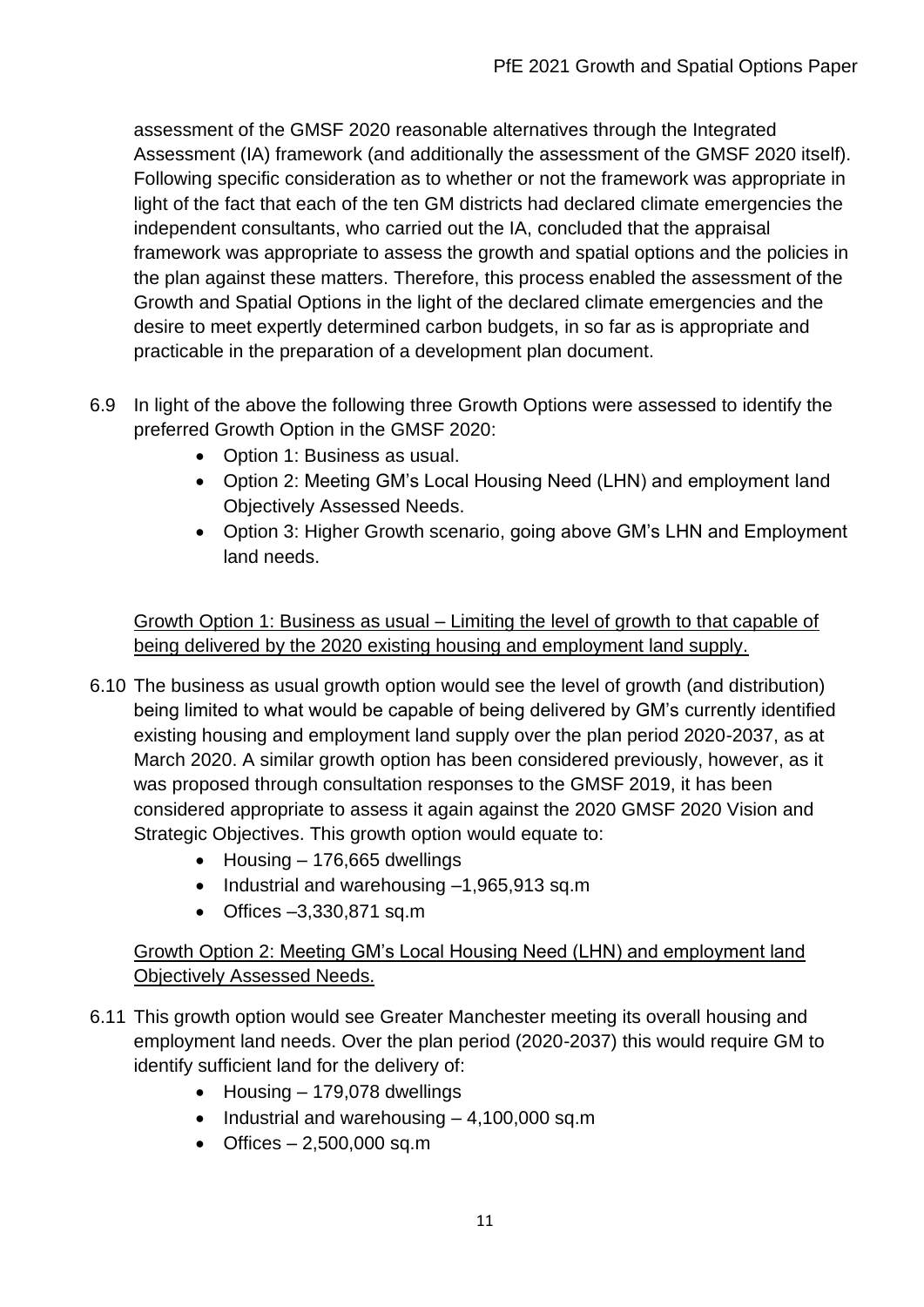assessment of the GMSF 2020 reasonable alternatives through the Integrated Assessment (IA) framework (and additionally the assessment of the GMSF 2020 itself). Following specific consideration as to whether or not the framework was appropriate in light of the fact that each of the ten GM districts had declared climate emergencies the independent consultants, who carried out the IA, concluded that the appraisal framework was appropriate to assess the growth and spatial options and the policies in the plan against these matters. Therefore, this process enabled the assessment of the Growth and Spatial Options in the light of the declared climate emergencies and the desire to meet expertly determined carbon budgets, in so far as is appropriate and practicable in the preparation of a development plan document.

6.9 In light of the above the following three Growth Options were assessed to identify the preferred Growth Option in the GMSF 2020:

- Option 1: Business as usual.
- Option 2: Meeting GM's Local Housing Need (LHN) and employment land Objectively Assessed Needs.
- Option 3: Higher Growth scenario, going above GM's LHN and Employment land needs.

Growth Option 1: Business as usual – Limiting the level of growth to that capable of being delivered by the 2020 existing housing and employment land supply.

6.10 The business as usual growth option would see the level of growth (and distribution) being limited to what would be capable of being delivered by GM's currently identified existing housing and employment land supply over the plan period 2020-2037, as at March 2020. A similar growth option has been considered previously, however, as it was proposed through consultation responses to the GMSF 2019, it has been considered appropriate to assess it again against the 2020 GMSF 2020 Vision and Strategic Objectives. This growth option would equate to:

- Housing – 176,665 dwellings
- Industrial and warehousing –1,965,913 sq.m
- Offices –3,330,871 sq.m

Growth Option 2: Meeting GM's Local Housing Need (LHN) and employment land Objectively Assessed Needs.

6.11 This growth option would see Greater Manchester meeting its overall housing and employment land needs. Over the plan period (2020-2037) this would require GM to identify sufficient land for the delivery of:

- Housing – 179,078 dwellings
- Industrial and warehousing – 4,100,000 sq.m
- Offices – 2,500,000 sq.m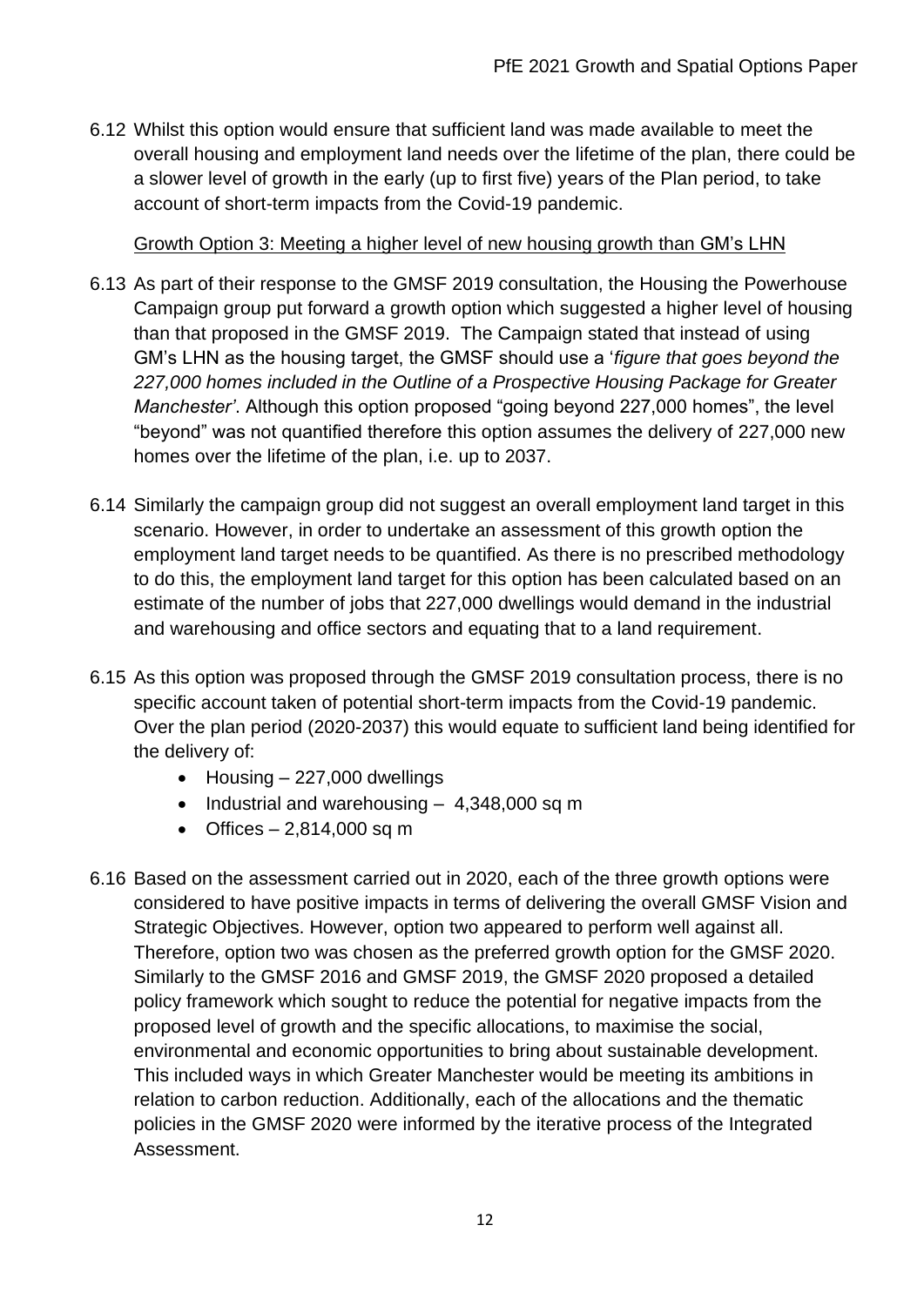6.12 Whilst this option would ensure that sufficient land was made available to meet the overall housing and employment land needs over the lifetime of the plan, there could be a slower level of growth in the early (up to first five) years of the Plan period, to take account of short-term impacts from the Covid-19 pandemic.

Growth Option 3: Meeting a higher level of new housing growth than GM's LHN

6.13 As part of their response to the GMSF 2019 consultation, the Housing the Powerhouse Campaign group put forward a growth option which suggested a higher level of housing than that proposed in the GMSF 2019. The Campaign stated that instead of using GM's LHN as the housing target, the GMSF should use a '*figure that goes beyond the 227,000 homes included in the Outline of a Prospective Housing Package for Greater Manchester'*. Although this option proposed "going beyond 227,000 homes", the level "beyond" was not quantified therefore this option assumes the delivery of 227,000 new homes over the lifetime of the plan, i.e. up to 2037.

6.14 Similarly the campaign group did not suggest an overall employment land target in this scenario. However, in order to undertake an assessment of this growth option the employment land target needs to be quantified. As there is no prescribed methodology to do this, the employment land target for this option has been calculated based on an estimate of the number of jobs that 227,000 dwellings would demand in the industrial and warehousing and office sectors and equating that to a land requirement.

6.15 As this option was proposed through the GMSF 2019 consultation process, there is no specific account taken of potential short-term impacts from the Covid-19 pandemic. Over the plan period (2020-2037) this would equate to sufficient land being identified for the delivery of:

- Housing – 227,000 dwellings
- Industrial and warehousing – 4,348,000 sq m
- Offices – 2,814,000 sq m

6.16 Based on the assessment carried out in 2020, each of the three growth options were considered to have positive impacts in terms of delivering the overall GMSF Vision and Strategic Objectives. However, option two appeared to perform well against all. Therefore, option two was chosen as the preferred growth option for the GMSF 2020. Similarly to the GMSF 2016 and GMSF 2019, the GMSF 2020 proposed a detailed policy framework which sought to reduce the potential for negative impacts from the proposed level of growth and the specific allocations, to maximise the social, environmental and economic opportunities to bring about sustainable development. This included ways in which Greater Manchester would be meeting its ambitions in relation to carbon reduction. Additionally, each of the allocations and the thematic policies in the GMSF 2020 were informed by the iterative process of the Integrated Assessment.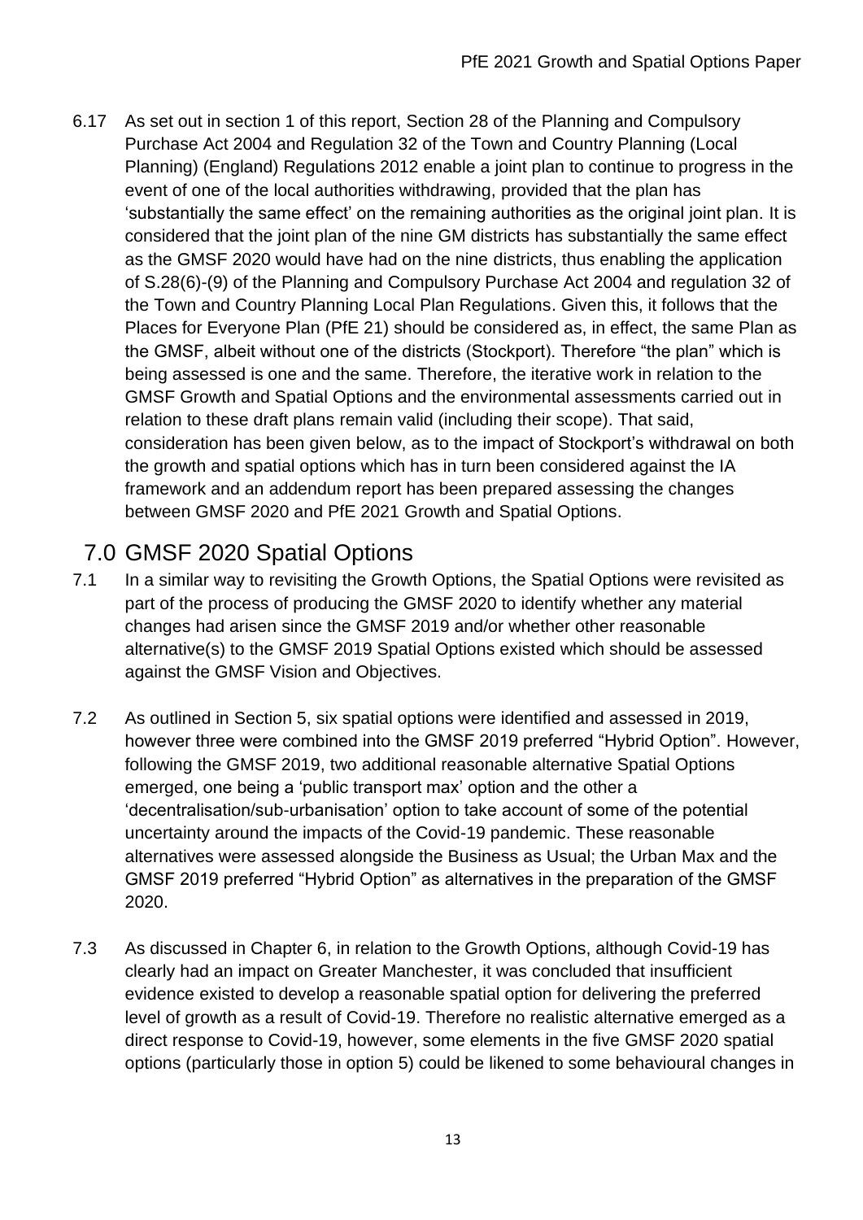6.17 As set out in section 1 of this report, Section 28 of the Planning and Compulsory Purchase Act 2004 and Regulation 32 of the Town and Country Planning (Local Planning) (England) Regulations 2012 enable a joint plan to continue to progress in the event of one of the local authorities withdrawing, provided that the plan has 'substantially the same effect' on the remaining authorities as the original joint plan. It is considered that the joint plan of the nine GM districts has substantially the same effect as the GMSF 2020 would have had on the nine districts, thus enabling the application of S.28(6)-(9) of the Planning and Compulsory Purchase Act 2004 and regulation 32 of the Town and Country Planning Local Plan Regulations. Given this, it follows that the Places for Everyone Plan (PfE 21) should be considered as, in effect, the same Plan as the GMSF, albeit without one of the districts (Stockport). Therefore "the plan" which is being assessed is one and the same. Therefore, the iterative work in relation to the GMSF Growth and Spatial Options and the environmental assessments carried out in relation to these draft plans remain valid (including their scope). That said, consideration has been given below, as to the impact of Stockport's withdrawal on both the growth and spatial options which has in turn been considered against the IA framework and an addendum report has been prepared assessing the changes between GMSF 2020 and PfE 2021 Growth and Spatial Options.

## 7.0 GMSF 2020 Spatial Options

7.1 In a similar way to revisiting the Growth Options, the Spatial Options were revisited as part of the process of producing the GMSF 2020 to identify whether any material changes had arisen since the GMSF 2019 and/or whether other reasonable alternative(s) to the GMSF 2019 Spatial Options existed which should be assessed against the GMSF Vision and Objectives.

7.2 As outlined in Section 5, six spatial options were identified and assessed in 2019, however three were combined into the GMSF 2019 preferred "Hybrid Option". However, following the GMSF 2019, two additional reasonable alternative Spatial Options emerged, one being a 'public transport max' option and the other a 'decentralisation/sub-urbanisation' option to take account of some of the potential uncertainty around the impacts of the Covid-19 pandemic. These reasonable alternatives were assessed alongside the Business as Usual; the Urban Max and the GMSF 2019 preferred "Hybrid Option" as alternatives in the preparation of the GMSF 2020.

7.3 As discussed in Chapter 6, in relation to the Growth Options, although Covid-19 has clearly had an impact on Greater Manchester, it was concluded that insufficient evidence existed to develop a reasonable spatial option for delivering the preferred level of growth as a result of Covid-19. Therefore no realistic alternative emerged as a direct response to Covid-19, however, some elements in the five GMSF 2020 spatial options (particularly those in option 5) could be likened to some behavioural changes in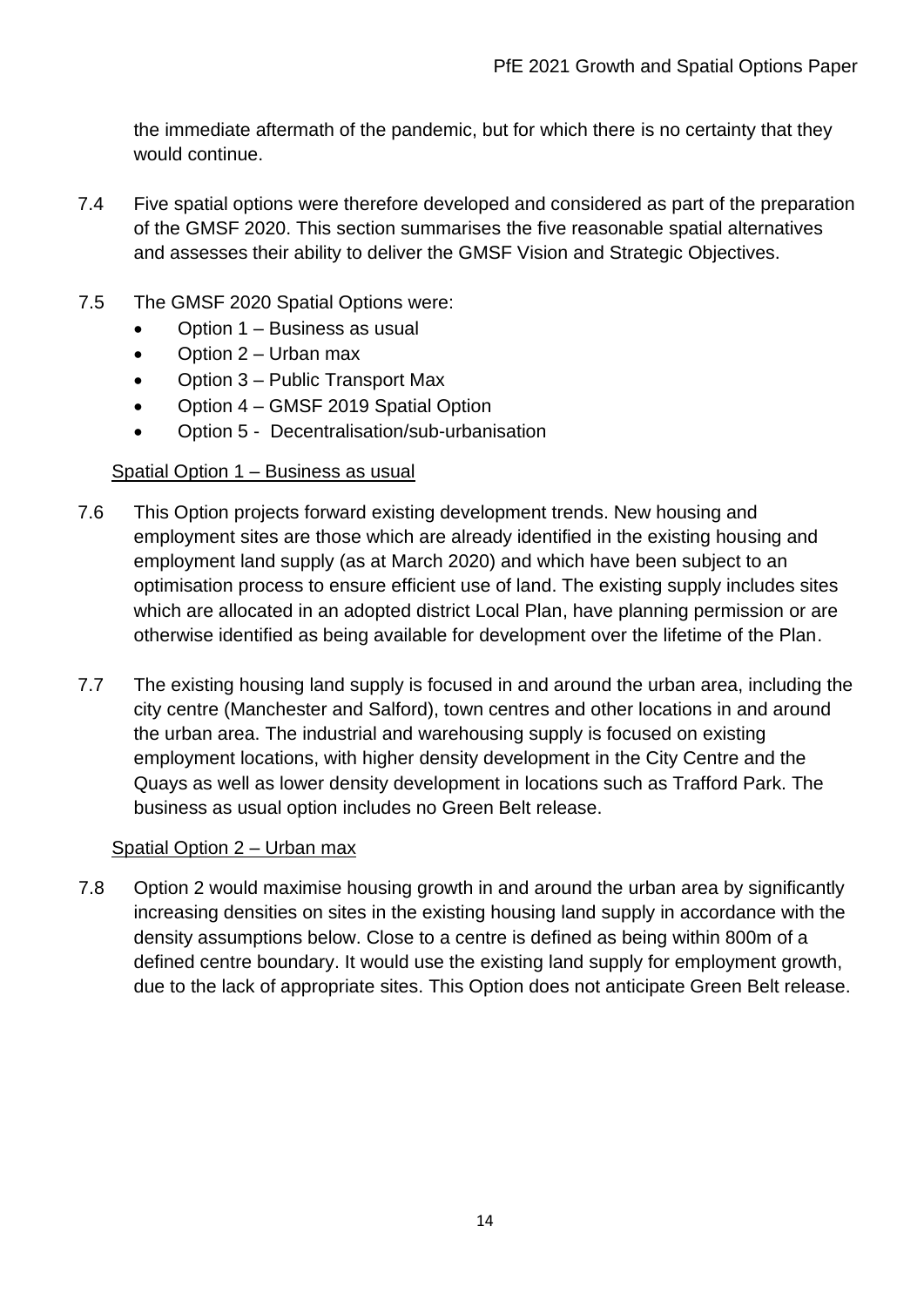the immediate aftermath of the pandemic, but for which there is no certainty that they would continue.

7.4 Five spatial options were therefore developed and considered as part of the preparation of the GMSF 2020. This section summarises the five reasonable spatial alternatives and assesses their ability to deliver the GMSF Vision and Strategic Objectives.

7.5 The GMSF 2020 Spatial Options were:

- Option 1 – Business as usual
- Option 2 – Urban max
- Option 3 – Public Transport Max
- Option 4 – GMSF 2019 Spatial Option
- Option 5 - Decentralisation/sub-urbanisation

<u>Spatial Option 1 – Business as usual</u>

7.6 This Option projects forward existing development trends. New housing and employment sites are those which are already identified in the existing housing and employment land supply (as at March 2020) and which have been subject to an optimisation process to ensure efficient use of land. The existing supply includes sites which are allocated in an adopted district Local Plan, have planning permission or are otherwise identified as being available for development over the lifetime of the Plan.

7.7 The existing housing land supply is focused in and around the urban area, including the city centre (Manchester and Salford), town centres and other locations in and around the urban area. The industrial and warehousing supply is focused on existing employment locations, with higher density development in the City Centre and the Quays as well as lower density development in locations such as Trafford Park. The business as usual option includes no Green Belt release.

<u>Spatial Option 2 – Urban max</u>

7.8 Option 2 would maximise housing growth in and around the urban area by significantly increasing densities on sites in the existing housing land supply in accordance with the density assumptions below. Close to a centre is defined as being within 800m of a defined centre boundary. It would use the existing land supply for employment growth, due to the lack of appropriate sites. This Option does not anticipate Green Belt release.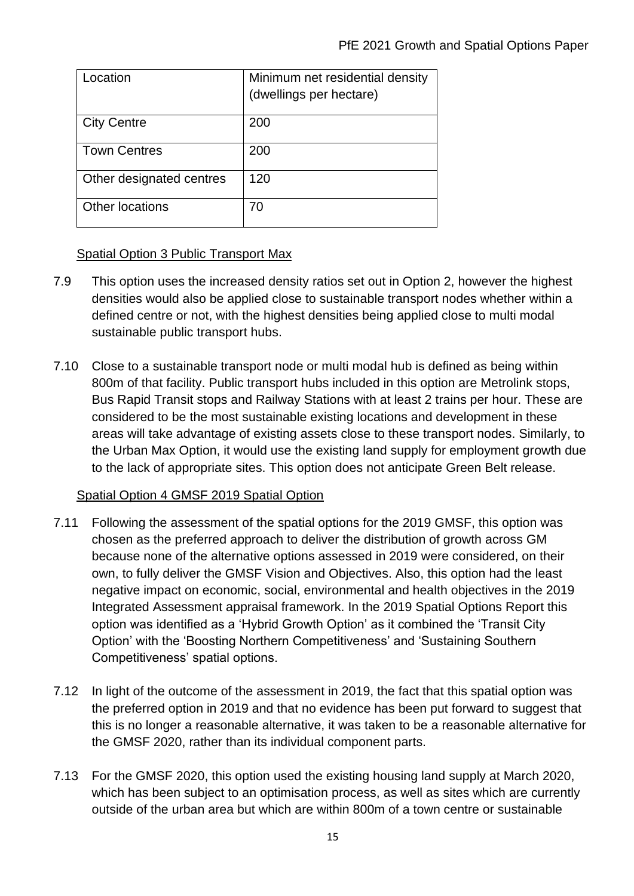| Location | Minimum net residential density (dwellings per hectare) |
| --- | --- |
| City Centre | 200 |
| Town Centres | 200 |
| Other designated centres | 120 |
| Other locations | 70 |

Spatial Option 3 Public Transport Max

7.9 This option uses the increased density ratios set out in Option 2, however the highest densities would also be applied close to sustainable transport nodes whether within a defined centre or not, with the highest densities being applied close to multi modal sustainable public transport hubs.

7.10 Close to a sustainable transport node or multi modal hub is defined as being within 800m of that facility. Public transport hubs included in this option are Metrolink stops, Bus Rapid Transit stops and Railway Stations with at least 2 trains per hour. These are considered to be the most sustainable existing locations and development in these areas will take advantage of existing assets close to these transport nodes. Similarly, to the Urban Max Option, it would use the existing land supply for employment growth due to the lack of appropriate sites. This option does not anticipate Green Belt release.

Spatial Option 4 GMSF 2019 Spatial Option

7.11 Following the assessment of the spatial options for the 2019 GMSF, this option was chosen as the preferred approach to deliver the distribution of growth across GM because none of the alternative options assessed in 2019 were considered, on their own, to fully deliver the GMSF Vision and Objectives. Also, this option had the least negative impact on economic, social, environmental and health objectives in the 2019 Integrated Assessment appraisal framework. In the 2019 Spatial Options Report this option was identified as a 'Hybrid Growth Option' as it combined the 'Transit City Option' with the 'Boosting Northern Competitiveness' and 'Sustaining Southern Competitiveness' spatial options.

7.12 In light of the outcome of the assessment in 2019, the fact that this spatial option was the preferred option in 2019 and that no evidence has been put forward to suggest that this is no longer a reasonable alternative, it was taken to be a reasonable alternative for the GMSF 2020, rather than its individual component parts.

7.13 For the GMSF 2020, this option used the existing housing land supply at March 2020, which has been subject to an optimisation process, as well as sites which are currently outside of the urban area but which are within 800m of a town centre or sustainable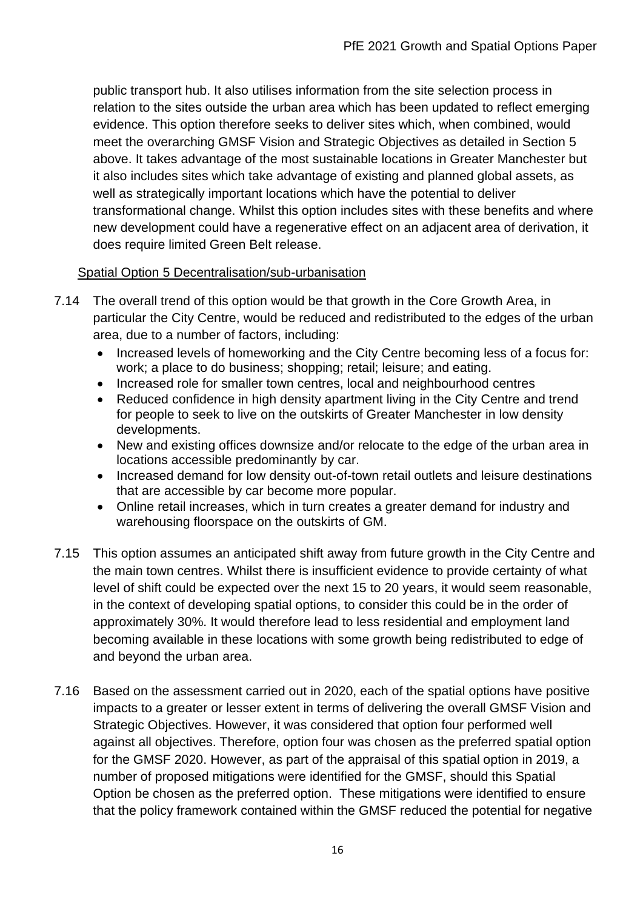public transport hub. It also utilises information from the site selection process in relation to the sites outside the urban area which has been updated to reflect emerging evidence. This option therefore seeks to deliver sites which, when combined, would meet the overarching GMSF Vision and Strategic Objectives as detailed in Section 5 above. It takes advantage of the most sustainable locations in Greater Manchester but it also includes sites which take advantage of existing and planned global assets, as well as strategically important locations which have the potential to deliver transformational change. Whilst this option includes sites with these benefits and where new development could have a regenerative effect on an adjacent area of derivation, it does require limited Green Belt release.

Spatial Option 5 Decentralisation/sub-urbanisation

7.14 The overall trend of this option would be that growth in the Core Growth Area, in particular the City Centre, would be reduced and redistributed to the edges of the urban area, due to a number of factors, including:

- Increased levels of homeworking and the City Centre becoming less of a focus for: work; a place to do business; shopping; retail; leisure; and eating.
- Increased role for smaller town centres, local and neighbourhood centres
- Reduced confidence in high density apartment living in the City Centre and trend for people to seek to live on the outskirts of Greater Manchester in low density developments.
- New and existing offices downsize and/or relocate to the edge of the urban area in locations accessible predominantly by car.
- Increased demand for low density out-of-town retail outlets and leisure destinations that are accessible by car become more popular.
- Online retail increases, which in turn creates a greater demand for industry and warehousing floorspace on the outskirts of GM.

7.15 This option assumes an anticipated shift away from future growth in the City Centre and the main town centres. Whilst there is insufficient evidence to provide certainty of what level of shift could be expected over the next 15 to 20 years, it would seem reasonable, in the context of developing spatial options, to consider this could be in the order of approximately 30%. It would therefore lead to less residential and employment land becoming available in these locations with some growth being redistributed to edge of and beyond the urban area.

7.16 Based on the assessment carried out in 2020, each of the spatial options have positive impacts to a greater or lesser extent in terms of delivering the overall GMSF Vision and Strategic Objectives. However, it was considered that option four performed well against all objectives. Therefore, option four was chosen as the preferred spatial option for the GMSF 2020. However, as part of the appraisal of this spatial option in 2019, a number of proposed mitigations were identified for the GMSF, should this Spatial Option be chosen as the preferred option. These mitigations were identified to ensure that the policy framework contained within the GMSF reduced the potential for negative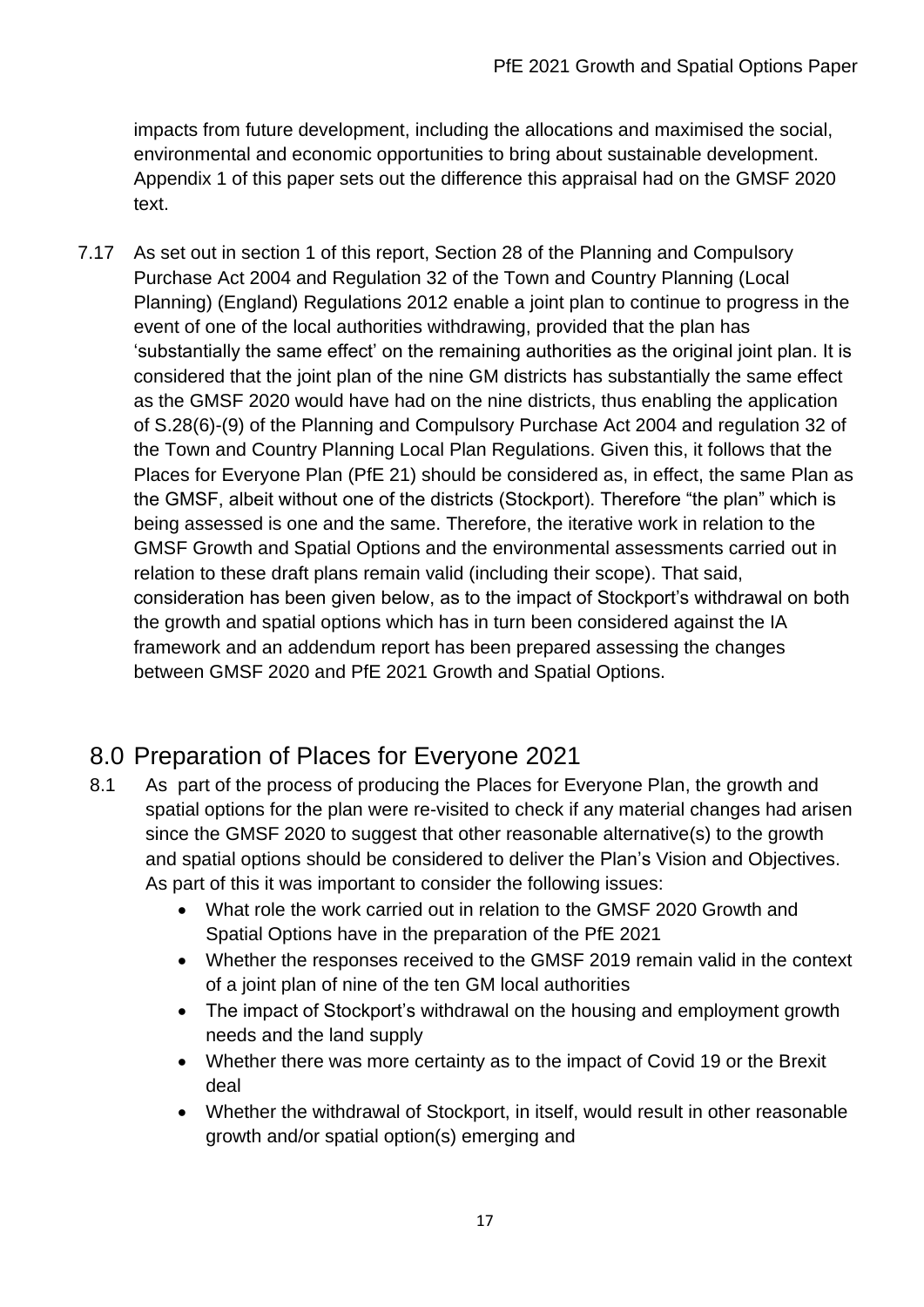impacts from future development, including the allocations and maximised the social, environmental and economic opportunities to bring about sustainable development. Appendix 1 of this paper sets out the difference this appraisal had on the GMSF 2020 text.

7.17 As set out in section 1 of this report, Section 28 of the Planning and Compulsory Purchase Act 2004 and Regulation 32 of the Town and Country Planning (Local Planning) (England) Regulations 2012 enable a joint plan to continue to progress in the event of one of the local authorities withdrawing, provided that the plan has 'substantially the same effect' on the remaining authorities as the original joint plan. It is considered that the joint plan of the nine GM districts has substantially the same effect as the GMSF 2020 would have had on the nine districts, thus enabling the application of S.28(6)-(9) of the Planning and Compulsory Purchase Act 2004 and regulation 32 of the Town and Country Planning Local Plan Regulations. Given this, it follows that the Places for Everyone Plan (PfE 21) should be considered as, in effect, the same Plan as the GMSF, albeit without one of the districts (Stockport). Therefore "the plan" which is being assessed is one and the same. Therefore, the iterative work in relation to the GMSF Growth and Spatial Options and the environmental assessments carried out in relation to these draft plans remain valid (including their scope). That said, consideration has been given below, as to the impact of Stockport's withdrawal on both the growth and spatial options which has in turn been considered against the IA framework and an addendum report has been prepared assessing the changes between GMSF 2020 and PfE 2021 Growth and Spatial Options.

## 8.0 Preparation of Places for Everyone 2021

8.1 As part of the process of producing the Places for Everyone Plan, the growth and spatial options for the plan were re-visited to check if any material changes had arisen since the GMSF 2020 to suggest that other reasonable alternative(s) to the growth and spatial options should be considered to deliver the Plan's Vision and Objectives. As part of this it was important to consider the following issues:

- What role the work carried out in relation to the GMSF 2020 Growth and Spatial Options have in the preparation of the PfE 2021
- Whether the responses received to the GMSF 2019 remain valid in the context of a joint plan of nine of the ten GM local authorities
- The impact of Stockport's withdrawal on the housing and employment growth needs and the land supply
- Whether there was more certainty as to the impact of Covid 19 or the Brexit deal
- Whether the withdrawal of Stockport, in itself, would result in other reasonable growth and/or spatial option(s) emerging and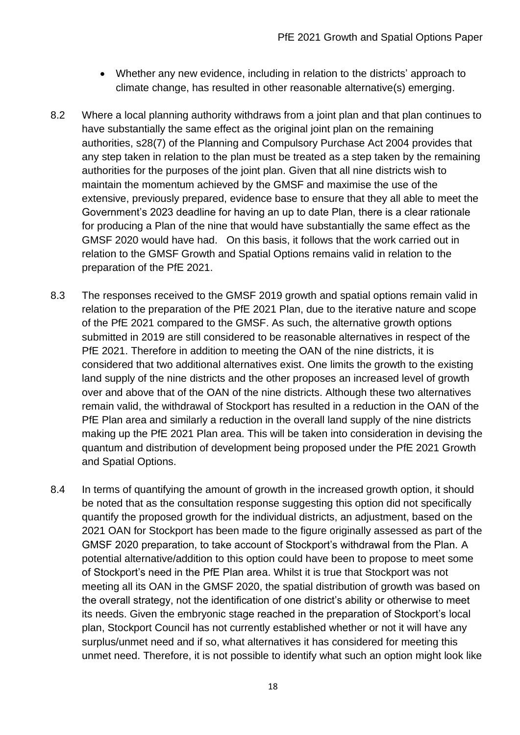- Whether any new evidence, including in relation to the districts' approach to climate change, has resulted in other reasonable alternative(s) emerging.

8.2 Where a local planning authority withdraws from a joint plan and that plan continues to have substantially the same effect as the original joint plan on the remaining authorities, s28(7) of the Planning and Compulsory Purchase Act 2004 provides that any step taken in relation to the plan must be treated as a step taken by the remaining authorities for the purposes of the joint plan. Given that all nine districts wish to maintain the momentum achieved by the GMSF and maximise the use of the extensive, previously prepared, evidence base to ensure that they all able to meet the Government's 2023 deadline for having an up to date Plan, there is a clear rationale for producing a Plan of the nine that would have substantially the same effect as the GMSF 2020 would have had. On this basis, it follows that the work carried out in relation to the GMSF Growth and Spatial Options remains valid in relation to the preparation of the PfE 2021.

8.3 The responses received to the GMSF 2019 growth and spatial options remain valid in relation to the preparation of the PfE 2021 Plan, due to the iterative nature and scope of the PfE 2021 compared to the GMSF. As such, the alternative growth options submitted in 2019 are still considered to be reasonable alternatives in respect of the PfE 2021. Therefore in addition to meeting the OAN of the nine districts, it is considered that two additional alternatives exist. One limits the growth to the existing land supply of the nine districts and the other proposes an increased level of growth over and above that of the OAN of the nine districts. Although these two alternatives remain valid, the withdrawal of Stockport has resulted in a reduction in the OAN of the PfE Plan area and similarly a reduction in the overall land supply of the nine districts making up the PfE 2021 Plan area. This will be taken into consideration in devising the quantum and distribution of development being proposed under the PfE 2021 Growth and Spatial Options.

8.4 In terms of quantifying the amount of growth in the increased growth option, it should be noted that as the consultation response suggesting this option did not specifically quantify the proposed growth for the individual districts, an adjustment, based on the 2021 OAN for Stockport has been made to the figure originally assessed as part of the GMSF 2020 preparation, to take account of Stockport's withdrawal from the Plan. A potential alternative/addition to this option could have been to propose to meet some of Stockport's need in the PfE Plan area. Whilst it is true that Stockport was not meeting all its OAN in the GMSF 2020, the spatial distribution of growth was based on the overall strategy, not the identification of one district's ability or otherwise to meet its needs. Given the embryonic stage reached in the preparation of Stockport's local plan, Stockport Council has not currently established whether or not it will have any surplus/unmet need and if so, what alternatives it has considered for meeting this unmet need. Therefore, it is not possible to identify what such an option might look like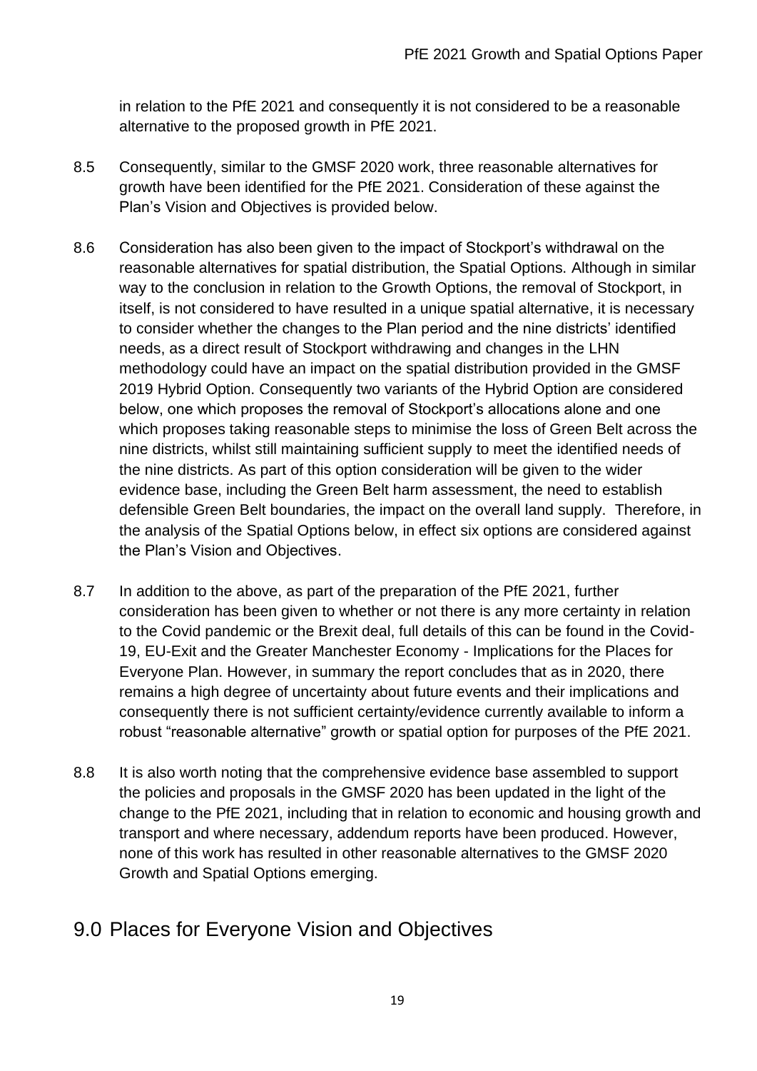in relation to the PfE 2021 and consequently it is not considered to be a reasonable alternative to the proposed growth in PfE 2021.

8.5 Consequently, similar to the GMSF 2020 work, three reasonable alternatives for growth have been identified for the PfE 2021. Consideration of these against the Plan's Vision and Objectives is provided below.

8.6 Consideration has also been given to the impact of Stockport's withdrawal on the reasonable alternatives for spatial distribution, the Spatial Options. Although in similar way to the conclusion in relation to the Growth Options, the removal of Stockport, in itself, is not considered to have resulted in a unique spatial alternative, it is necessary to consider whether the changes to the Plan period and the nine districts' identified needs, as a direct result of Stockport withdrawing and changes in the LHN methodology could have an impact on the spatial distribution provided in the GMSF 2019 Hybrid Option. Consequently two variants of the Hybrid Option are considered below, one which proposes the removal of Stockport's allocations alone and one which proposes taking reasonable steps to minimise the loss of Green Belt across the nine districts, whilst still maintaining sufficient supply to meet the identified needs of the nine districts. As part of this option consideration will be given to the wider evidence base, including the Green Belt harm assessment, the need to establish defensible Green Belt boundaries, the impact on the overall land supply. Therefore, in the analysis of the Spatial Options below, in effect six options are considered against the Plan's Vision and Objectives.

8.7 In addition to the above, as part of the preparation of the PfE 2021, further consideration has been given to whether or not there is any more certainty in relation to the Covid pandemic or the Brexit deal, full details of this can be found in the Covid-19, EU-Exit and the Greater Manchester Economy - Implications for the Places for Everyone Plan. However, in summary the report concludes that as in 2020, there remains a high degree of uncertainty about future events and their implications and consequently there is not sufficient certainty/evidence currently available to inform a robust "reasonable alternative" growth or spatial option for purposes of the PfE 2021.

8.8 It is also worth noting that the comprehensive evidence base assembled to support the policies and proposals in the GMSF 2020 has been updated in the light of the change to the PfE 2021, including that in relation to economic and housing growth and transport and where necessary, addendum reports have been produced. However, none of this work has resulted in other reasonable alternatives to the GMSF 2020 Growth and Spatial Options emerging.

# 9.0 Places for Everyone Vision and Objectives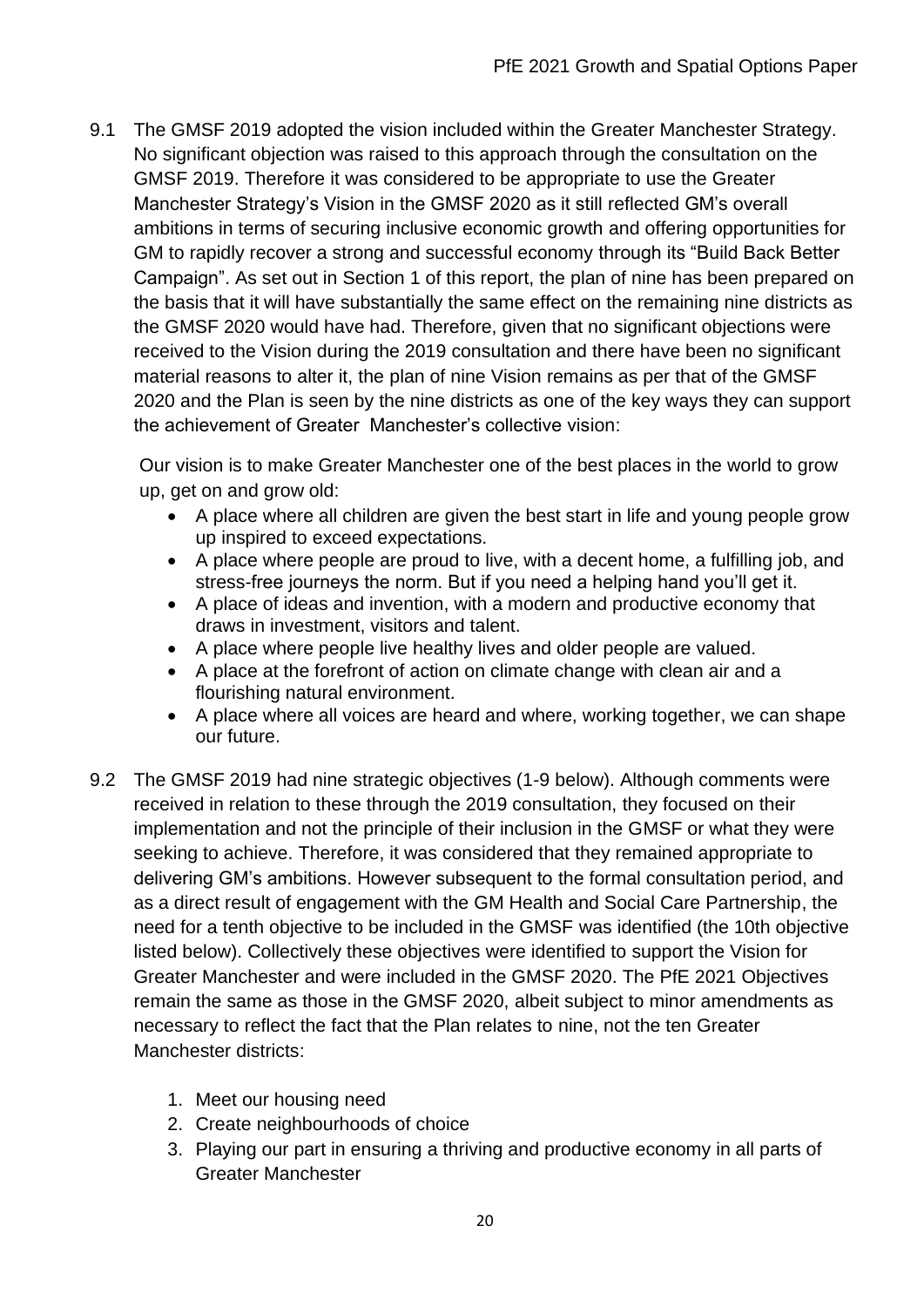9.1 The GMSF 2019 adopted the vision included within the Greater Manchester Strategy. No significant objection was raised to this approach through the consultation on the GMSF 2019. Therefore it was considered to be appropriate to use the Greater Manchester Strategy's Vision in the GMSF 2020 as it still reflected GM's overall ambitions in terms of securing inclusive economic growth and offering opportunities for GM to rapidly recover a strong and successful economy through its "Build Back Better Campaign". As set out in Section 1 of this report, the plan of nine has been prepared on the basis that it will have substantially the same effect on the remaining nine districts as the GMSF 2020 would have had. Therefore, given that no significant objections were received to the Vision during the 2019 consultation and there have been no significant material reasons to alter it, the plan of nine Vision remains as per that of the GMSF 2020 and the Plan is seen by the nine districts as one of the key ways they can support the achievement of Greater Manchester's collective vision:

Our vision is to make Greater Manchester one of the best places in the world to grow up, get on and grow old:

- A place where all children are given the best start in life and young people grow up inspired to exceed expectations.
- A place where people are proud to live, with a decent home, a fulfilling job, and stress-free journeys the norm. But if you need a helping hand you'll get it.
- A place of ideas and invention, with a modern and productive economy that draws in investment, visitors and talent.
- A place where people live healthy lives and older people are valued.
- A place at the forefront of action on climate change with clean air and a flourishing natural environment.
- A place where all voices are heard and where, working together, we can shape our future.

9.2 The GMSF 2019 had nine strategic objectives (1-9 below). Although comments were received in relation to these through the 2019 consultation, they focused on their implementation and not the principle of their inclusion in the GMSF or what they were seeking to achieve. Therefore, it was considered that they remained appropriate to delivering GM's ambitions. However subsequent to the formal consultation period, and as a direct result of engagement with the GM Health and Social Care Partnership, the need for a tenth objective to be included in the GMSF was identified (the 10th objective listed below). Collectively these objectives were identified to support the Vision for Greater Manchester and were included in the GMSF 2020. The PfE 2021 Objectives remain the same as those in the GMSF 2020, albeit subject to minor amendments as necessary to reflect the fact that the Plan relates to nine, not the ten Greater Manchester districts:

1. Meet our housing need
2. Create neighbourhoods of choice
3. Playing our part in ensuring a thriving and productive economy in all parts of Greater Manchester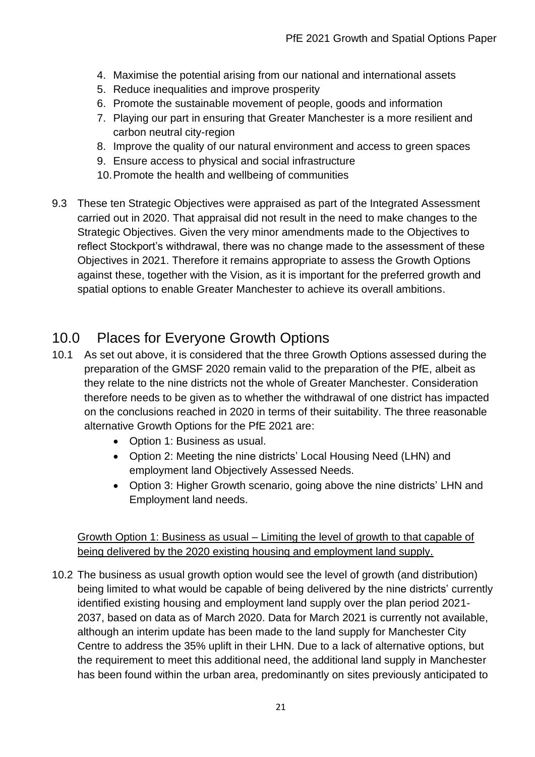4. Maximise the potential arising from our national and international assets
5. Reduce inequalities and improve prosperity
6. Promote the sustainable movement of people, goods and information
7. Playing our part in ensuring that Greater Manchester is a more resilient and carbon neutral city-region
8. Improve the quality of our natural environment and access to green spaces
9. Ensure access to physical and social infrastructure
10. Promote the health and wellbeing of communities

9.3 These ten Strategic Objectives were appraised as part of the Integrated Assessment carried out in 2020. That appraisal did not result in the need to make changes to the Strategic Objectives. Given the very minor amendments made to the Objectives to reflect Stockport's withdrawal, there was no change made to the assessment of these Objectives in 2021. Therefore it remains appropriate to assess the Growth Options against these, together with the Vision, as it is important for the preferred growth and spatial options to enable Greater Manchester to achieve its overall ambitions.

# 10.0 Places for Everyone Growth Options

10.1 As set out above, it is considered that the three Growth Options assessed during the preparation of the GMSF 2020 remain valid to the preparation of the PfE, albeit as they relate to the nine districts not the whole of Greater Manchester. Consideration therefore needs to be given as to whether the withdrawal of one district has impacted on the conclusions reached in 2020 in terms of their suitability. The three reasonable alternative Growth Options for the PfE 2021 are:

- Option 1: Business as usual.
- Option 2: Meeting the nine districts' Local Housing Need (LHN) and employment land Objectively Assessed Needs.
- Option 3: Higher Growth scenario, going above the nine districts' LHN and Employment land needs.

<u>Growth Option 1: Business as usual – Limiting the level of growth to that capable of being delivered by the 2020 existing housing and employment land supply.</u>

10.2 The business as usual growth option would see the level of growth (and distribution) being limited to what would be capable of being delivered by the nine districts' currently identified existing housing and employment land supply over the plan period 2021-2037, based on data as of March 2020. Data for March 2021 is currently not available, although an interim update has been made to the land supply for Manchester City Centre to address the 35% uplift in their LHN. Due to a lack of alternative options, but the requirement to meet this additional need, the additional land supply in Manchester has been found within the urban area, predominantly on sites previously anticipated to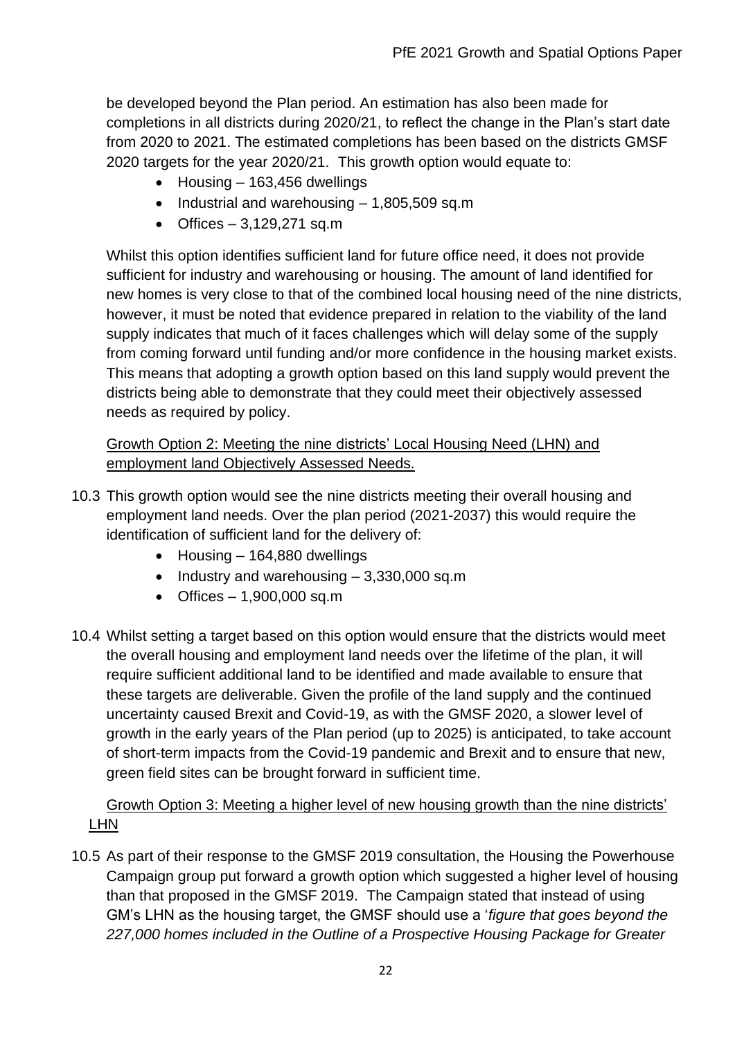be developed beyond the Plan period. An estimation has also been made for completions in all districts during 2020/21, to reflect the change in the Plan's start date from 2020 to 2021. The estimated completions has been based on the districts GMSF 2020 targets for the year 2020/21. This growth option would equate to:

- Housing – 163,456 dwellings
- Industrial and warehousing – 1,805,509 sq.m
- Offices – 3,129,271 sq.m

Whilst this option identifies sufficient land for future office need, it does not provide sufficient for industry and warehousing or housing. The amount of land identified for new homes is very close to that of the combined local housing need of the nine districts, however, it must be noted that evidence prepared in relation to the viability of the land supply indicates that much of it faces challenges which will delay some of the supply from coming forward until funding and/or more confidence in the housing market exists. This means that adopting a growth option based on this land supply would prevent the districts being able to demonstrate that they could meet their objectively assessed needs as required by policy.

Growth Option 2: Meeting the nine districts' Local Housing Need (LHN) and employment land Objectively Assessed Needs.

10.3 This growth option would see the nine districts meeting their overall housing and employment land needs. Over the plan period (2021-2037) this would require the identification of sufficient land for the delivery of:

- Housing – 164,880 dwellings
- Industry and warehousing – 3,330,000 sq.m
- Offices – 1,900,000 sq.m

10.4 Whilst setting a target based on this option would ensure that the districts would meet the overall housing and employment land needs over the lifetime of the plan, it will require sufficient additional land to be identified and made available to ensure that these targets are deliverable. Given the profile of the land supply and the continued uncertainty caused Brexit and Covid-19, as with the GMSF 2020, a slower level of growth in the early years of the Plan period (up to 2025) is anticipated, to take account of short-term impacts from the Covid-19 pandemic and Brexit and to ensure that new, green field sites can be brought forward in sufficient time.

Growth Option 3: Meeting a higher level of new housing growth than the nine districts' LHN

10.5 As part of their response to the GMSF 2019 consultation, the Housing the Powerhouse Campaign group put forward a growth option which suggested a higher level of housing than that proposed in the GMSF 2019. The Campaign stated that instead of using GM's LHN as the housing target, the GMSF should use a '*figure that goes beyond the 227,000 homes included in the Outline of a Prospective Housing Package for Greater*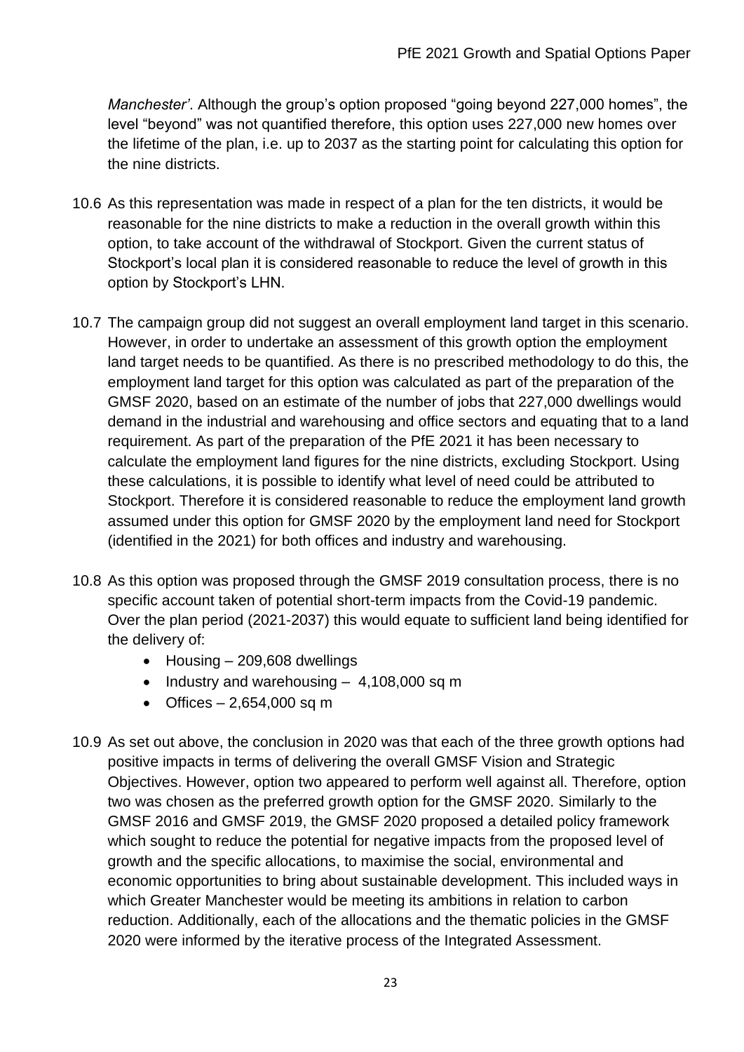*Manchester'*. Although the group's option proposed "going beyond 227,000 homes", the level "beyond" was not quantified therefore, this option uses 227,000 new homes over the lifetime of the plan, i.e. up to 2037 as the starting point for calculating this option for the nine districts.

10.6 As this representation was made in respect of a plan for the ten districts, it would be reasonable for the nine districts to make a reduction in the overall growth within this option, to take account of the withdrawal of Stockport. Given the current status of Stockport's local plan it is considered reasonable to reduce the level of growth in this option by Stockport's LHN.

10.7 The campaign group did not suggest an overall employment land target in this scenario. However, in order to undertake an assessment of this growth option the employment land target needs to be quantified. As there is no prescribed methodology to do this, the employment land target for this option was calculated as part of the preparation of the GMSF 2020, based on an estimate of the number of jobs that 227,000 dwellings would demand in the industrial and warehousing and office sectors and equating that to a land requirement. As part of the preparation of the PfE 2021 it has been necessary to calculate the employment land figures for the nine districts, excluding Stockport. Using these calculations, it is possible to identify what level of need could be attributed to Stockport. Therefore it is considered reasonable to reduce the employment land growth assumed under this option for GMSF 2020 by the employment land need for Stockport (identified in the 2021) for both offices and industry and warehousing.

10.8 As this option was proposed through the GMSF 2019 consultation process, there is no specific account taken of potential short-term impacts from the Covid-19 pandemic. Over the plan period (2021-2037) this would equate to sufficient land being identified for the delivery of:

- Housing – 209,608 dwellings
- Industry and warehousing – 4,108,000 sq m
- Offices – 2,654,000 sq m

10.9 As set out above, the conclusion in 2020 was that each of the three growth options had positive impacts in terms of delivering the overall GMSF Vision and Strategic Objectives. However, option two appeared to perform well against all. Therefore, option two was chosen as the preferred growth option for the GMSF 2020. Similarly to the GMSF 2016 and GMSF 2019, the GMSF 2020 proposed a detailed policy framework which sought to reduce the potential for negative impacts from the proposed level of growth and the specific allocations, to maximise the social, environmental and economic opportunities to bring about sustainable development. This included ways in which Greater Manchester would be meeting its ambitions in relation to carbon reduction. Additionally, each of the allocations and the thematic policies in the GMSF 2020 were informed by the iterative process of the Integrated Assessment.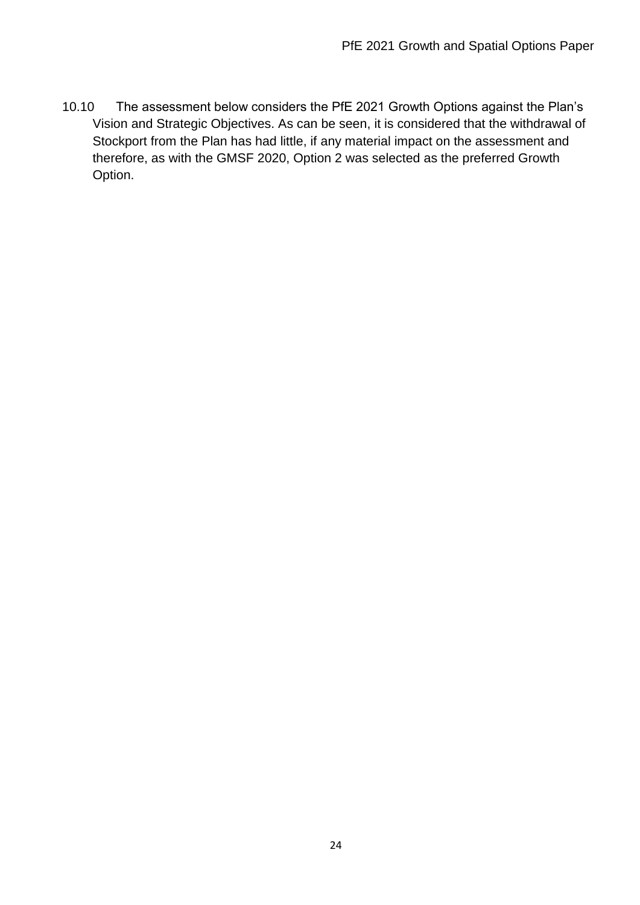10.10 The assessment below considers the PfE 2021 Growth Options against the Plan's Vision and Strategic Objectives. As can be seen, it is considered that the withdrawal of Stockport from the Plan has had little, if any material impact on the assessment and therefore, as with the GMSF 2020, Option 2 was selected as the preferred Growth Option.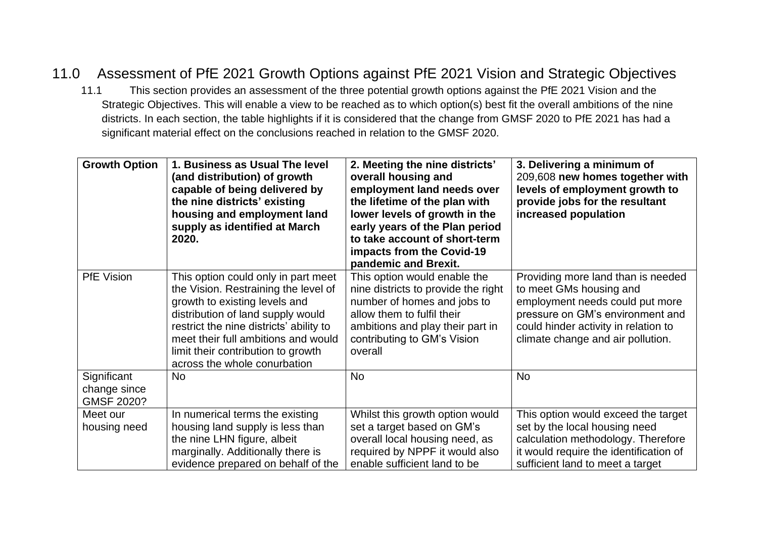## 11.0 Assessment of PfE 2021 Growth Options against PfE 2021 Vision and Strategic Objectives

11.1 This section provides an assessment of the three potential growth options against the PfE 2021 Vision and the Strategic Objectives. This will enable a view to be reached as to which option(s) best fit the overall ambitions of the nine districts. In each section, the table highlights if it is considered that the change from GMSF 2020 to PfE 2021 has had a significant material effect on the conclusions reached in relation to the GMSF 2020.

| Growth Option | 1. Business as Usual The level (and distribution) of growth capable of being delivered by the nine districts' existing housing and employment land supply as identified at March 2020. | 2. Meeting the nine districts' overall housing and employment land needs over the lifetime of the plan with lower levels of growth in the early years of the Plan period to take account of short-term impacts from the Covid-19 pandemic and Brexit. | 3. Delivering a minimum of 209,608 **new homes together with levels of employment growth to provide jobs for the resultant increased population** |
|---|---|---|---|
| PfE Vision | This option could only in part meet the Vision. Restraining the level of growth to existing levels and distribution of land supply would restrict the nine districts' ability to meet their full ambitions and would limit their contribution to growth across the whole conurbation | This option would enable the nine districts to provide the right number of homes and jobs to allow them to fulfil their ambitions and play their part in contributing to GM's Vision overall | Providing more land than is needed to meet GMs housing and employment needs could put more pressure on GM's environment and could hinder activity in relation to climate change and air pollution. |
| Significant change since GMSF 2020? | No | No | No |
| Meet our housing need | In numerical terms the existing housing land supply is less than the nine LHN figure, albeit marginally. Additionally there is evidence prepared on behalf of the | Whilst this growth option would set a target based on GM's overall local housing need, as required by NPPF it would also enable sufficient land to be | This option would exceed the target set by the local housing need calculation methodology. Therefore it would require the identification of sufficient land to meet a target |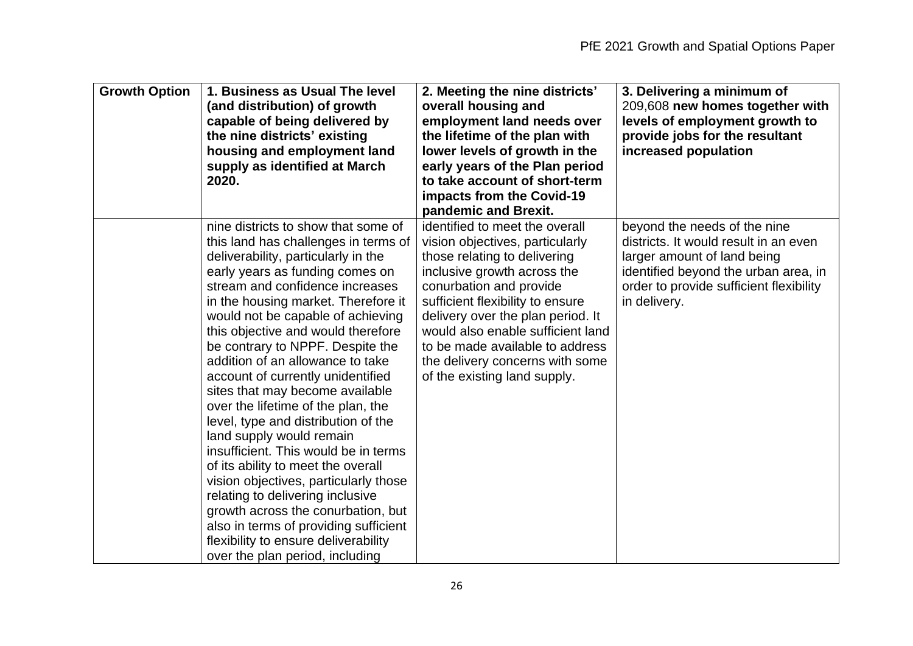| Growth Option | 1. Business as Usual The level (and distribution) of growth capable of being delivered by the nine districts' existing housing and employment land supply as identified at March 2020. | 2. Meeting the nine districts' overall housing and employment land needs over the lifetime of the plan with lower levels of growth in the early years of the Plan period to take account of short-term impacts from the Covid-19 pandemic and Brexit. | 3. Delivering a minimum of 209,608 new homes together with levels of employment growth to provide jobs for the resultant increased population |
|---|---|---|---|
| | nine districts to show that some of this land has challenges in terms of deliverability, particularly in the early years as funding comes on stream and confidence increases in the housing market. Therefore it would not be capable of achieving this objective and would therefore be contrary to NPPF. Despite the addition of an allowance to take account of currently unidentified sites that may become available over the lifetime of the plan, the level, type and distribution of the land supply would remain insufficient. This would be in terms of its ability to meet the overall vision objectives, particularly those relating to delivering inclusive growth across the conurbation, but also in terms of providing sufficient flexibility to ensure deliverability over the plan period, including | identified to meet the overall vision objectives, particularly those relating to delivering inclusive growth across the conurbation and provide sufficient flexibility to ensure delivery over the plan period. It would also enable sufficient land to be made available to address the delivery concerns with some of the existing land supply. | beyond the needs of the nine districts. It would result in an even larger amount of land being identified beyond the urban area, in order to provide sufficient flexibility in delivery. |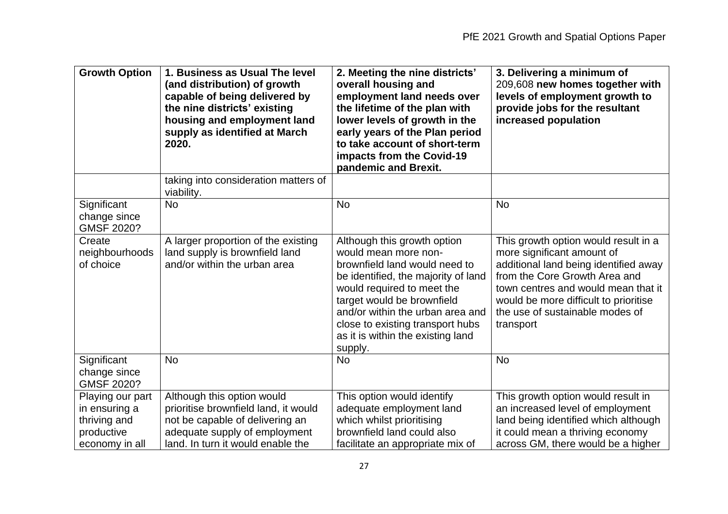| Growth Option | 1. Business as Usual The level (and distribution) of growth capable of being delivered by the nine districts' existing housing and employment land supply as identified at March 2020. | 2. Meeting the nine districts' overall housing and employment land needs over the lifetime of the plan with lower levels of growth in the early years of the Plan period to take account of short-term impacts from the Covid-19 pandemic and Brexit. | 3. Delivering a minimum of 209,608 **new homes together with levels of employment growth to provide jobs for the resultant increased population** |
|---|---|---|---|
| | taking into consideration matters of viability. | | |
| Significant change since GMSF 2020? | No | No | No |
| Create neighbourhoods of choice | A larger proportion of the existing land supply is brownfield land and/or within the urban area | Although this growth option would mean more non-brownfield land would need to be identified, the majority of land would required to meet the target would be brownfield and/or within the urban area and close to existing transport hubs as it is within the existing land supply. | This growth option would result in a more significant amount of additional land being identified away from the Core Growth Area and town centres and would mean that it would be more difficult to prioritise the use of sustainable modes of transport |
| Significant change since GMSF 2020? | No | No | No |
| Playing our part in ensuring a thriving and productive economy in all | Although this option would prioritise brownfield land, it would not be capable of delivering an adequate supply of employment land. In turn it would enable the | This option would identify adequate employment land which whilst prioritising brownfield land could also facilitate an appropriate mix of | This growth option would result in an increased level of employment land being identified which although it could mean a thriving economy across GM, there would be a higher |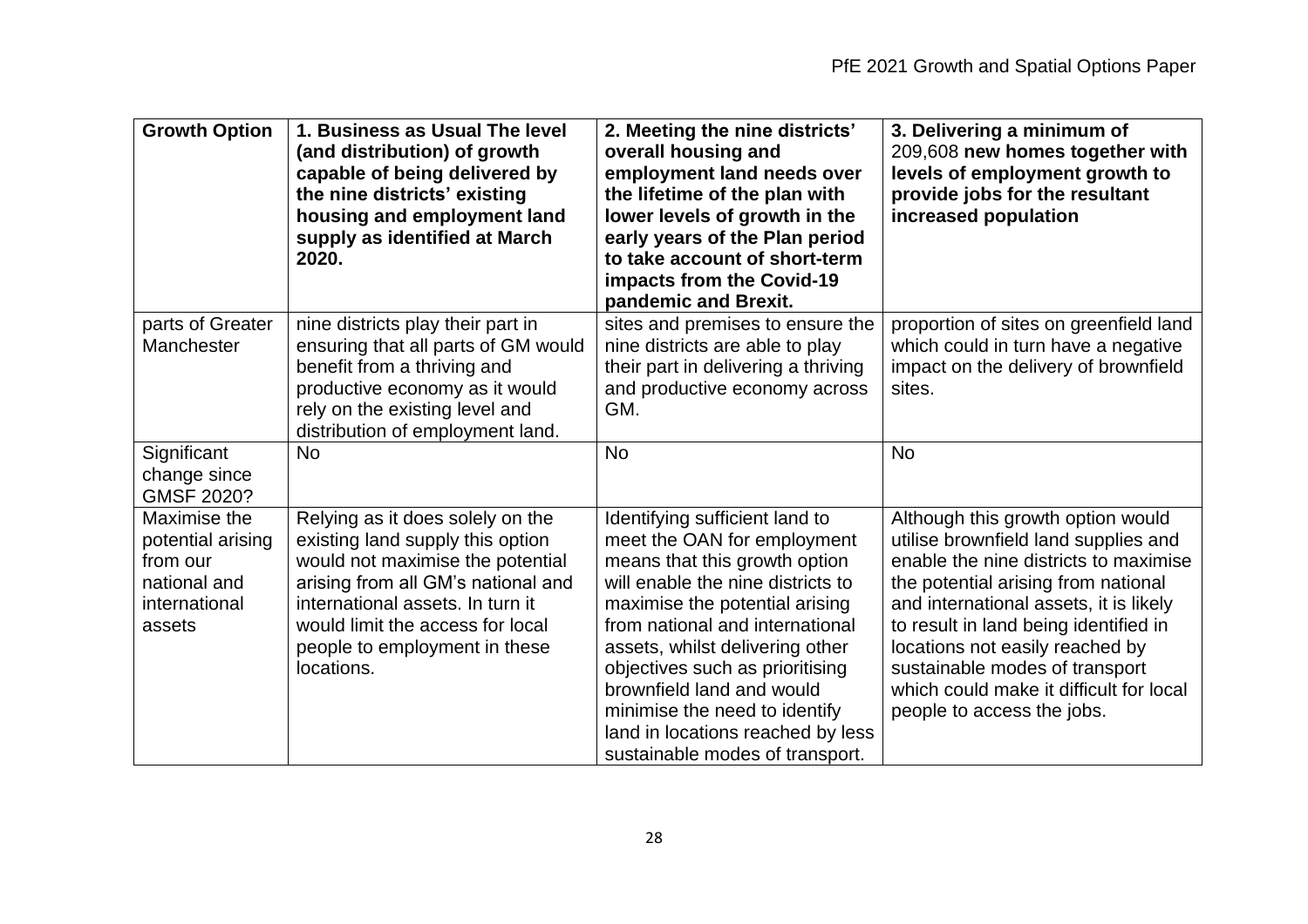| Growth Option | 1. Business as Usual The level (and distribution) of growth capable of being delivered by the nine districts' existing housing and employment land supply as identified at March 2020. | 2. Meeting the nine districts' overall housing and employment land needs over the lifetime of the plan with lower levels of growth in the early years of the Plan period to take account of short-term impacts from the Covid-19 pandemic and Brexit. | 3. Delivering a minimum of 209,608 **new homes together with levels of employment growth to provide jobs for the resultant increased population** |
|---|---|---|---|
| parts of Greater Manchester | nine districts play their part in ensuring that all parts of GM would benefit from a thriving and productive economy as it would rely on the existing level and distribution of employment land. | sites and premises to ensure the nine districts are able to play their part in delivering a thriving and productive economy across GM. | proportion of sites on greenfield land which could in turn have a negative impact on the delivery of brownfield sites. |
| Significant change since GMSF 2020? | No | No | No |
| Maximise the potential arising from our national and international assets | Relying as it does solely on the existing land supply this option would not maximise the potential arising from all GM's national and international assets. In turn it would limit the access for local people to employment in these locations. | Identifying sufficient land to meet the OAN for employment means that this growth option will enable the nine districts to maximise the potential arising from national and international assets, whilst delivering other objectives such as prioritising brownfield land and would minimise the need to identify land in locations reached by less sustainable modes of transport. | Although this growth option would utilise brownfield land supplies and enable the nine districts to maximise the potential arising from national and international assets, it is likely to result in land being identified in locations not easily reached by sustainable modes of transport which could make it difficult for local people to access the jobs. |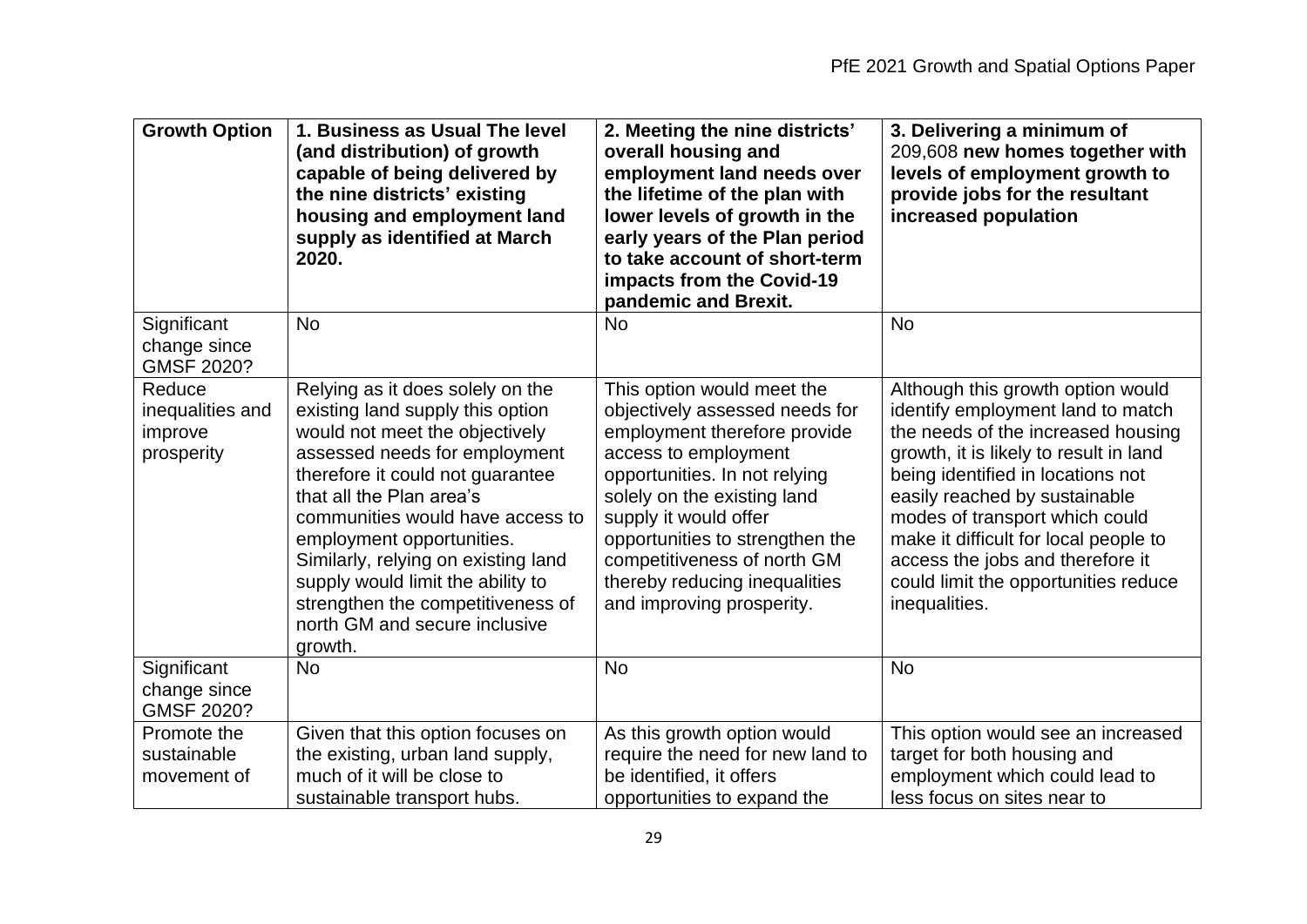| Growth Option | 1. Business as Usual The level (and distribution) of growth capable of being delivered by the nine districts' existing housing and employment land supply as identified at March 2020. | 2. Meeting the nine districts' overall housing and employment land needs over the lifetime of the plan with lower levels of growth in the early years of the Plan period to take account of short-term impacts from the Covid-19 pandemic and Brexit. | 3. Delivering a minimum of 209,608 **new homes together with levels of employment growth to provide jobs for the resultant increased population** |
|---|---|---|---|
| Significant change since GMSF 2020? | No | No | No |
| Reduce inequalities and improve prosperity | Relying as it does solely on the existing land supply this option would not meet the objectively assessed needs for employment therefore it could not guarantee that all the Plan area's communities would have access to employment opportunities. Similarly, relying on existing land supply would limit the ability to strengthen the competitiveness of north GM and secure inclusive growth. | This option would meet the objectively assessed needs for employment therefore provide access to employment opportunities. In not relying solely on the existing land supply it would offer opportunities to strengthen the competitiveness of north GM thereby reducing inequalities and improving prosperity. | Although this growth option would identify employment land to match the needs of the increased housing growth, it is likely to result in land being identified in locations not easily reached by sustainable modes of transport which could make it difficult for local people to access the jobs and therefore it could limit the opportunities reduce inequalities. |
| Significant change since GMSF 2020? | No | No | No |
| Promote the sustainable movement of | Given that this option focuses on the existing, urban land supply, much of it will be close to sustainable transport hubs. | As this growth option would require the need for new land to be identified, it offers opportunities to expand the | This option would see an increased target for both housing and employment which could lead to less focus on sites near to |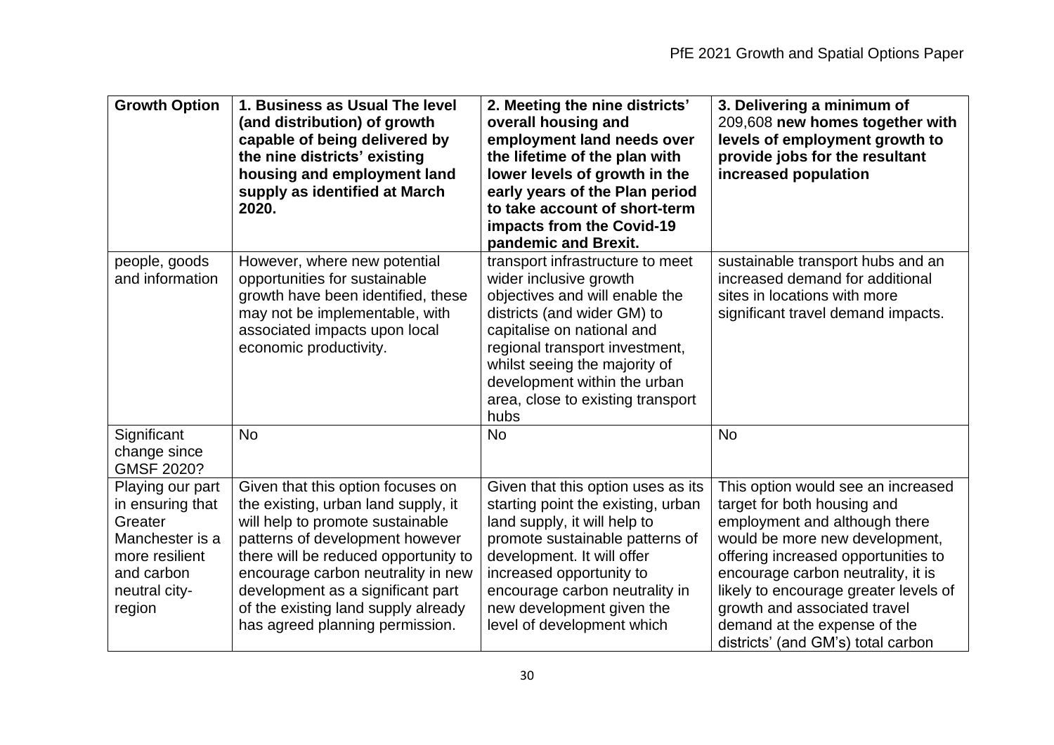| Growth Option | 1. Business as Usual The level (and distribution) of growth capable of being delivered by the nine districts' existing housing and employment land supply as identified at March 2020. | 2. Meeting the nine districts' overall housing and employment land needs over the lifetime of the plan with lower levels of growth in the early years of the Plan period to take account of short-term impacts from the Covid-19 pandemic and Brexit. | 3. Delivering a minimum of 209,608 **new homes together with levels of employment growth to provide jobs for the resultant increased population** |
|---|---|---|---|
| people, goods and information | However, where new potential opportunities for sustainable growth have been identified, these may not be implementable, with associated impacts upon local economic productivity. | transport infrastructure to meet wider inclusive growth objectives and will enable the districts (and wider GM) to capitalise on national and regional transport investment, whilst seeing the majority of development within the urban area, close to existing transport hubs | sustainable transport hubs and an increased demand for additional sites in locations with more significant travel demand impacts. |
| Significant change since GMSF 2020? | No | No | No |
| Playing our part in ensuring that Greater Manchester is a more resilient and carbon neutral city-region | Given that this option focuses on the existing, urban land supply, it will help to promote sustainable patterns of development however there will be reduced opportunity to encourage carbon neutrality in new development as a significant part of the existing land supply already has agreed planning permission. | Given that this option uses as its starting point the existing, urban land supply, it will help to promote sustainable patterns of development. It will offer increased opportunity to encourage carbon neutrality in new development given the level of development which | This option would see an increased target for both housing and employment and although there would be more new development, offering increased opportunities to encourage carbon neutrality, it is likely to encourage greater levels of growth and associated travel demand at the expense of the districts' (and GM's) total carbon |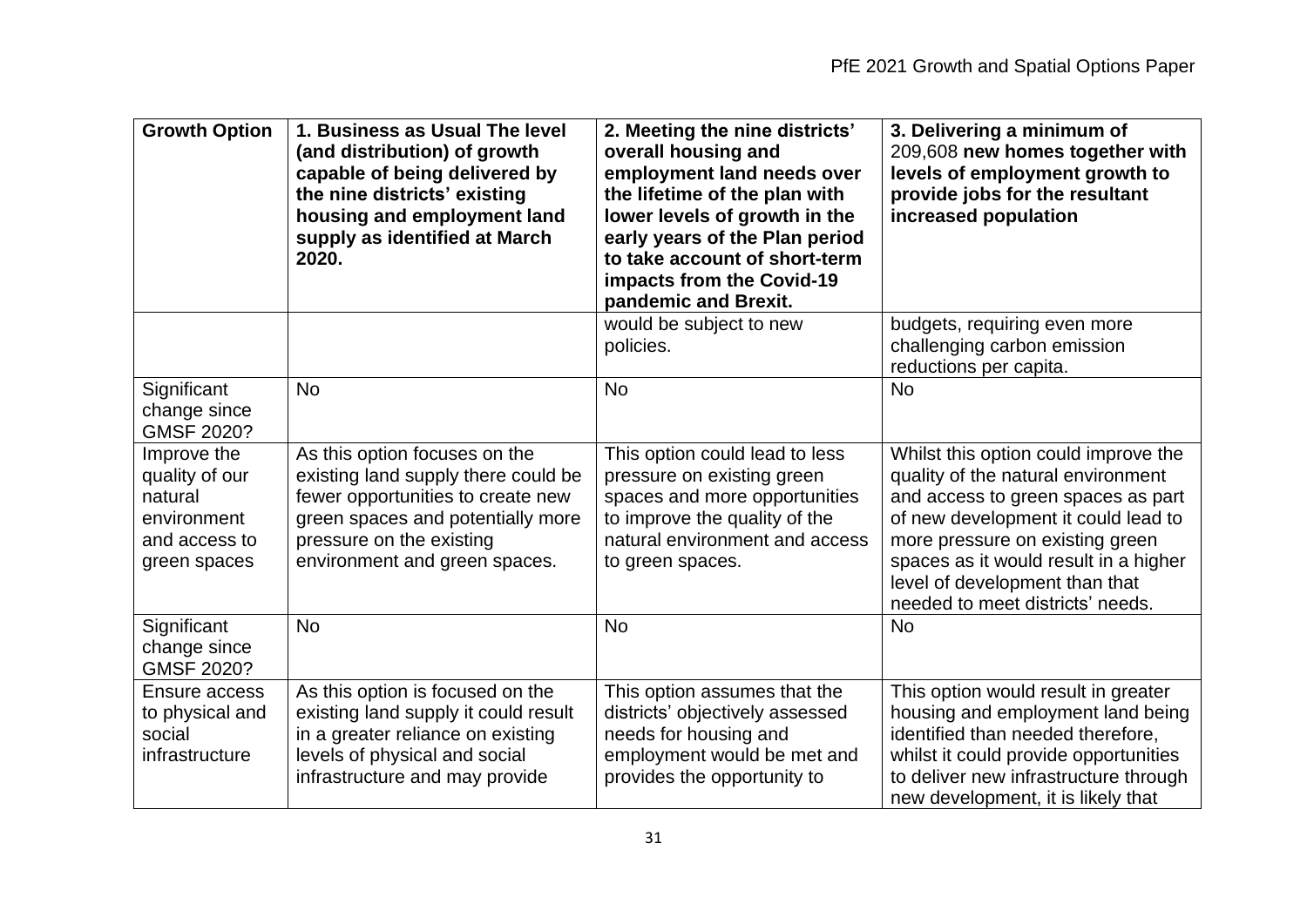| Growth Option | 1. Business as Usual The level (and distribution) of growth capable of being delivered by the nine districts' existing housing and employment land supply as identified at March 2020. | 2. Meeting the nine districts' overall housing and employment land needs over the lifetime of the plan with lower levels of growth in the early years of the Plan period to take account of short-term impacts from the Covid-19 pandemic and Brexit. | 3. Delivering a minimum of 209,608 **new homes together with levels of employment growth to provide jobs for the resultant increased population** |
|---|---|---|---|
| | | would be subject to new policies. | budgets, requiring even more challenging carbon emission reductions per capita. |
| Significant change since GMSF 2020? | No | No | No |
| Improve the quality of our natural environment and access to green spaces | As this option focuses on the existing land supply there could be fewer opportunities to create new green spaces and potentially more pressure on the existing environment and green spaces. | This option could lead to less pressure on existing green spaces and more opportunities to improve the quality of the natural environment and access to green spaces. | Whilst this option could improve the quality of the natural environment and access to green spaces as part of new development it could lead to more pressure on existing green spaces as it would result in a higher level of development than that needed to meet districts' needs. |
| Significant change since GMSF 2020? | No | No | No |
| Ensure access to physical and social infrastructure | As this option is focused on the existing land supply it could result in a greater reliance on existing levels of physical and social infrastructure and may provide | This option assumes that the districts' objectively assessed needs for housing and employment would be met and provides the opportunity to | This option would result in greater housing and employment land being identified than needed therefore, whilst it could provide opportunities to deliver new infrastructure through new development, it is likely that |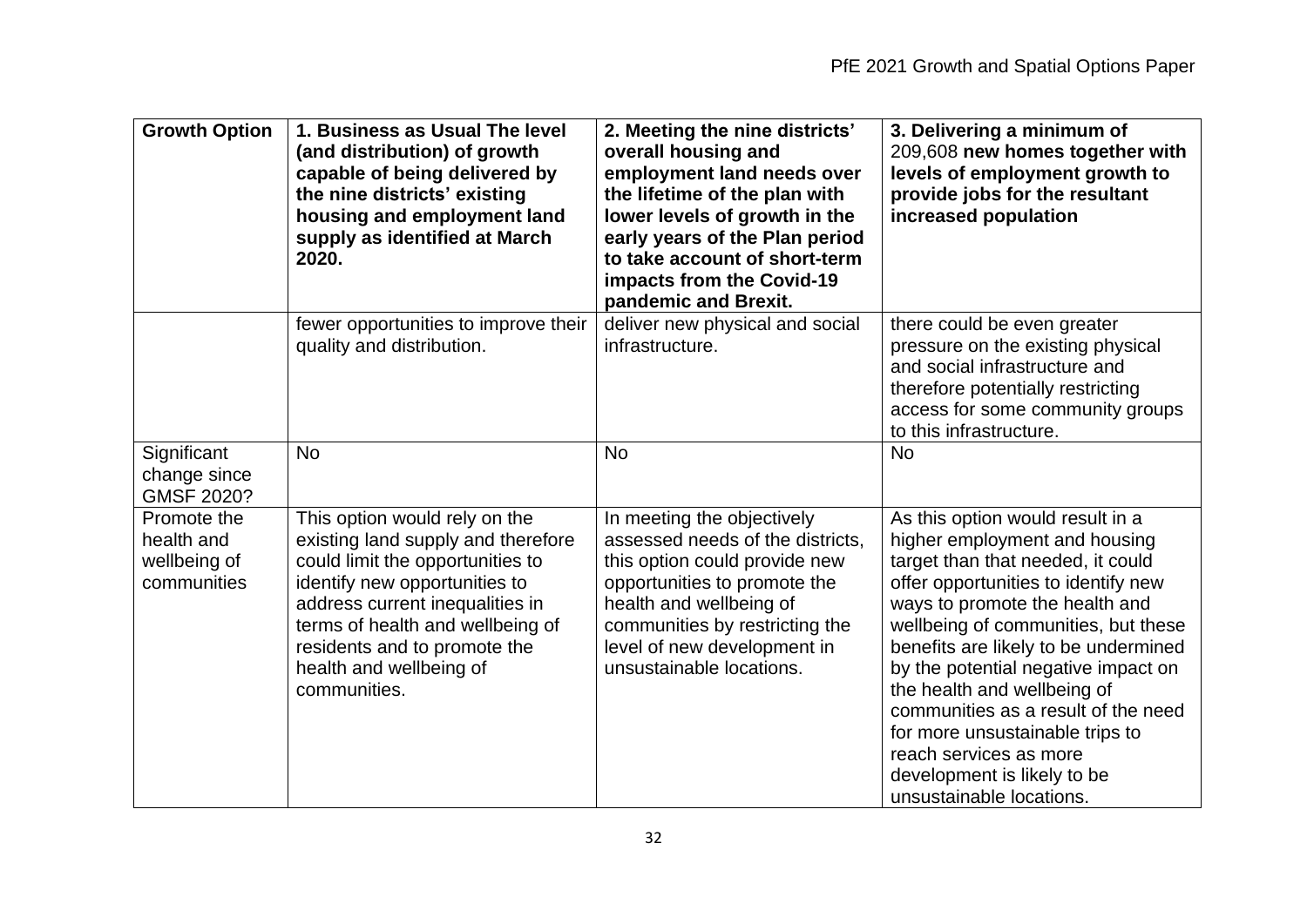| Growth Option | 1. Business as Usual The level (and distribution) of growth capable of being delivered by the nine districts' existing housing and employment land supply as identified at March 2020. | 2. Meeting the nine districts' overall housing and employment land needs over the lifetime of the plan with lower levels of growth in the early years of the Plan period to take account of short-term impacts from the Covid-19 pandemic and Brexit. | 3. Delivering a minimum of 209,608 **new homes together with levels of employment growth to provide jobs for the resultant increased population** |
|---|---|---|---|
| | fewer opportunities to improve their quality and distribution. | deliver new physical and social infrastructure. | there could be even greater pressure on the existing physical and social infrastructure and therefore potentially restricting access for some community groups to this infrastructure. |
| Significant change since GMSF 2020? | No | No | No |
| Promote the health and wellbeing of communities | This option would rely on the existing land supply and therefore could limit the opportunities to identify new opportunities to address current inequalities in terms of health and wellbeing of residents and to promote the health and wellbeing of communities. | In meeting the objectively assessed needs of the districts, this option could provide new opportunities to promote the health and wellbeing of communities by restricting the level of new development in unsustainable locations. | As this option would result in a higher employment and housing target than that needed, it could offer opportunities to identify new ways to promote the health and wellbeing of communities, but these benefits are likely to be undermined by the potential negative impact on the health and wellbeing of communities as a result of the need for more unsustainable trips to reach services as more development is likely to be unsustainable locations. |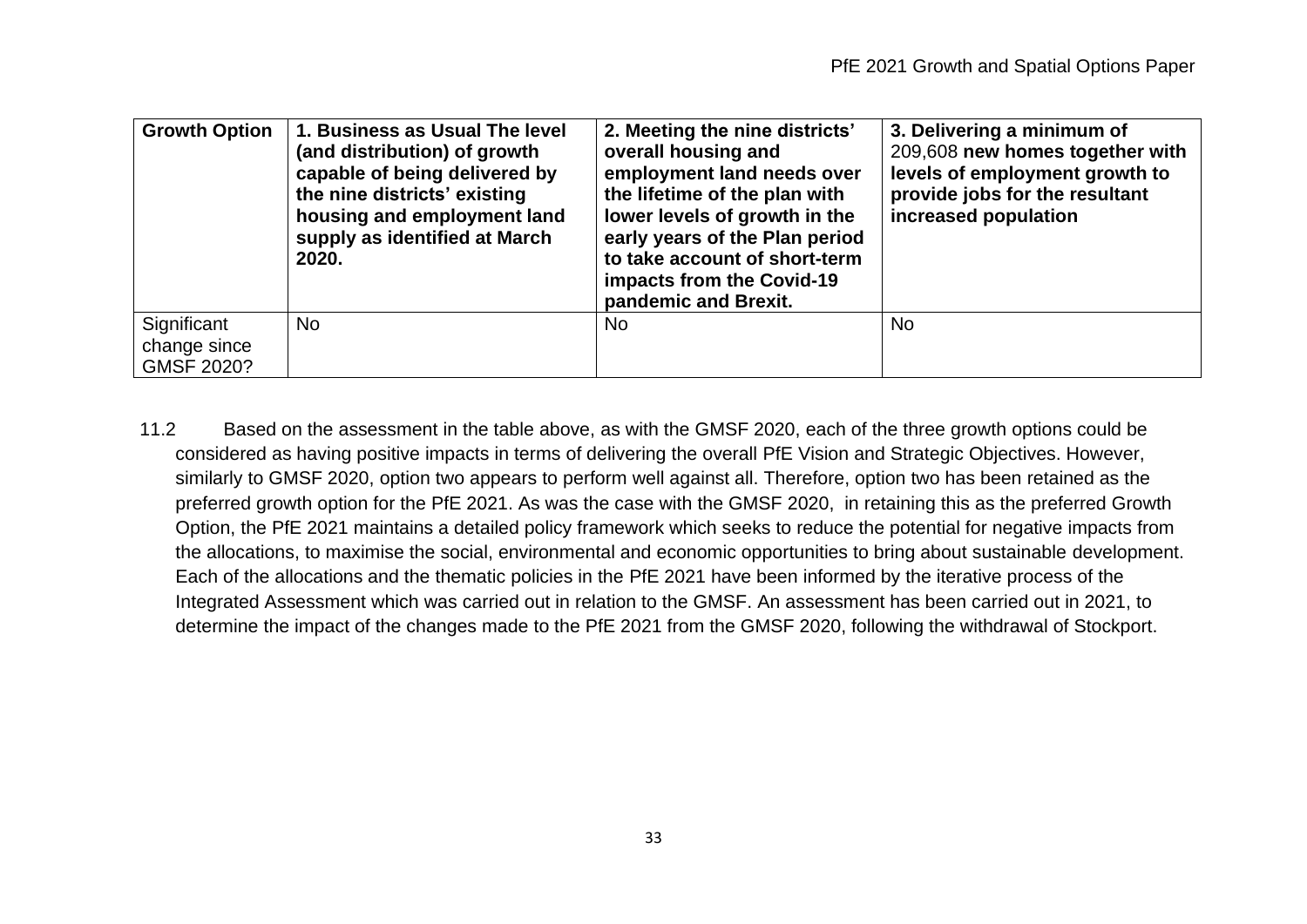| Growth Option | 1. Business as Usual The level (and distribution) of growth capable of being delivered by the nine districts' existing housing and employment land supply as identified at March 2020. | 2. Meeting the nine districts' overall housing and employment land needs over the lifetime of the plan with lower levels of growth in the early years of the Plan period to take account of short-term impacts from the Covid-19 pandemic and Brexit. | 3. Delivering a minimum of 209,608 new homes together with levels of employment growth to provide jobs for the resultant increased population |
|---|---|---|---|
| Significant change since GMSF 2020? | No | No | No |

11.2 Based on the assessment in the table above, as with the GMSF 2020, each of the three growth options could be considered as having positive impacts in terms of delivering the overall PfE Vision and Strategic Objectives. However, similarly to GMSF 2020, option two appears to perform well against all. Therefore, option two has been retained as the preferred growth option for the PfE 2021. As was the case with the GMSF 2020, in retaining this as the preferred Growth Option, the PfE 2021 maintains a detailed policy framework which seeks to reduce the potential for negative impacts from the allocations, to maximise the social, environmental and economic opportunities to bring about sustainable development. Each of the allocations and the thematic policies in the PfE 2021 have been informed by the iterative process of the Integrated Assessment which was carried out in relation to the GMSF. An assessment has been carried out in 2021, to determine the impact of the changes made to the PfE 2021 from the GMSF 2020, following the withdrawal of Stockport.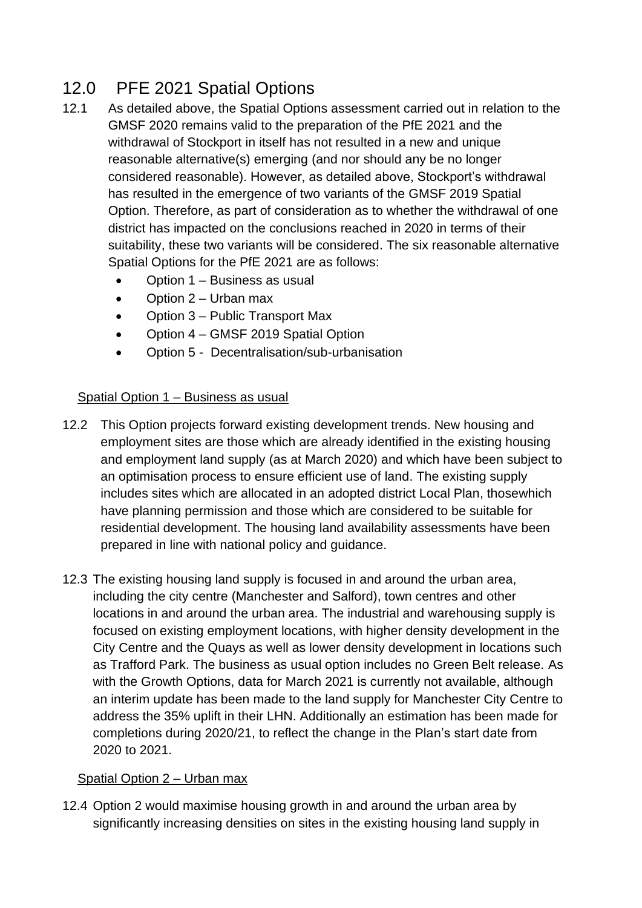# 12.0 PFE 2021 Spatial Options

12.1 As detailed above, the Spatial Options assessment carried out in relation to the GMSF 2020 remains valid to the preparation of the PfE 2021 and the withdrawal of Stockport in itself has not resulted in a new and unique reasonable alternative(s) emerging (and nor should any be no longer considered reasonable). However, as detailed above, Stockport's withdrawal has resulted in the emergence of two variants of the GMSF 2019 Spatial Option. Therefore, as part of consideration as to whether the withdrawal of one district has impacted on the conclusions reached in 2020 in terms of their suitability, these two variants will be considered. The six reasonable alternative Spatial Options for the PfE 2021 are as follows:

- Option 1 – Business as usual
- Option 2 – Urban max
- Option 3 – Public Transport Max
- Option 4 – GMSF 2019 Spatial Option
- Option 5 - Decentralisation/sub-urbanisation

## Spatial Option 1 – Business as usual

12.2 This Option projects forward existing development trends. New housing and employment sites are those which are already identified in the existing housing and employment land supply (as at March 2020) and which have been subject to an optimisation process to ensure efficient use of land. The existing supply includes sites which are allocated in an adopted district Local Plan, thosewhich have planning permission and those which are considered to be suitable for residential development. The housing land availability assessments have been prepared in line with national policy and guidance.

12.3 The existing housing land supply is focused in and around the urban area, including the city centre (Manchester and Salford), town centres and other locations in and around the urban area. The industrial and warehousing supply is focused on existing employment locations, with higher density development in the City Centre and the Quays as well as lower density development in locations such as Trafford Park. The business as usual option includes no Green Belt release. As with the Growth Options, data for March 2021 is currently not available, although an interim update has been made to the land supply for Manchester City Centre to address the 35% uplift in their LHN. Additionally an estimation has been made for completions during 2020/21, to reflect the change in the Plan's start date from 2020 to 2021.

## Spatial Option 2 – Urban max

12.4 Option 2 would maximise housing growth in and around the urban area by significantly increasing densities on sites in the existing housing land supply in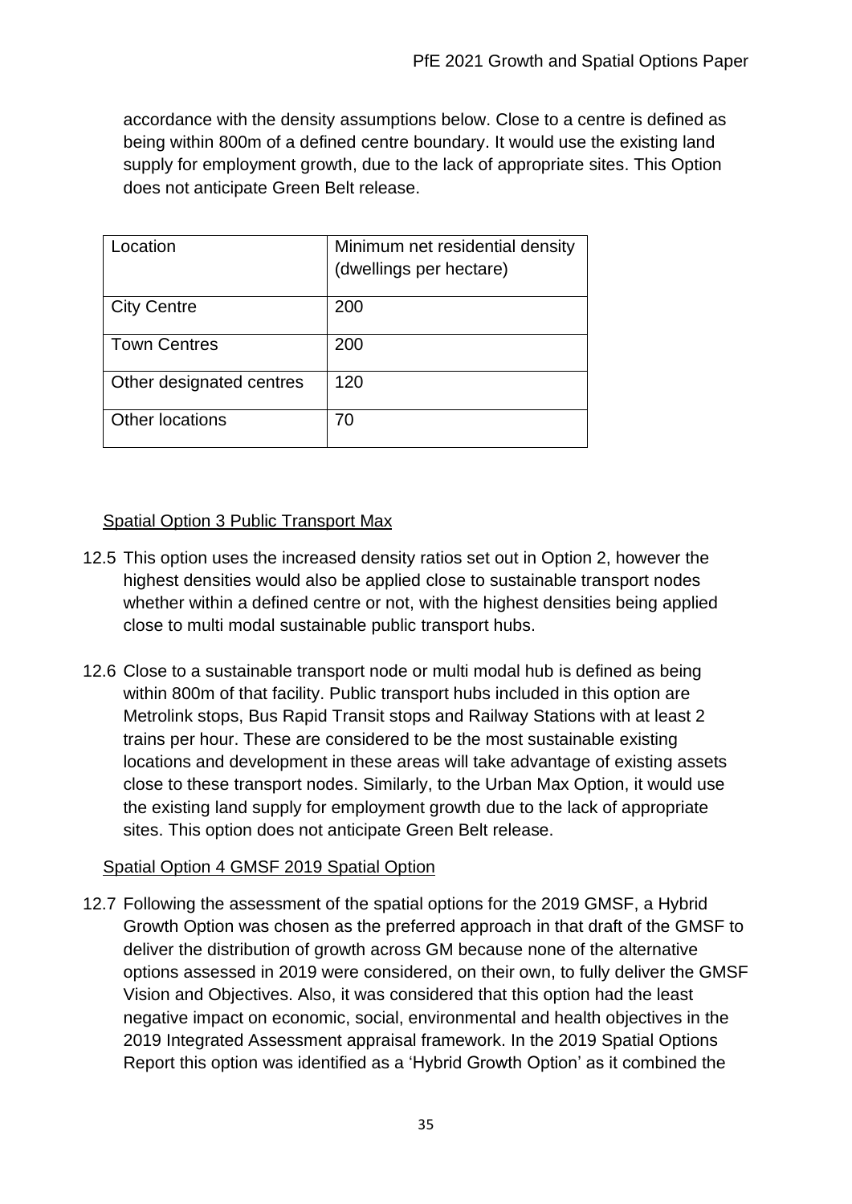accordance with the density assumptions below. Close to a centre is defined as being within 800m of a defined centre boundary. It would use the existing land supply for employment growth, due to the lack of appropriate sites. This Option does not anticipate Green Belt release.

| Location | Minimum net residential density (dwellings per hectare) |
| --- | --- |
| City Centre | 200 |
| Town Centres | 200 |
| Other designated centres | 120 |
| Other locations | 70 |

<u>Spatial Option 3 Public Transport Max</u>

12.5 This option uses the increased density ratios set out in Option 2, however the highest densities would also be applied close to sustainable transport nodes whether within a defined centre or not, with the highest densities being applied close to multi modal sustainable public transport hubs.

12.6 Close to a sustainable transport node or multi modal hub is defined as being within 800m of that facility. Public transport hubs included in this option are Metrolink stops, Bus Rapid Transit stops and Railway Stations with at least 2 trains per hour. These are considered to be the most sustainable existing locations and development in these areas will take advantage of existing assets close to these transport nodes. Similarly, to the Urban Max Option, it would use the existing land supply for employment growth due to the lack of appropriate sites. This option does not anticipate Green Belt release.

<u>Spatial Option 4 GMSF 2019 Spatial Option</u>

12.7 Following the assessment of the spatial options for the 2019 GMSF, a Hybrid Growth Option was chosen as the preferred approach in that draft of the GMSF to deliver the distribution of growth across GM because none of the alternative options assessed in 2019 were considered, on their own, to fully deliver the GMSF Vision and Objectives. Also, it was considered that this option had the least negative impact on economic, social, environmental and health objectives in the 2019 Integrated Assessment appraisal framework. In the 2019 Spatial Options Report this option was identified as a 'Hybrid Growth Option' as it combined the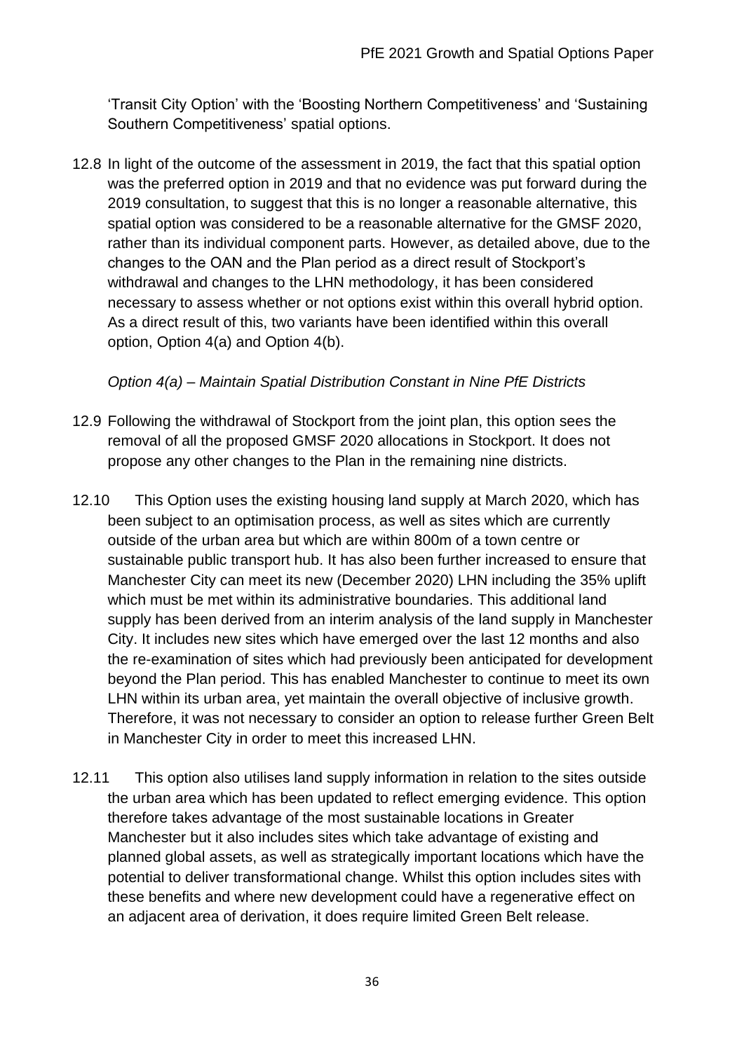'Transit City Option' with the 'Boosting Northern Competitiveness' and 'Sustaining Southern Competitiveness' spatial options.

12.8 In light of the outcome of the assessment in 2019, the fact that this spatial option was the preferred option in 2019 and that no evidence was put forward during the 2019 consultation, to suggest that this is no longer a reasonable alternative, this spatial option was considered to be a reasonable alternative for the GMSF 2020, rather than its individual component parts. However, as detailed above, due to the changes to the OAN and the Plan period as a direct result of Stockport's withdrawal and changes to the LHN methodology, it has been considered necessary to assess whether or not options exist within this overall hybrid option. As a direct result of this, two variants have been identified within this overall option, Option 4(a) and Option 4(b).

*Option 4(a) – Maintain Spatial Distribution Constant in Nine PfE Districts*

12.9 Following the withdrawal of Stockport from the joint plan, this option sees the removal of all the proposed GMSF 2020 allocations in Stockport. It does not propose any other changes to the Plan in the remaining nine districts.

12.10 This Option uses the existing housing land supply at March 2020, which has been subject to an optimisation process, as well as sites which are currently outside of the urban area but which are within 800m of a town centre or sustainable public transport hub. It has also been further increased to ensure that Manchester City can meet its new (December 2020) LHN including the 35% uplift which must be met within its administrative boundaries. This additional land supply has been derived from an interim analysis of the land supply in Manchester City. It includes new sites which have emerged over the last 12 months and also the re-examination of sites which had previously been anticipated for development beyond the Plan period. This has enabled Manchester to continue to meet its own LHN within its urban area, yet maintain the overall objective of inclusive growth. Therefore, it was not necessary to consider an option to release further Green Belt in Manchester City in order to meet this increased LHN.

12.11 This option also utilises land supply information in relation to the sites outside the urban area which has been updated to reflect emerging evidence. This option therefore takes advantage of the most sustainable locations in Greater Manchester but it also includes sites which take advantage of existing and planned global assets, as well as strategically important locations which have the potential to deliver transformational change. Whilst this option includes sites with these benefits and where new development could have a regenerative effect on an adjacent area of derivation, it does require limited Green Belt release.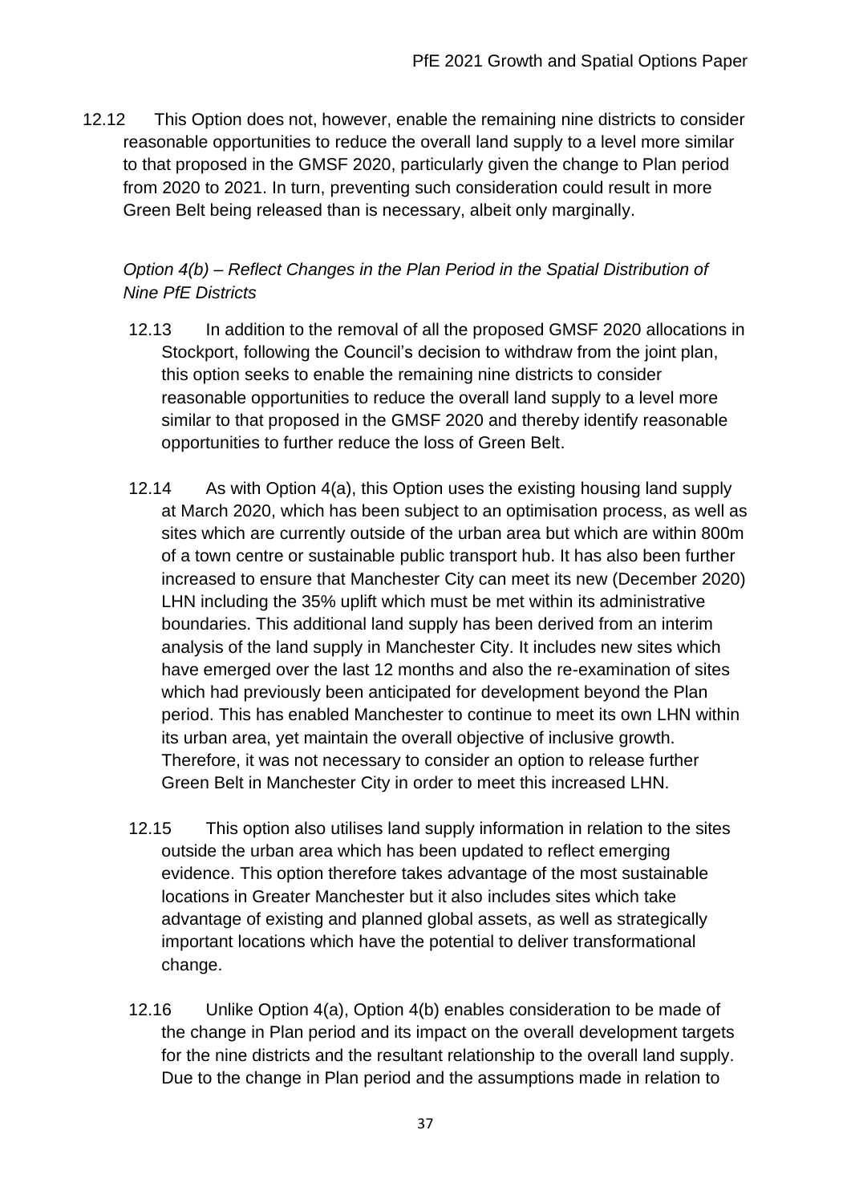12.12 This Option does not, however, enable the remaining nine districts to consider reasonable opportunities to reduce the overall land supply to a level more similar to that proposed in the GMSF 2020, particularly given the change to Plan period from 2020 to 2021. In turn, preventing such consideration could result in more Green Belt being released than is necessary, albeit only marginally.

*Option 4(b) – Reflect Changes in the Plan Period in the Spatial Distribution of Nine PfE Districts*

12.13 In addition to the removal of all the proposed GMSF 2020 allocations in Stockport, following the Council's decision to withdraw from the joint plan, this option seeks to enable the remaining nine districts to consider reasonable opportunities to reduce the overall land supply to a level more similar to that proposed in the GMSF 2020 and thereby identify reasonable opportunities to further reduce the loss of Green Belt.

12.14 As with Option 4(a), this Option uses the existing housing land supply at March 2020, which has been subject to an optimisation process, as well as sites which are currently outside of the urban area but which are within 800m of a town centre or sustainable public transport hub. It has also been further increased to ensure that Manchester City can meet its new (December 2020) LHN including the 35% uplift which must be met within its administrative boundaries. This additional land supply has been derived from an interim analysis of the land supply in Manchester City. It includes new sites which have emerged over the last 12 months and also the re-examination of sites which had previously been anticipated for development beyond the Plan period. This has enabled Manchester to continue to meet its own LHN within its urban area, yet maintain the overall objective of inclusive growth. Therefore, it was not necessary to consider an option to release further Green Belt in Manchester City in order to meet this increased LHN.

12.15 This option also utilises land supply information in relation to the sites outside the urban area which has been updated to reflect emerging evidence. This option therefore takes advantage of the most sustainable locations in Greater Manchester but it also includes sites which take advantage of existing and planned global assets, as well as strategically important locations which have the potential to deliver transformational change.

12.16 Unlike Option 4(a), Option 4(b) enables consideration to be made of the change in Plan period and its impact on the overall development targets for the nine districts and the resultant relationship to the overall land supply. Due to the change in Plan period and the assumptions made in relation to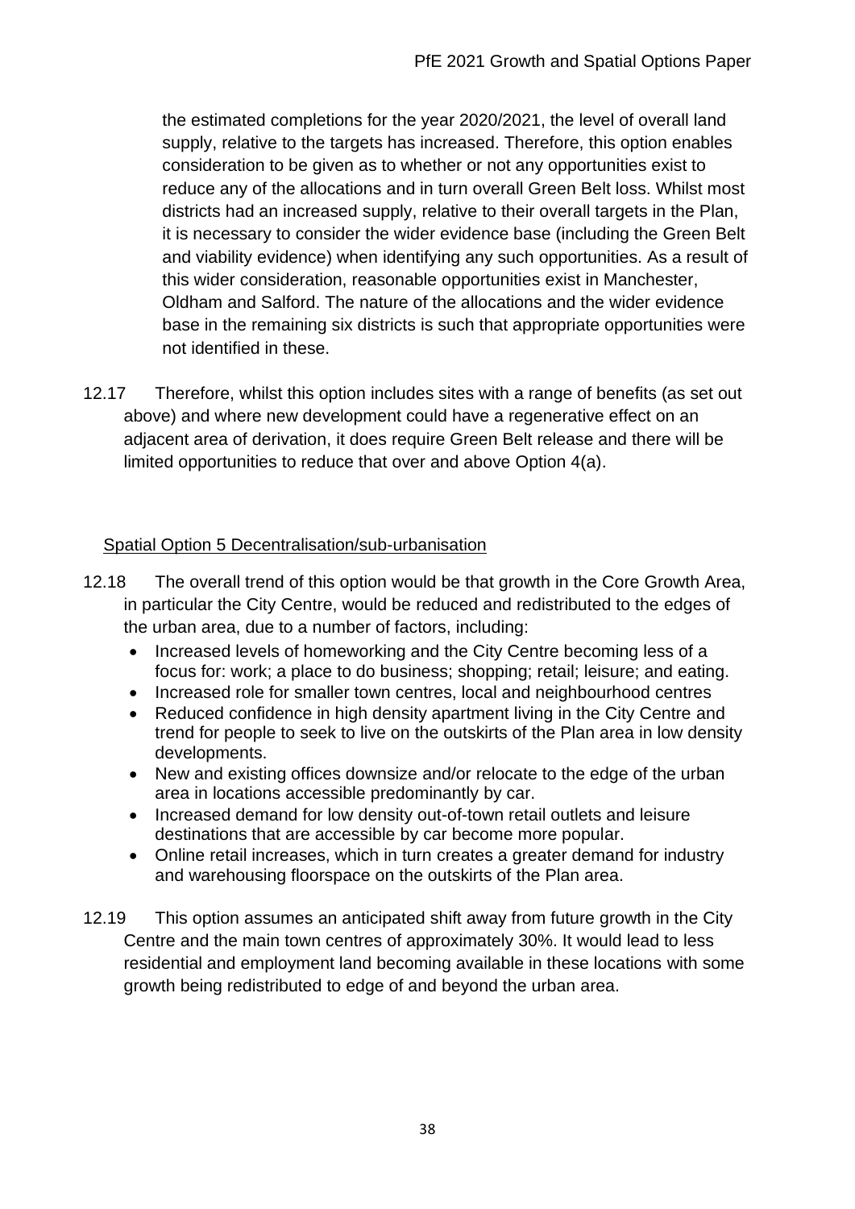the estimated completions for the year 2020/2021, the level of overall land supply, relative to the targets has increased. Therefore, this option enables consideration to be given as to whether or not any opportunities exist to reduce any of the allocations and in turn overall Green Belt loss. Whilst most districts had an increased supply, relative to their overall targets in the Plan, it is necessary to consider the wider evidence base (including the Green Belt and viability evidence) when identifying any such opportunities. As a result of this wider consideration, reasonable opportunities exist in Manchester, Oldham and Salford. The nature of the allocations and the wider evidence base in the remaining six districts is such that appropriate opportunities were not identified in these.

12.17 Therefore, whilst this option includes sites with a range of benefits (as set out above) and where new development could have a regenerative effect on an adjacent area of derivation, it does require Green Belt release and there will be limited opportunities to reduce that over and above Option 4(a).

## Spatial Option 5 Decentralisation/sub-urbanisation

12.18 The overall trend of this option would be that growth in the Core Growth Area, in particular the City Centre, would be reduced and redistributed to the edges of the urban area, due to a number of factors, including:

- Increased levels of homeworking and the City Centre becoming less of a focus for: work; a place to do business; shopping; retail; leisure; and eating.
- Increased role for smaller town centres, local and neighbourhood centres
- Reduced confidence in high density apartment living in the City Centre and trend for people to seek to live on the outskirts of the Plan area in low density developments.
- New and existing offices downsize and/or relocate to the edge of the urban area in locations accessible predominantly by car.
- Increased demand for low density out-of-town retail outlets and leisure destinations that are accessible by car become more popular.
- Online retail increases, which in turn creates a greater demand for industry and warehousing floorspace on the outskirts of the Plan area.

12.19 This option assumes an anticipated shift away from future growth in the City Centre and the main town centres of approximately 30%. It would lead to less residential and employment land becoming available in these locations with some growth being redistributed to edge of and beyond the urban area.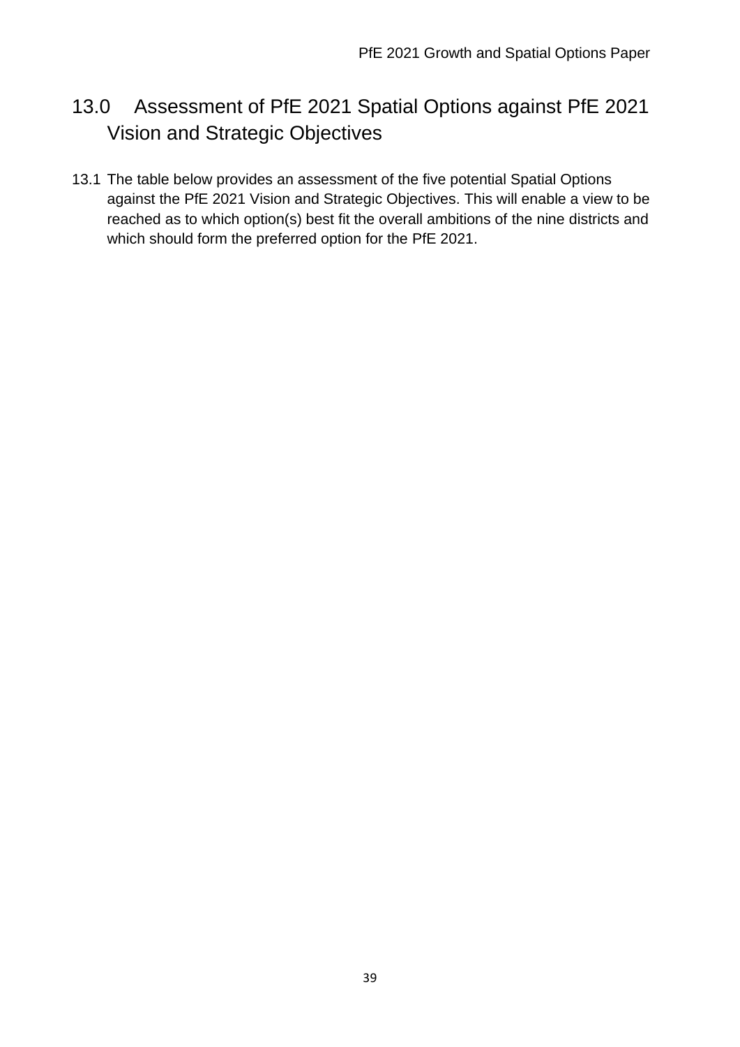## 13.0 Assessment of PfE 2021 Spatial Options against PfE 2021 Vision and Strategic Objectives

13.1 The table below provides an assessment of the five potential Spatial Options against the PfE 2021 Vision and Strategic Objectives. This will enable a view to be reached as to which option(s) best fit the overall ambitions of the nine districts and which should form the preferred option for the PfE 2021.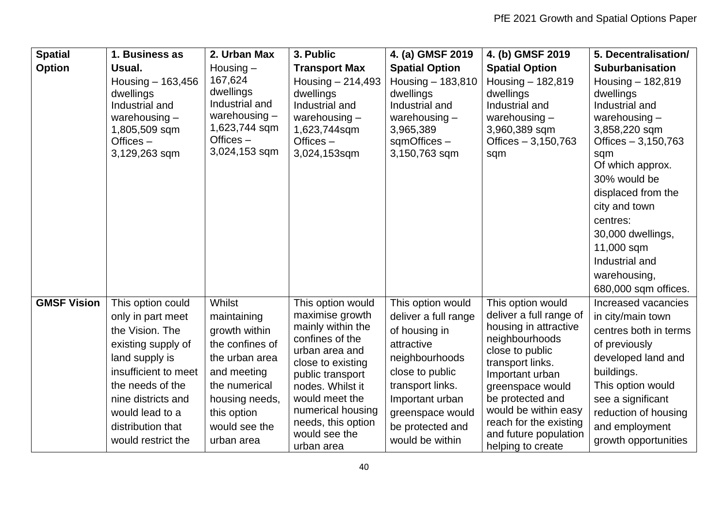| Spatial Option | 1. Business as Usual. Housing – 163,456 dwellings Industrial and warehousing – 1,805,509 sqm Offices – 3,129,263 sqm | 2. Urban Max Housing – 167,624 dwellings Industrial and warehousing – 1,623,744 sqm Offices – 3,024,153 sqm | 3. Public Transport Max Housing – 214,493 dwellings Industrial and warehousing – 1,623,744sqm Offices – 3,024,153sqm | 4. (a) GMSF 2019 Spatial Option Housing – 183,810 dwellings Industrial and warehousing – 3,965,389 sqmOffices – 3,150,763 sqm | 4. (b) GMSF 2019 Spatial Option Housing – 182,819 dwellings Industrial and warehousing – 3,960,389 sqm Offices – 3,150,763 sqm | 5. Decentralisation/ Suburbanisation Housing – 182,819 dwellings Industrial and warehousing – 3,858,220 sqm Offices – 3,150,763 sqm Of which approx. 30% would be displaced from the city and town centres: 30,000 dwellings, 11,000 sqm Industrial and warehousing, 680,000 sqm offices. |
|---|---|---|---|---|---|---|
| **GMSF Vision** | This option could only in part meet the Vision. The existing supply of land supply is insufficient to meet the needs of the nine districts and would lead to a distribution that would restrict the | Whilst maintaining growth within the confines of the urban area and meeting the numerical housing needs, this option would see the urban area | This option would maximise growth mainly within the confines of the urban area and close to existing public transport nodes. Whilst it would meet the numerical housing needs, this option would see the urban area | This option would deliver a full range of housing in attractive neighbourhoods close to public transport links. Important urban greenspace would be protected and would be within | This option would deliver a full range of housing in attractive neighbourhoods close to public transport links. Important urban greenspace would be protected and would be within easy reach for the existing and future population helping to create | Increased vacancies in city/main town centres both in terms of previously developed land and buildings. This option would see a significant reduction of housing and employment growth opportunities |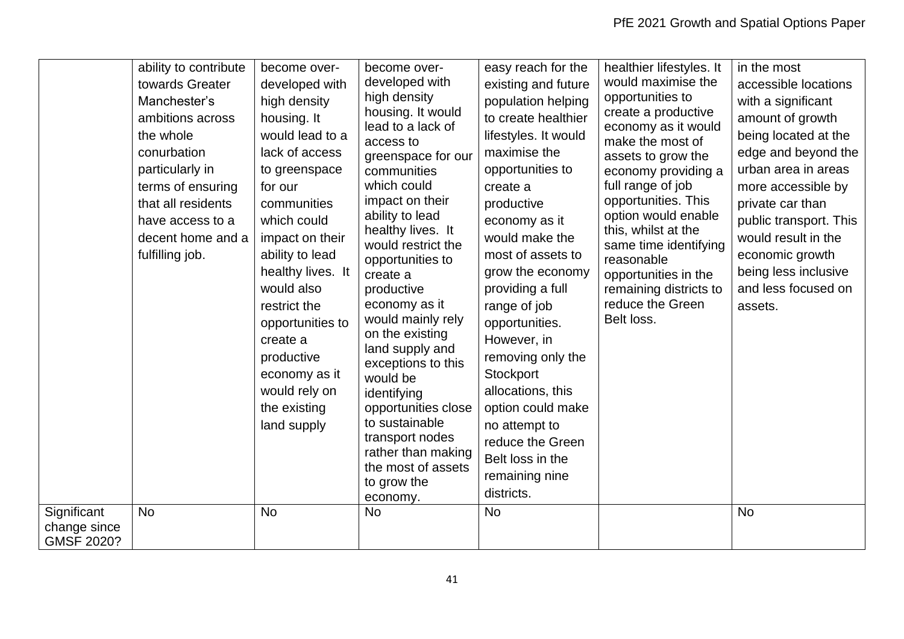| | | | | | | |
|---|---|---|---|---|---|---|
| | ability to contribute towards Greater Manchester's ambitions across the whole conurbation particularly in terms of ensuring that all residents have access to a decent home and a fulfilling job. | become over-developed with high density housing. It would lead to a lack of access to greenspace for our communities which could impact on their ability to lead healthy lives. It would also restrict the opportunities to create a productive economy as it would rely on the existing land supply | become over-developed with high density housing. It would lead to a lack of access to greenspace for our communities which could impact on their ability to lead healthy lives. It would restrict the opportunities to create a productive economy as it would mainly rely on the existing land supply and exceptions to this would be identifying opportunities close to sustainable transport nodes rather than making the most of assets to grow the economy. | easy reach for the existing and future population helping to create healthier lifestyles. It would maximise the opportunities to create a productive economy as it would make the most of assets to grow the economy providing a full range of job opportunities. However, in removing only the Stockport allocations, this option could make no attempt to reduce the Green Belt loss in the remaining nine districts. | healthier lifestyles. It would maximise the opportunities to create a productive economy as it would make the most of assets to grow the economy providing a full range of job opportunities. This option would enable this, whilst at the same time identifying reasonable opportunities in the remaining districts to reduce the Green Belt loss. | in the most accessible locations with a significant amount of growth being located at the edge and beyond the urban area in areas more accessible by private car than public transport. This would result in the economic growth being less inclusive and less focused on assets. |
| Significant change since GMSF 2020? | No | No | No | No | | No |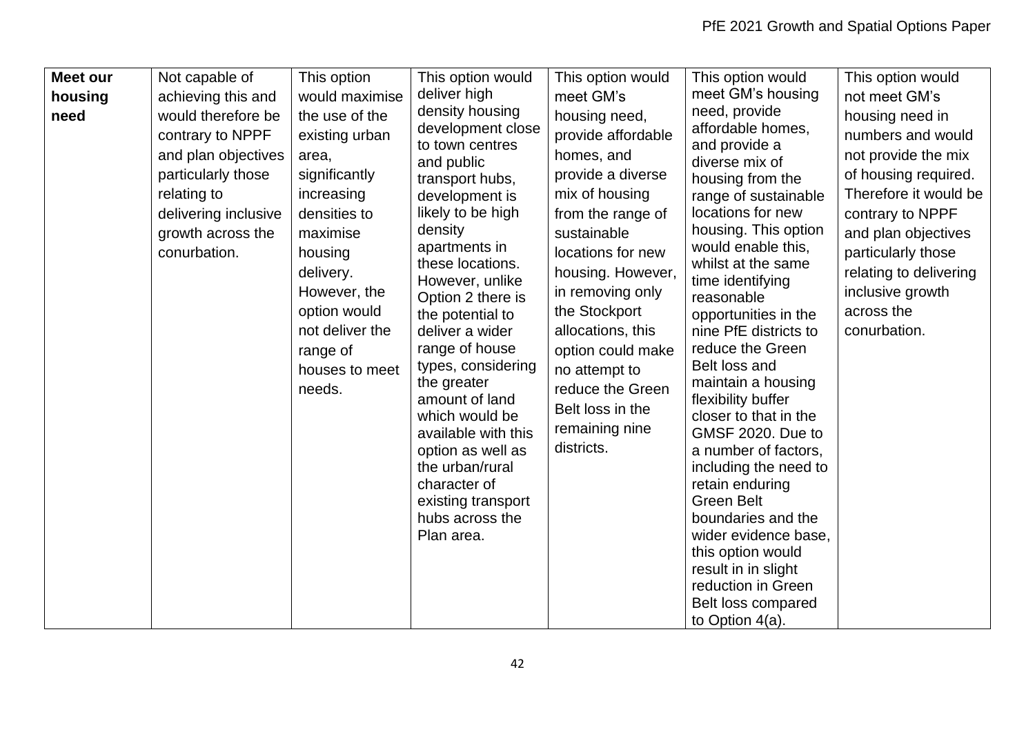| **Meet our housing need** | Not capable of achieving this and would therefore be contrary to NPPF and plan objectives particularly those relating to delivering inclusive growth across the conurbation. | This option would maximise the use of the existing urban area, significantly increasing densities to maximise housing delivery. However, the option would not deliver the range of houses to meet needs. | This option would deliver high density housing development close to town centres and public transport hubs, development is likely to be high density apartments in these locations. However, unlike Option 2 there is the potential to deliver a wider range of house types, considering the greater amount of land which would be available with this option as well as the urban/rural character of existing transport hubs across the Plan area. | This option would meet GM's housing need, provide affordable homes, and provide a diverse mix of housing from the range of sustainable locations for new housing. However, in removing only the Stockport allocations, this option could make no attempt to reduce the Green Belt loss in the remaining nine districts. | This option would meet GM's housing need, provide affordable homes, and provide a diverse mix of housing from the range of sustainable locations for new housing. This option would enable this, whilst at the same time identifying reasonable opportunities in the nine PfE districts to reduce the Green Belt loss and maintain a housing flexibility buffer closer to that in the GMSF 2020. Due to a number of factors, including the need to retain enduring Green Belt boundaries and the wider evidence base, this option would result in in slight reduction in Green Belt loss compared to Option 4(a). | This option would not meet GM's housing need in numbers and would not provide the mix of housing required. Therefore it would be contrary to NPPF and plan objectives particularly those relating to delivering inclusive growth across the conurbation. |
|---|---|---|---|---|---|---|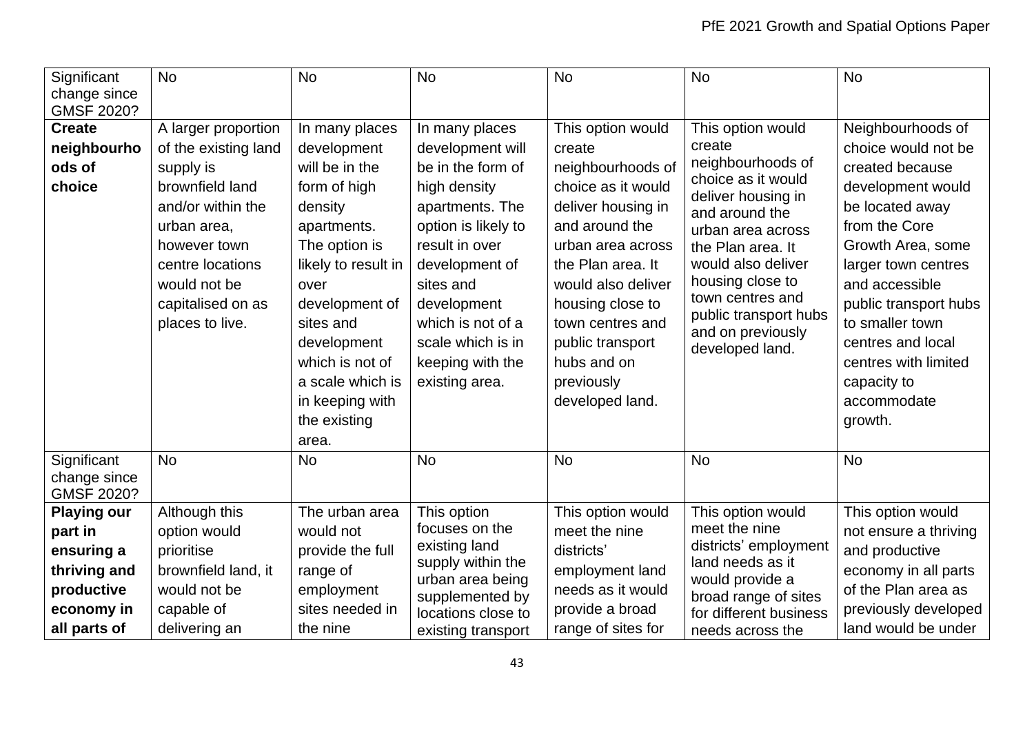| | | | | | | |
|---|---|---|---|---|---|---|
| Significant change since GMSF 2020? | No | No | No | No | No | No |
| **Create neighbourhoods of choice** | A larger proportion of the existing land supply is brownfield land and/or within the urban area, however town centre locations would not be capitalised on as places to live. | In many places development will be in the form of high density apartments. The option is likely to result in over development of sites and development which is not of a scale which is in keeping with the existing area. | In many places development will be in the form of high density apartments. The option is likely to result in over development of sites and development which is not of a scale which is in keeping with the existing area. | This option would create neighbourhoods of choice as it would deliver housing in and around the urban area across the Plan area. It would also deliver housing close to town centres and public transport hubs and on previously developed land. | This option would create neighbourhoods of choice as it would deliver housing in and around the urban area across the Plan area. It would also deliver housing close to town centres and public transport hubs and on previously developed land. | Neighbourhoods of choice would not be created because development would be located away from the Core Growth Area, some larger town centres and accessible public transport hubs to smaller town centres and local centres with limited capacity to accommodate growth. |
| Significant change since GMSF 2020? | No | No | No | No | No | No |
| **Playing our part in ensuring a thriving and productive economy in all parts of** | Although this option would prioritise brownfield land, it would not be capable of delivering an | The urban area would not provide the full range of employment sites needed in the nine | This option focuses on the existing land supply within the urban area being supplemented by locations close to existing transport | This option would meet the nine districts' employment land needs as it would provide a broad range of sites for | This option would meet the nine districts' employment land needs as it would provide a broad range of sites for different business needs across the | This option would not ensure a thriving and productive economy in all parts of the Plan area as previously developed land would be under |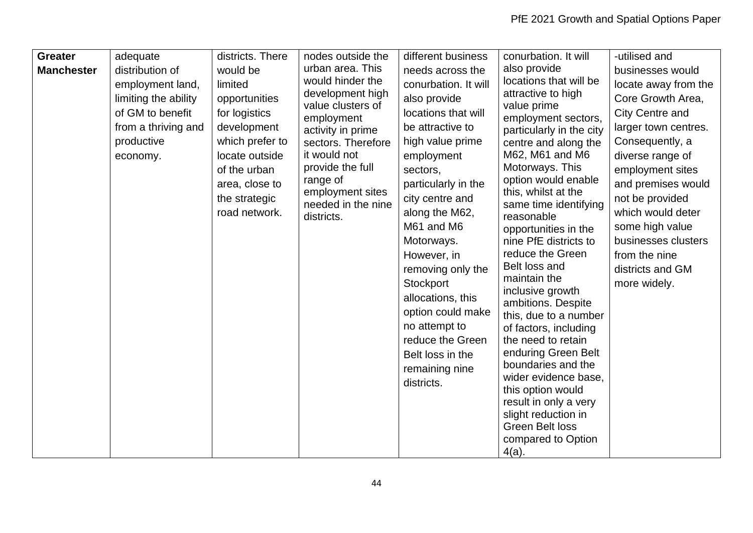| Greater Manchester | adequate distribution of employment land, limiting the ability of GM to benefit from a thriving and productive economy. | districts. There would be limited opportunities for logistics development which prefer to locate outside of the urban area, close to the strategic road network. | nodes outside the urban area. This would hinder the development high value clusters of employment activity in prime sectors. Therefore it would not provide the full range of employment sites needed in the nine districts. | different business needs across the conurbation. It will also provide locations that will be attractive to high value prime employment sectors, particularly in the city centre and along the M62, M61 and M6 Motorways. However, in removing only the Stockport allocations, this option could make no attempt to reduce the Green Belt loss in the remaining nine districts. | conurbation. It will also provide locations that will be attractive to high value prime employment sectors, particularly in the city centre and along the M62, M61 and M6 Motorways. This option would enable this, whilst at the same time identifying reasonable opportunities in the nine PfE districts to reduce the Green Belt loss and maintain the inclusive growth ambitions. Despite this, due to a number of factors, including the need to retain enduring Green Belt boundaries and the wider evidence base, this option would result in only a very slight reduction in Green Belt loss compared to Option 4(a). | -utilised and businesses would locate away from the Core Growth Area, City Centre and larger town centres. Consequently, a diverse range of employment sites and premises would not be provided which would deter some high value businesses clusters from the nine districts and GM more widely. |
|---|---|---|---|---|---|---|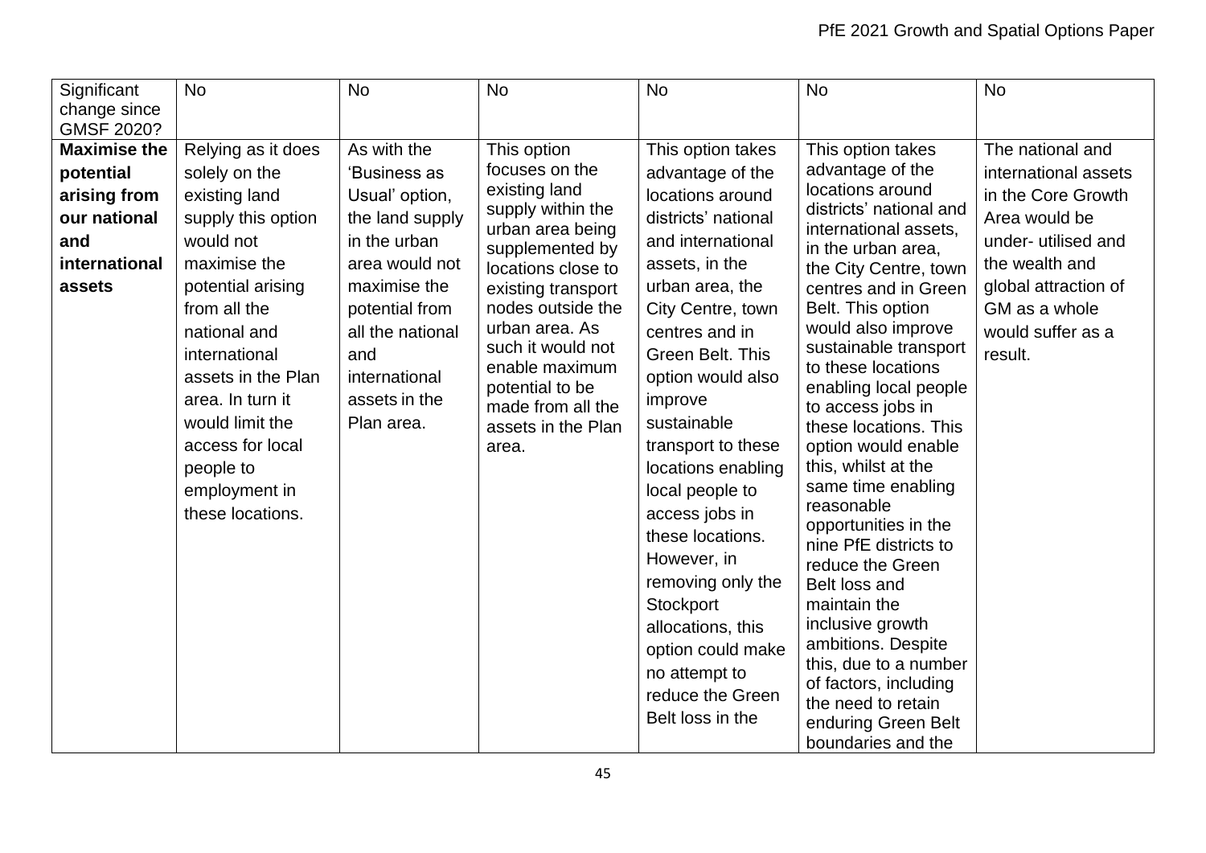| Significant change since GMSF 2020? | No | No | No | No | No | No |
|---|---|---|---|---|---|---|
| **Maximise the potential arising from our national and international assets** | Relying as it does solely on the existing land supply this option would not maximise the potential arising from all the national and international assets in the Plan area. In turn it would limit the access for local people to employment in these locations. | As with the 'Business as Usual' option, the land supply in the urban area would not maximise the potential from all the national and international assets in the Plan area. | This option focuses on the existing land supply within the urban area being supplemented by locations close to existing transport nodes outside the urban area. As such it would not enable maximum potential to be made from all the assets in the Plan area. | This option takes advantage of the locations around districts' national and international assets, in the urban area, the City Centre, town centres and in Green Belt. This option would also improve sustainable transport to these locations enabling local people to access jobs in these locations. However, in removing only the Stockport allocations, this option could make no attempt to reduce the Green Belt loss in the | This option takes advantage of the locations around districts' national and international assets, in the urban area, the City Centre, town centres and in Green Belt. This option would also improve sustainable transport to these locations enabling local people to access jobs in these locations. This option would enable this, whilst at the same time enabling reasonable opportunities in the nine PfE districts to reduce the Green Belt loss and maintain the inclusive growth ambitions. Despite this, due to a number of factors, including the need to retain enduring Green Belt boundaries and the | The national and international assets in the Core Growth Area would be under- utilised and the wealth and global attraction of GM as a whole would suffer as a result. |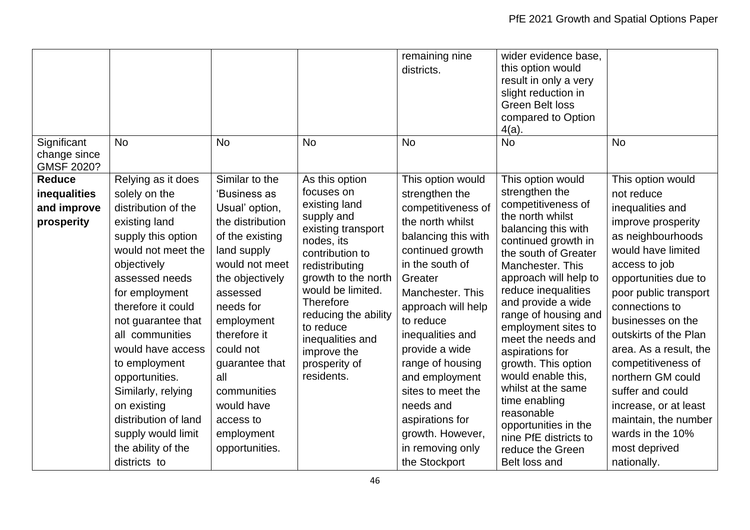| | | | | | | |
|---|---|---|---|---|---|---|
| | | | | remaining nine districts. | wider evidence base, this option would result in only a very slight reduction in Green Belt loss compared to Option 4(a). | |
| Significant change since GMSF 2020? | No | No | No | No | No | No |
| **Reduce inequalities and improve prosperity** | Relying as it does solely on the distribution of the existing land supply this option would not meet the objectively assessed needs for employment therefore it could not guarantee that all communities would have access to employment opportunities. Similarly, relying on existing distribution of land supply would limit the ability of the districts to | Similar to the 'Business as Usual' option, the distribution of the existing land supply would not meet the objectively assessed needs for employment therefore it could not guarantee that all communities would have access to employment opportunities. | As this option focuses on existing land supply and existing transport nodes, its contribution to redistributing growth to the north would be limited. Therefore reducing the ability to reduce inequalities and improve the prosperity of residents. | This option would strengthen the competitiveness of the north whilst balancing this with continued growth in the south of Greater Manchester. This approach will help to reduce inequalities and provide a wide range of housing and employment sites to meet the needs and aspirations for growth. However, in removing only the Stockport | This option would strengthen the competitiveness of the north whilst balancing this with continued growth in the south of Greater Manchester. This approach will help to reduce inequalities and provide a wide range of housing and employment sites to meet the needs and aspirations for growth. This option would enable this, whilst at the same time enabling reasonable opportunities in the nine PfE districts to reduce the Green Belt loss and | This option would not reduce inequalities and improve prosperity as neighbourhoods would have limited access to job opportunities due to poor public transport connections to businesses on the outskirts of the Plan area. As a result, the competitiveness of northern GM could suffer and could increase, or at least maintain, the number wards in the 10% most deprived nationally. |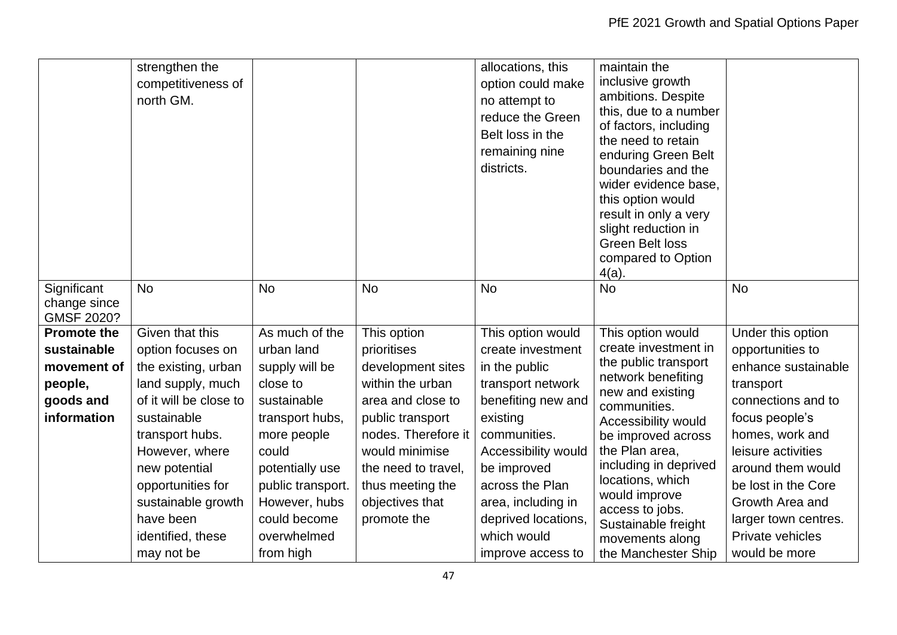| | | | | | | |
|---|---|---|---|---|---|---|
| | strengthen the competitiveness of north GM. | | | allocations, this option could make no attempt to reduce the Green Belt loss in the remaining nine districts. | maintain the inclusive growth ambitions. Despite this, due to a number of factors, including the need to retain enduring Green Belt boundaries and the wider evidence base, this option would result in only a very slight reduction in Green Belt loss compared to Option 4(a). | |
| Significant change since GMSF 2020? | No | No | No | No | No | No |
| **Promote the sustainable movement of people, goods and information** | Given that this option focuses on the existing, urban land supply, much of it will be close to sustainable transport hubs. However, where new potential opportunities for sustainable growth have been identified, these may not be | As much of the urban land supply will be close to sustainable transport hubs, more people could potentially use public transport. However, hubs could become overwhelmed from high | This option prioritises development sites within the urban area and close to public transport nodes. Therefore it would minimise the need to travel, thus meeting the objectives that promote the | This option would create investment in the public transport network benefiting new and existing communities. Accessibility would be improved across the Plan area, including in deprived locations, which would improve access to | This option would create investment in the public transport network benefiting new and existing communities. Accessibility would be improved across the Plan area, including in deprived locations, which would improve access to jobs. Sustainable freight movements along the Manchester Ship | Under this option opportunities to enhance sustainable transport connections and to focus people's homes, work and leisure activities around them would be lost in the Core Growth Area and larger town centres. Private vehicles would be more |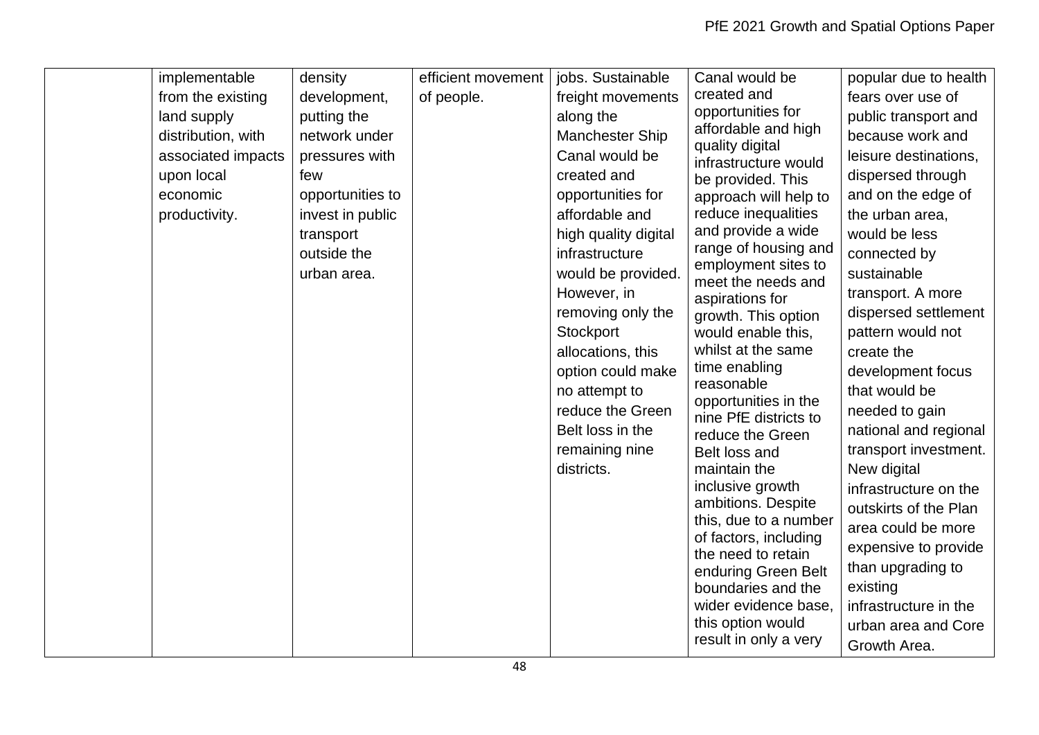| | | | | | | |
|---|---|---|---|---|---|---|
| | implementable from the existing land supply distribution, with associated impacts upon local economic productivity. | density development, putting the network under pressures with few opportunities to invest in public transport outside the urban area. | efficient movement of people. | jobs. Sustainable freight movements along the Manchester Ship Canal would be created and opportunities for affordable and high quality digital infrastructure would be provided. However, in removing only the Stockport allocations, this option could make no attempt to reduce the Green Belt loss in the remaining nine districts. | Canal would be created and opportunities for affordable and high quality digital infrastructure would be provided. This approach will help to reduce inequalities and provide a wide range of housing and employment sites to meet the needs and aspirations for growth. This option would enable this, whilst at the same time enabling reasonable opportunities in the nine PfE districts to reduce the Green Belt loss and maintain the inclusive growth ambitions. Despite this, due to a number of factors, including the need to retain enduring Green Belt boundaries and the wider evidence base, this option would result in only a very | popular due to health fears over use of public transport and because work and leisure destinations, dispersed through and on the edge of the urban area, would be less connected by sustainable transport. A more dispersed settlement pattern would not create the development focus that would be needed to gain national and regional transport investment. New digital infrastructure on the outskirts of the Plan area could be more expensive to provide than upgrading to existing infrastructure in the urban area and Core Growth Area. |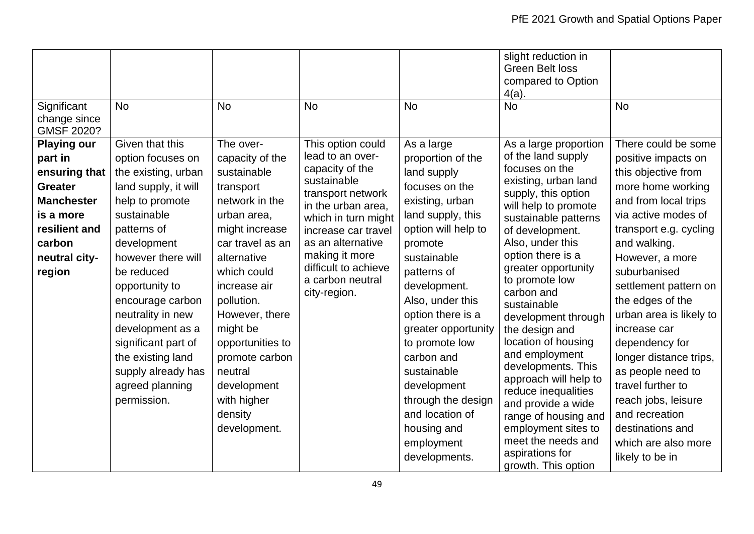| | | | | | | |
|---|---|---|---|---|---|---|
| | | | | | slight reduction in Green Belt loss compared to Option 4(a). | |
| Significant change since GMSF 2020? | No | No | No | No | No | No |
| **Playing our part in ensuring that Greater Manchester is a more resilient and carbon neutral city-region** | Given that this option focuses on the existing, urban land supply, it will help to promote sustainable patterns of development however there will be reduced opportunity to encourage carbon neutrality in new development as a significant part of the existing land supply already has agreed planning permission. | The over-capacity of the sustainable transport network in the urban area, might increase car travel as an alternative which could increase air pollution. However, there might be opportunities to promote carbon neutral development with higher density development. | This option could lead to an over-capacity of the sustainable transport network in the urban area, which in turn might increase car travel as an alternative making it more difficult to achieve a carbon neutral city-region. | As a large proportion of the land supply focuses on the existing, urban land supply, this option will help to promote sustainable patterns of development. Also, under this option there is a greater opportunity to promote low carbon and sustainable development through the design and location of housing and employment developments. | As a large proportion of the land supply focuses on the existing, urban land supply, this option will help to promote sustainable patterns of development. Also, under this option there is a greater opportunity to promote low carbon and sustainable development through the design and location of housing and employment developments. This approach will help to reduce inequalities and provide a wide range of housing and employment sites to meet the needs and aspirations for growth. This option | There could be some positive impacts on this objective from more home working and from local trips via active modes of transport e.g. cycling and walking. However, a more suburbanised settlement pattern on the edges of the urban area is likely to increase car dependency for longer distance trips, as people need to travel further to reach jobs, leisure and recreation destinations and which are also more likely to be in |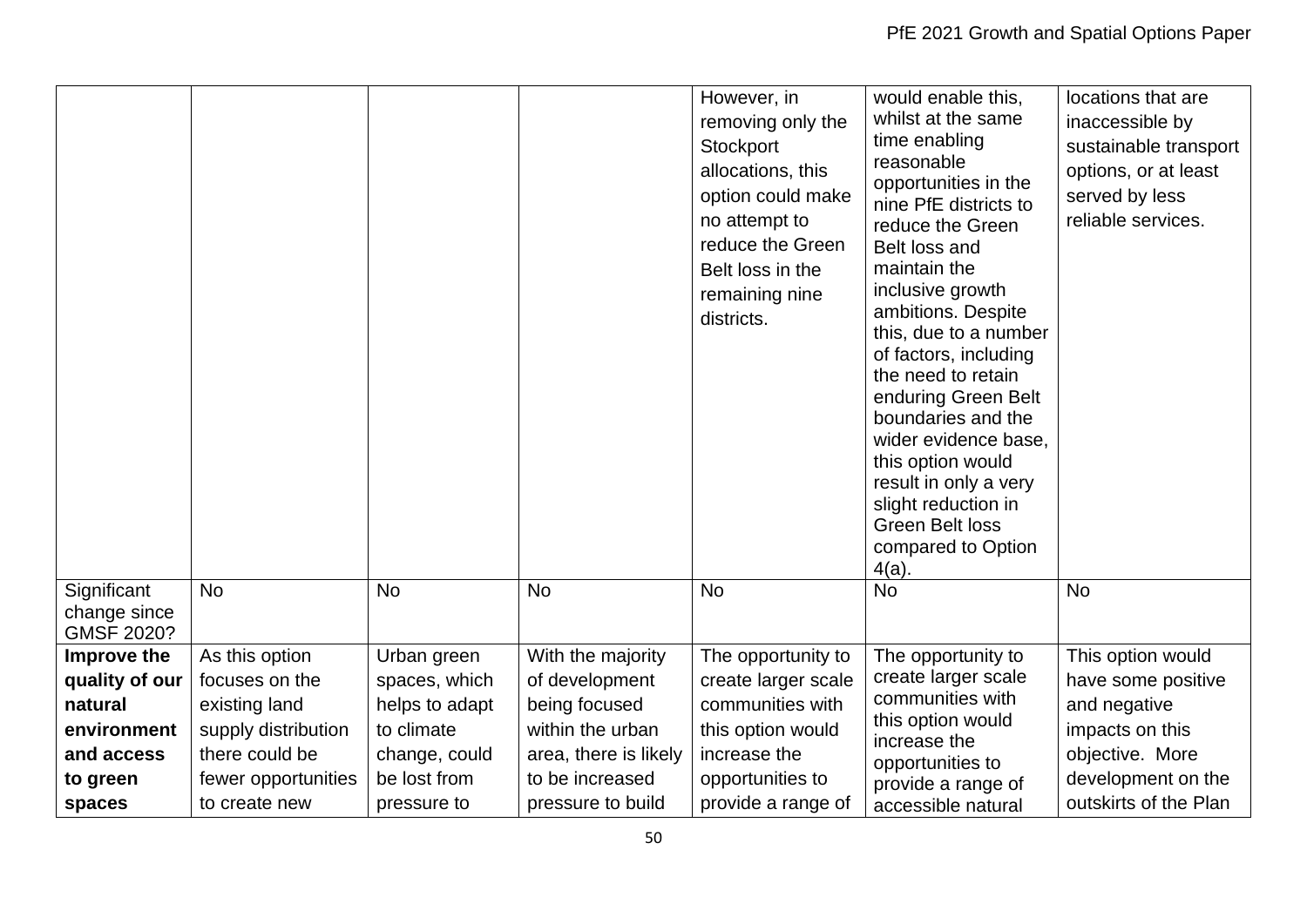| | | | | | | |
|---|---|---|---|---|---|---|
| | | | | However, in removing only the Stockport allocations, this option could make no attempt to reduce the Green Belt loss in the remaining nine districts. | would enable this, whilst at the same time enabling reasonable opportunities in the nine PfE districts to reduce the Green Belt loss and maintain the inclusive growth ambitions. Despite this, due to a number of factors, including the need to retain enduring Green Belt boundaries and the wider evidence base, this option would result in only a very slight reduction in Green Belt loss compared to Option 4(a). | locations that are inaccessible by sustainable transport options, or at least served by less reliable services. |
| Significant change since GMSF 2020? | No | No | No | No | No | No |
| **Improve the quality of our natural environment and access to green spaces** | As this option focuses on the existing land supply distribution there could be fewer opportunities to create new | Urban green spaces, which helps to adapt to climate change, could be lost from pressure to | With the majority of development being focused within the urban area, there is likely to be increased pressure to build | The opportunity to create larger scale communities with this option would increase the opportunities to provide a range of | The opportunity to create larger scale communities with this option would increase the opportunities to provide a range of accessible natural | This option would have some positive and negative impacts on this objective. More development on the outskirts of the Plan |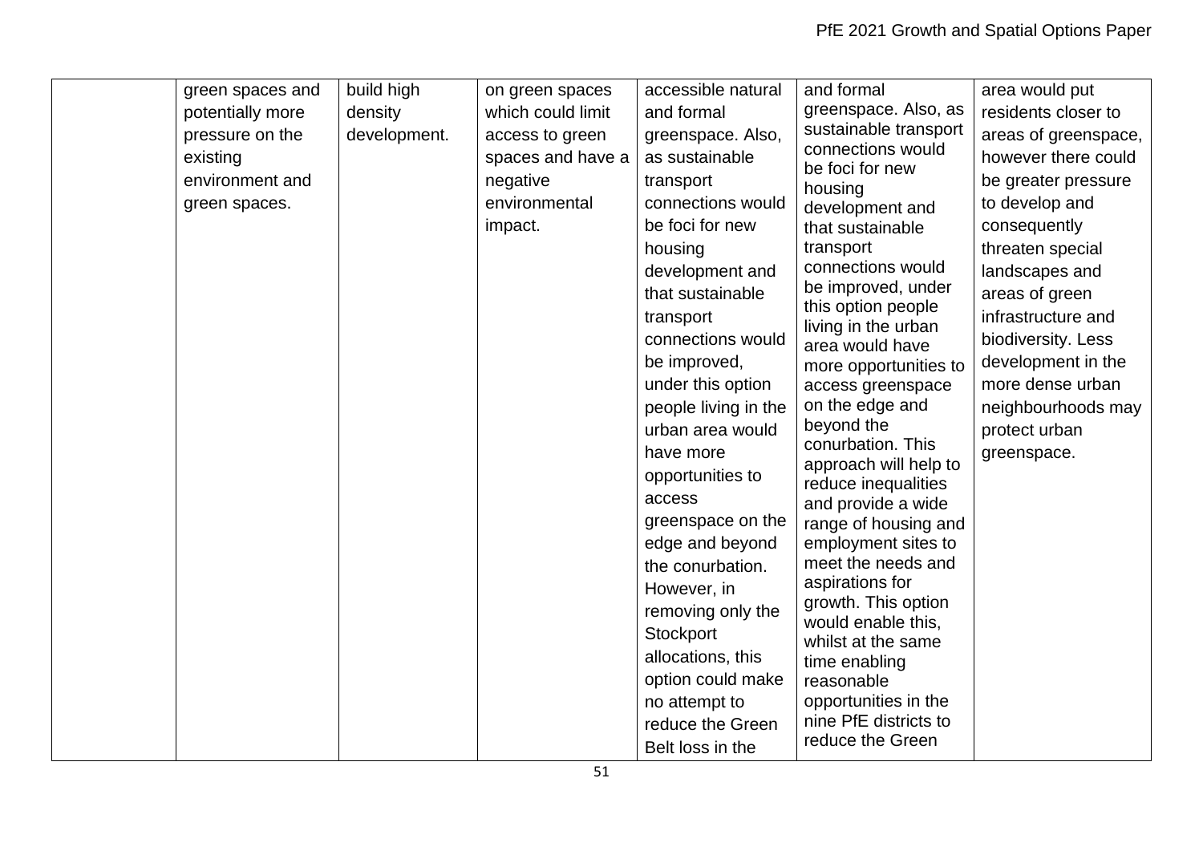| | | | | | | |
|---|---|---|---|---|---|---|
| | green spaces and potentially more pressure on the existing environment and green spaces. | build high density development. | on green spaces which could limit access to green spaces and have a negative environmental impact. | accessible natural and formal greenspace. Also, as sustainable transport connections would be foci for new housing development and that sustainable transport connections would be improved, under this option people living in the urban area would have more opportunities to access greenspace on the edge and beyond the conurbation. However, in removing only the Stockport allocations, this option could make no attempt to reduce the Green Belt loss in the | and formal greenspace. Also, as sustainable transport connections would be foci for new housing development and that sustainable transport connections would be improved, under this option people living in the urban area would have more opportunities to access greenspace on the edge and beyond the conurbation. This approach will help to reduce inequalities and provide a wide range of housing and employment sites to meet the needs and aspirations for growth. This option would enable this, whilst at the same time enabling reasonable opportunities in the nine PfE districts to reduce the Green | area would put residents closer to areas of greenspace, however there could be greater pressure to develop and consequently threaten special landscapes and areas of green infrastructure and biodiversity. Less development in the more dense urban neighbourhoods may protect urban greenspace. |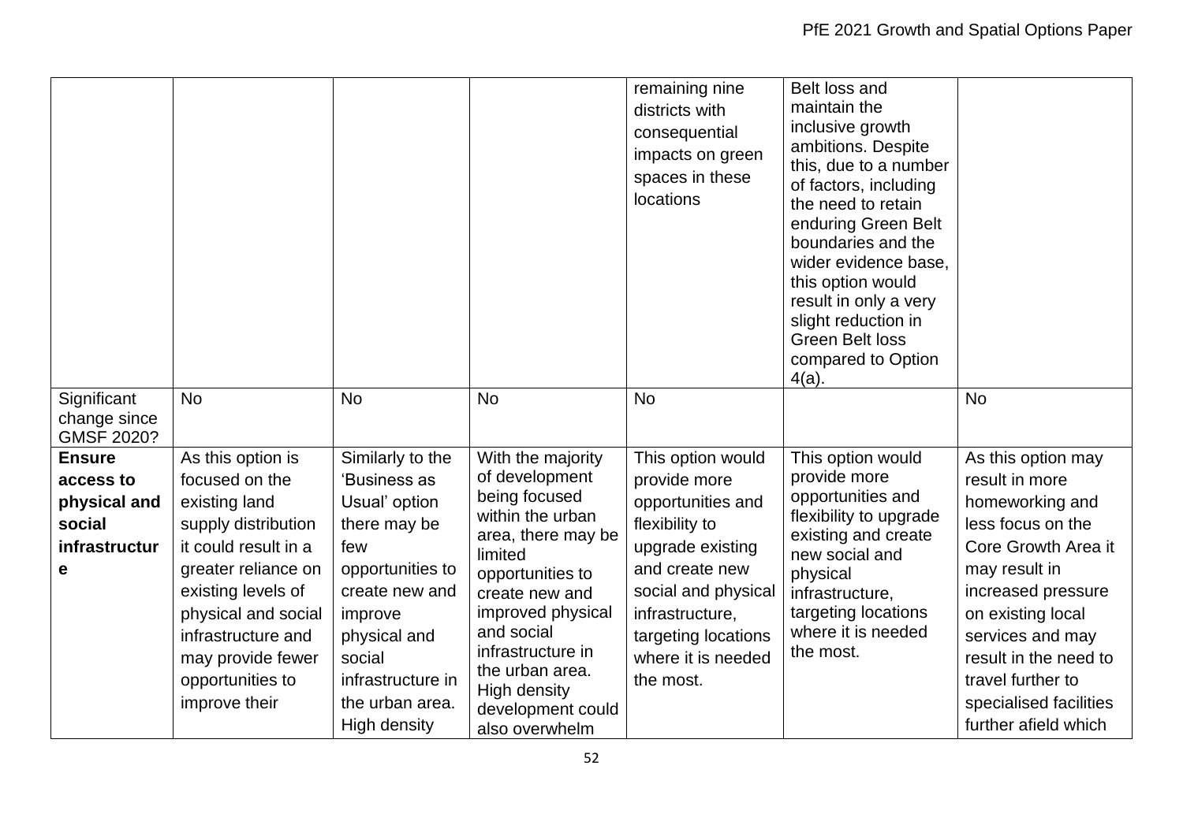| | | | | | | |
|---|---|---|---|---|---|---|
| | | | | remaining nine districts with consequential impacts on green spaces in these locations | Belt loss and maintain the inclusive growth ambitions. Despite this, due to a number of factors, including the need to retain enduring Green Belt boundaries and the wider evidence base, this option would result in only a very slight reduction in Green Belt loss compared to Option 4(a). | |
| Significant change since GMSF 2020? | No | No | No | No | | No |
| **Ensure access to physical and social infrastructure** | As this option is focused on the existing land supply distribution it could result in a greater reliance on existing levels of physical and social infrastructure and may provide fewer opportunities to improve their | Similarly to the 'Business as Usual' option there may be few opportunities to create new and improve physical and social infrastructure in the urban area. High density | With the majority of development being focused within the urban area, there may be limited opportunities to create new and improved physical and social infrastructure in the urban area. High density development could also overwhelm | This option would provide more opportunities and flexibility to upgrade existing and create new social and physical infrastructure, targeting locations where it is needed the most. | This option would provide more opportunities and flexibility to upgrade existing and create new social and physical infrastructure, targeting locations where it is needed the most. | As this option may result in more homeworking and less focus on the Core Growth Area it may result in increased pressure on existing local services and may result in the need to travel further to specialised facilities further afield which |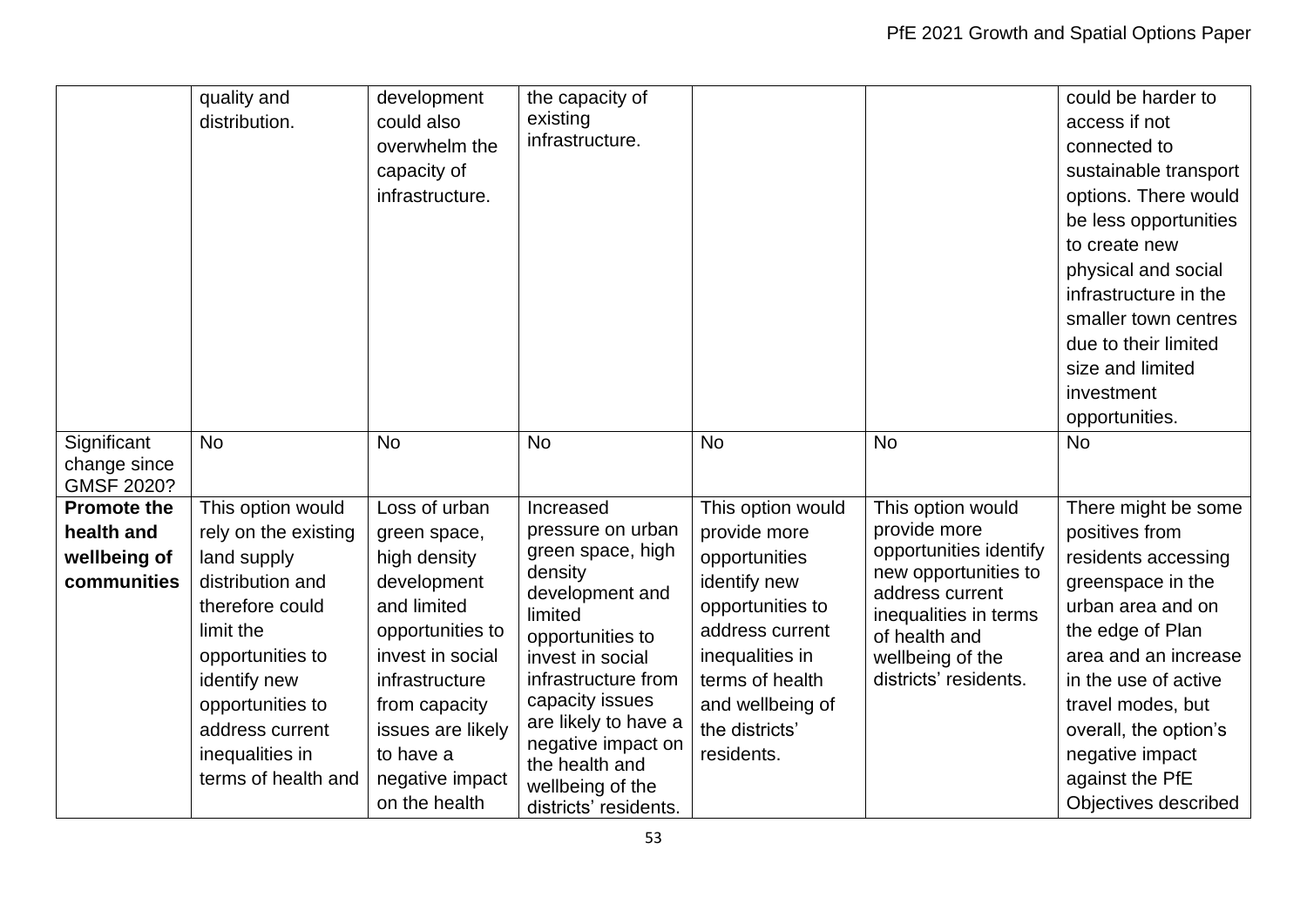| | | | | | | |
|---|---|---|---|---|---|---|
| | quality and distribution. | development could also overwhelm the capacity of infrastructure. | the capacity of existing infrastructure. | | | could be harder to access if not connected to sustainable transport options. There would be less opportunities to create new physical and social infrastructure in the smaller town centres due to their limited size and limited investment opportunities. |
| Significant change since GMSF 2020? | No | No | No | No | No | No |
| **Promote the health and wellbeing of communities** | This option would rely on the existing land supply distribution and therefore could limit the opportunities to identify new opportunities to address current inequalities in terms of health and | Loss of urban green space, high density development and limited opportunities to invest in social infrastructure from capacity issues are likely to have a negative impact on the health | Increased pressure on urban green space, high density development and limited opportunities to invest in social infrastructure from capacity issues are likely to have a negative impact on the health and wellbeing of the districts' residents. | This option would provide more opportunities identify new opportunities to address current inequalities in terms of health and wellbeing of the districts' residents. | This option would provide more opportunities identify new opportunities to address current inequalities in terms of health and wellbeing of the districts' residents. | There might be some positives from residents accessing greenspace in the urban area and on the edge of Plan area and an increase in the use of active travel modes, but overall, the option's negative impact against the PfE Objectives described |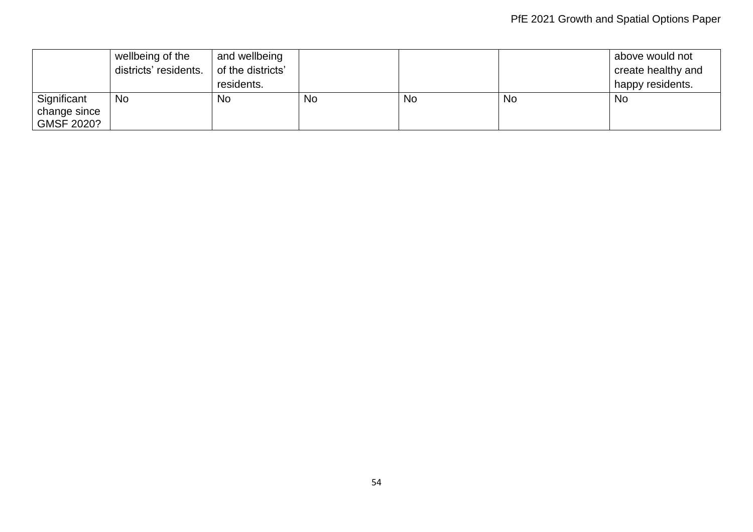| | | | | | | |
|---|---|---|---|---|---|---|
| | wellbeing of the districts' residents. | and wellbeing of the districts' residents. | | | | above would not create healthy and happy residents. |
| Significant change since GMSF 2020? | No | No | No | No | No | No |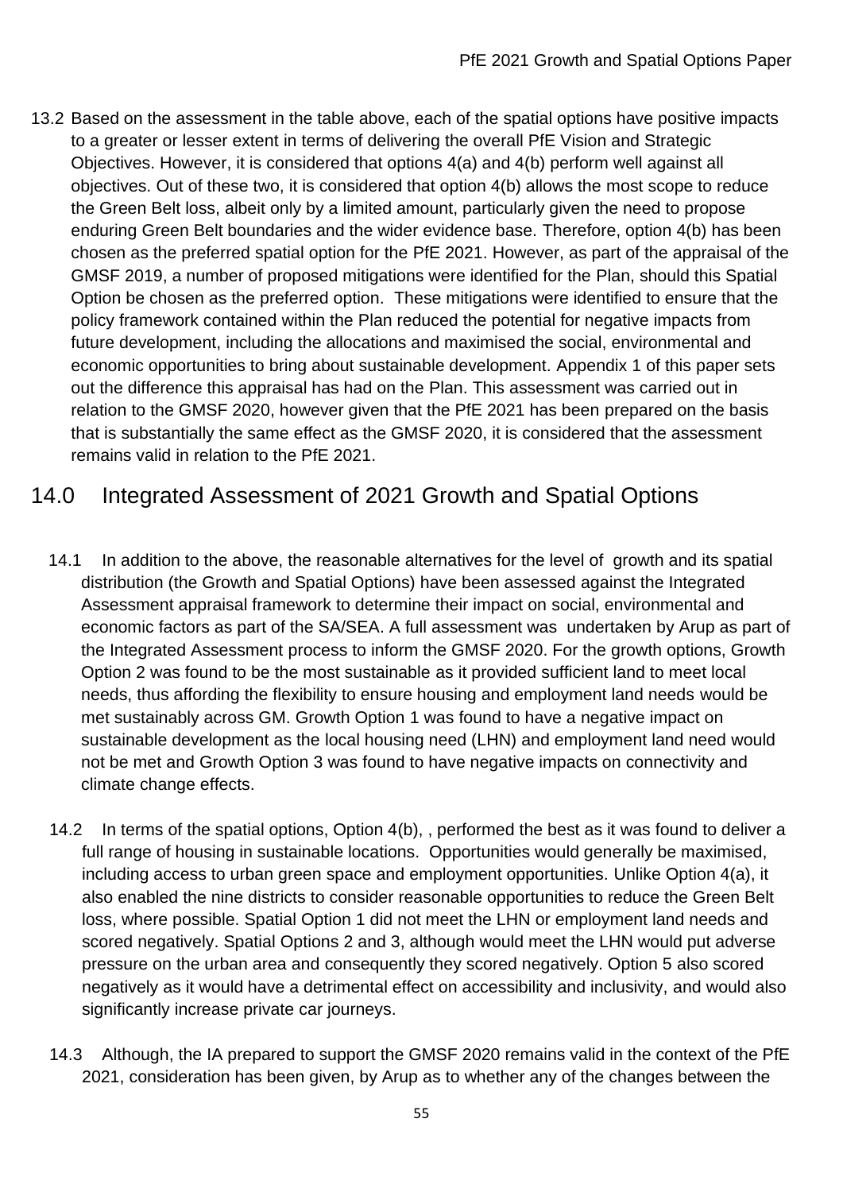13.2 Based on the assessment in the table above, each of the spatial options have positive impacts to a greater or lesser extent in terms of delivering the overall PfE Vision and Strategic Objectives. However, it is considered that options 4(a) and 4(b) perform well against all objectives. Out of these two, it is considered that option 4(b) allows the most scope to reduce the Green Belt loss, albeit only by a limited amount, particularly given the need to propose enduring Green Belt boundaries and the wider evidence base. Therefore, option 4(b) has been chosen as the preferred spatial option for the PfE 2021. However, as part of the appraisal of the GMSF 2019, a number of proposed mitigations were identified for the Plan, should this Spatial Option be chosen as the preferred option. These mitigations were identified to ensure that the policy framework contained within the Plan reduced the potential for negative impacts from future development, including the allocations and maximised the social, environmental and economic opportunities to bring about sustainable development. Appendix 1 of this paper sets out the difference this appraisal has had on the Plan. This assessment was carried out in relation to the GMSF 2020, however given that the PfE 2021 has been prepared on the basis that is substantially the same effect as the GMSF 2020, it is considered that the assessment remains valid in relation to the PfE 2021.

## 14.0 Integrated Assessment of 2021 Growth and Spatial Options

14.1 In addition to the above, the reasonable alternatives for the level of growth and its spatial distribution (the Growth and Spatial Options) have been assessed against the Integrated Assessment appraisal framework to determine their impact on social, environmental and economic factors as part of the SA/SEA. A full assessment was undertaken by Arup as part of the Integrated Assessment process to inform the GMSF 2020. For the growth options, Growth Option 2 was found to be the most sustainable as it provided sufficient land to meet local needs, thus affording the flexibility to ensure housing and employment land needs would be met sustainably across GM. Growth Option 1 was found to have a negative impact on sustainable development as the local housing need (LHN) and employment land need would not be met and Growth Option 3 was found to have negative impacts on connectivity and climate change effects.

14.2 In terms of the spatial options, Option 4(b), , performed the best as it was found to deliver a full range of housing in sustainable locations. Opportunities would generally be maximised, including access to urban green space and employment opportunities. Unlike Option 4(a), it also enabled the nine districts to consider reasonable opportunities to reduce the Green Belt loss, where possible. Spatial Option 1 did not meet the LHN or employment land needs and scored negatively. Spatial Options 2 and 3, although would meet the LHN would put adverse pressure on the urban area and consequently they scored negatively. Option 5 also scored negatively as it would have a detrimental effect on accessibility and inclusivity, and would also significantly increase private car journeys.

14.3 Although, the IA prepared to support the GMSF 2020 remains valid in the context of the PfE 2021, consideration has been given, by Arup as to whether any of the changes between the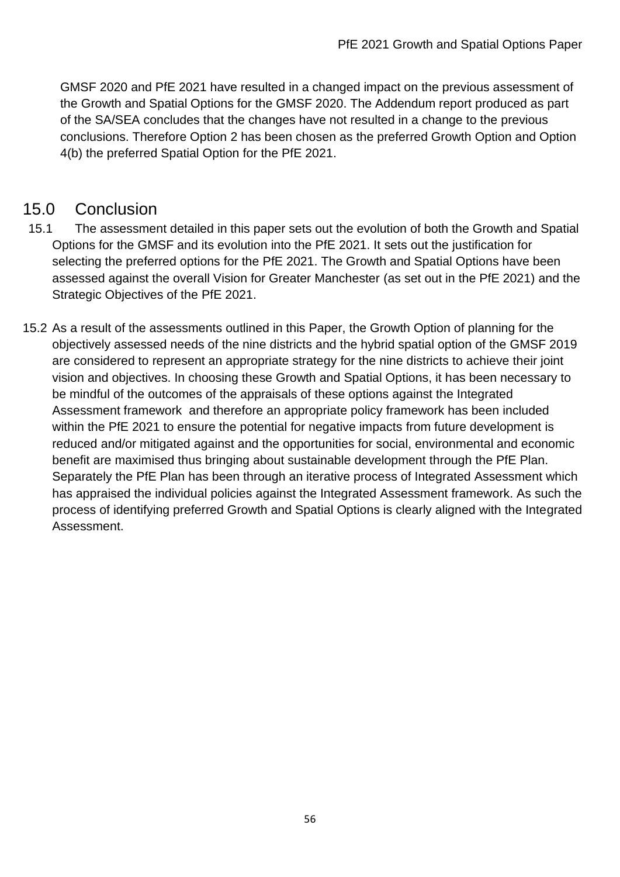GMSF 2020 and PfE 2021 have resulted in a changed impact on the previous assessment of the Growth and Spatial Options for the GMSF 2020. The Addendum report produced as part of the SA/SEA concludes that the changes have not resulted in a change to the previous conclusions. Therefore Option 2 has been chosen as the preferred Growth Option and Option 4(b) the preferred Spatial Option for the PfE 2021.

# 15.0 Conclusion

15.1 The assessment detailed in this paper sets out the evolution of both the Growth and Spatial Options for the GMSF and its evolution into the PfE 2021. It sets out the justification for selecting the preferred options for the PfE 2021. The Growth and Spatial Options have been assessed against the overall Vision for Greater Manchester (as set out in the PfE 2021) and the Strategic Objectives of the PfE 2021.

15.2 As a result of the assessments outlined in this Paper, the Growth Option of planning for the objectively assessed needs of the nine districts and the hybrid spatial option of the GMSF 2019 are considered to represent an appropriate strategy for the nine districts to achieve their joint vision and objectives. In choosing these Growth and Spatial Options, it has been necessary to be mindful of the outcomes of the appraisals of these options against the Integrated Assessment framework and therefore an appropriate policy framework has been included within the PfE 2021 to ensure the potential for negative impacts from future development is reduced and/or mitigated against and the opportunities for social, environmental and economic benefit are maximised thus bringing about sustainable development through the PfE Plan. Separately the PfE Plan has been through an iterative process of Integrated Assessment which has appraised the individual policies against the Integrated Assessment framework. As such the process of identifying preferred Growth and Spatial Options is clearly aligned with the Integrated Assessment.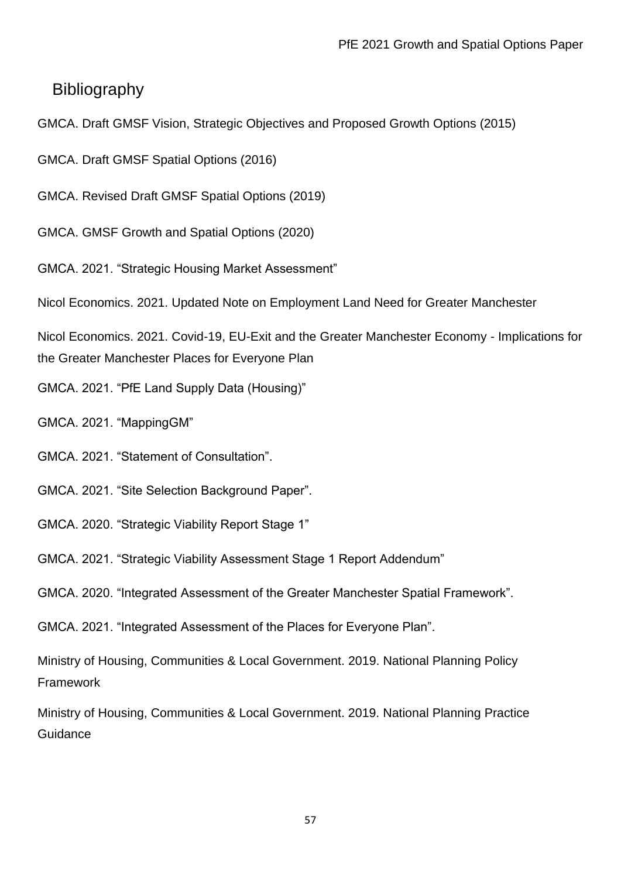# Bibliography

GMCA. Draft GMSF Vision, Strategic Objectives and Proposed Growth Options (2015)

GMCA. Draft GMSF Spatial Options (2016)

GMCA. Revised Draft GMSF Spatial Options (2019)

GMCA. GMSF Growth and Spatial Options (2020)

GMCA. 2021. "Strategic Housing Market Assessment"

Nicol Economics. 2021. Updated Note on Employment Land Need for Greater Manchester

Nicol Economics. 2021. Covid-19, EU-Exit and the Greater Manchester Economy - Implications for the Greater Manchester Places for Everyone Plan

GMCA. 2021. "PfE Land Supply Data (Housing)"

GMCA. 2021. "MappingGM"

GMCA. 2021. "Statement of Consultation".

GMCA. 2021. "Site Selection Background Paper".

GMCA. 2020. "Strategic Viability Report Stage 1"

GMCA. 2021. "Strategic Viability Assessment Stage 1 Report Addendum"

GMCA. 2020. "Integrated Assessment of the Greater Manchester Spatial Framework".

GMCA. 2021. "Integrated Assessment of the Places for Everyone Plan".

Ministry of Housing, Communities & Local Government. 2019. National Planning Policy Framework

Ministry of Housing, Communities & Local Government. 2019. National Planning Practice Guidance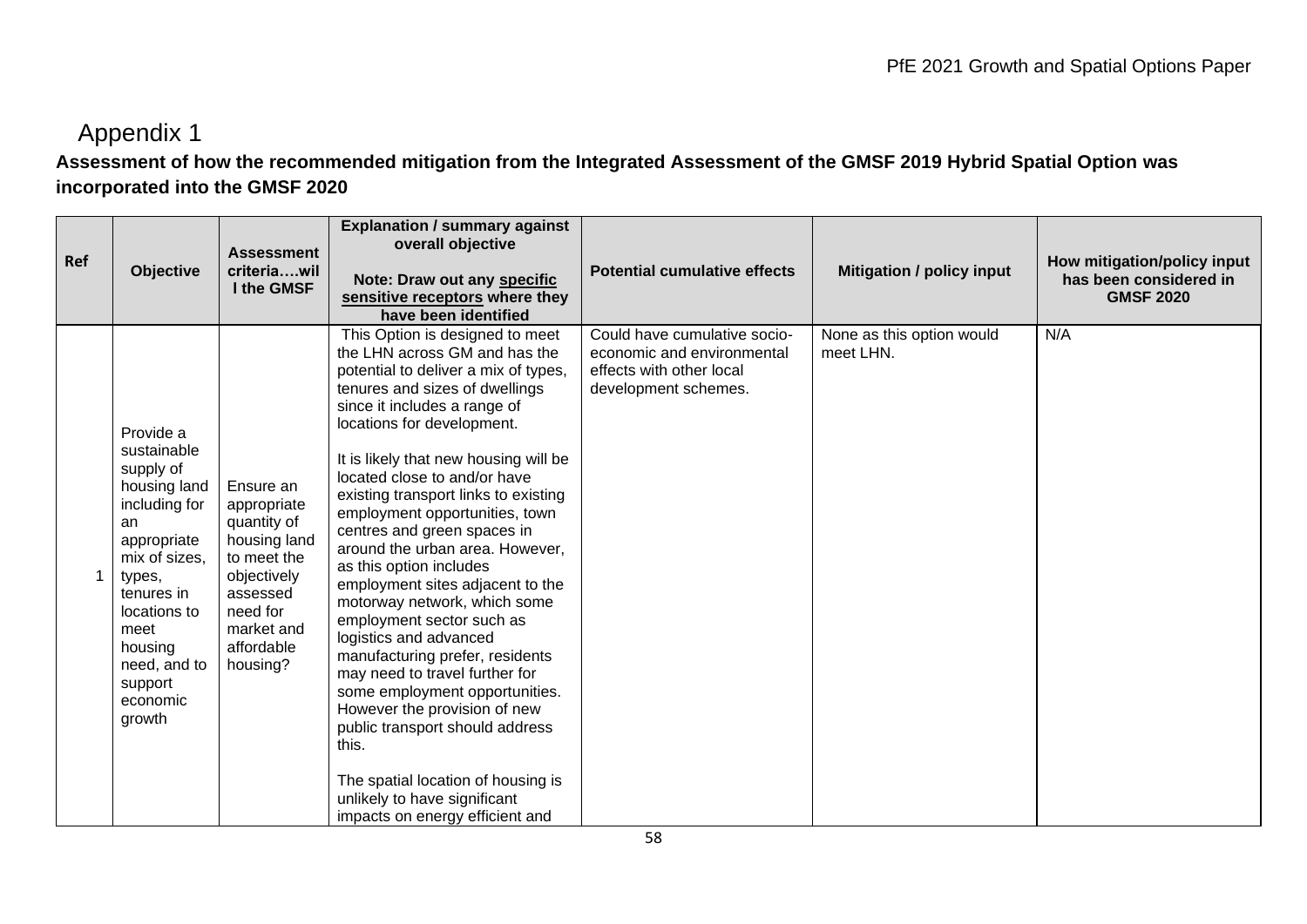# Appendix 1

**Assessment of how the recommended mitigation from the Integrated Assessment of the GMSF 2019 Hybrid Spatial Option was incorporated into the GMSF 2020**

| Ref | Objective | Assessment criteria….will the GMSF | Explanation / summary against overall objective<br><br>Note: Draw out any specific sensitive receptors where they have been identified | Potential cumulative effects | Mitigation / policy input | How mitigation/policy input has been considered in GMSF 2020 |
|---|---|---|---|---|---|---|
| 1 | Provide a sustainable supply of housing land including for an appropriate mix of sizes, types, tenures in locations to meet housing need, and to support economic growth | Ensure an appropriate quantity of housing land to meet the objectively assessed need for market and affordable housing? | This Option is designed to meet the LHN across GM and has the potential to deliver a mix of types, tenures and sizes of dwellings since it includes a range of locations for development.<br><br>It is likely that new housing will be located close to and/or have existing transport links to existing employment opportunities, town centres and green spaces in around the urban area. However, as this option includes employment sites adjacent to the motorway network, which some employment sector such as logistics and advanced manufacturing prefer, residents may need to travel further for some employment opportunities. However the provision of new public transport should address this.<br><br>The spatial location of housing is unlikely to have significant impacts on energy efficient and | Could have cumulative socio-economic and environmental effects with other local development schemes. | None as this option would meet LHN. | N/A |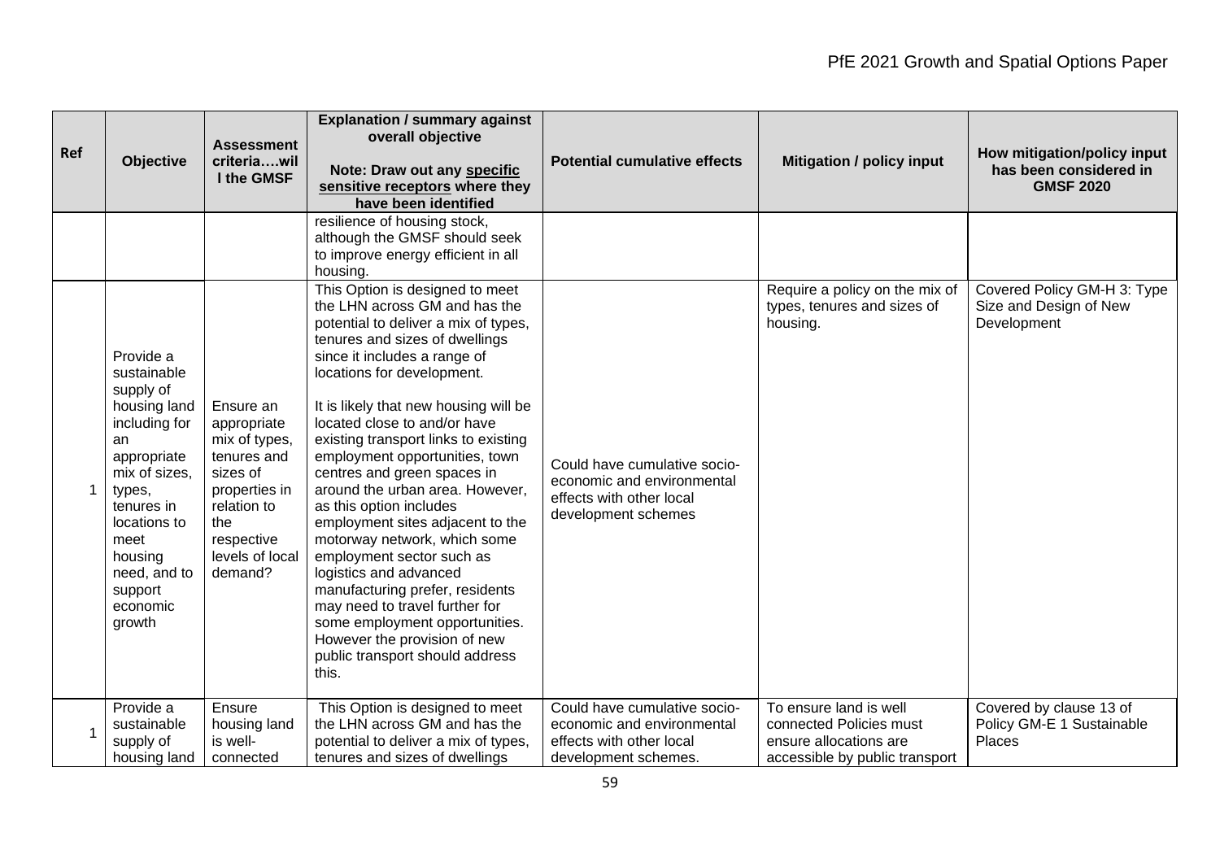| Ref | Objective | Assessment criteria….will the GMSF | Explanation / summary against overall objective<br><br>Note: Draw out any specific sensitive receptors where they have been identified | Potential cumulative effects | Mitigation / policy input | How mitigation/policy input has been considered in GMSF 2020 |
|---|---|---|---|---|---|---|
| | | | resilience of housing stock, although the GMSF should seek to improve energy efficient in all housing. | | | |
| 1 | Provide a sustainable supply of housing land including for an appropriate mix of sizes, types, tenures in locations to meet housing need, and to support economic growth | Ensure an appropriate mix of types, tenures and sizes of properties in relation to the respective levels of local demand? | This Option is designed to meet the LHN across GM and has the potential to deliver a mix of types, tenures and sizes of dwellings since it includes a range of locations for development.<br><br>It is likely that new housing will be located close to and/or have existing transport links to existing employment opportunities, town centres and green spaces in around the urban area. However, as this option includes employment sites adjacent to the motorway network, which some employment sector such as logistics and advanced manufacturing prefer, residents may need to travel further for some employment opportunities. However the provision of new public transport should address this. | Could have cumulative socio-economic and environmental effects with other local development schemes | Require a policy on the mix of types, tenures and sizes of housing. | Covered Policy GM-H 3: Type Size and Design of New Development |
| 1 | Provide a sustainable supply of housing land | Ensure housing land is well-connected | This Option is designed to meet the LHN across GM and has the potential to deliver a mix of types, tenures and sizes of dwellings | Could have cumulative socio-economic and environmental effects with other local development schemes. | To ensure land is well connected Policies must ensure allocations are accessible by public transport | Covered by clause 13 of Policy GM-E 1 Sustainable Places |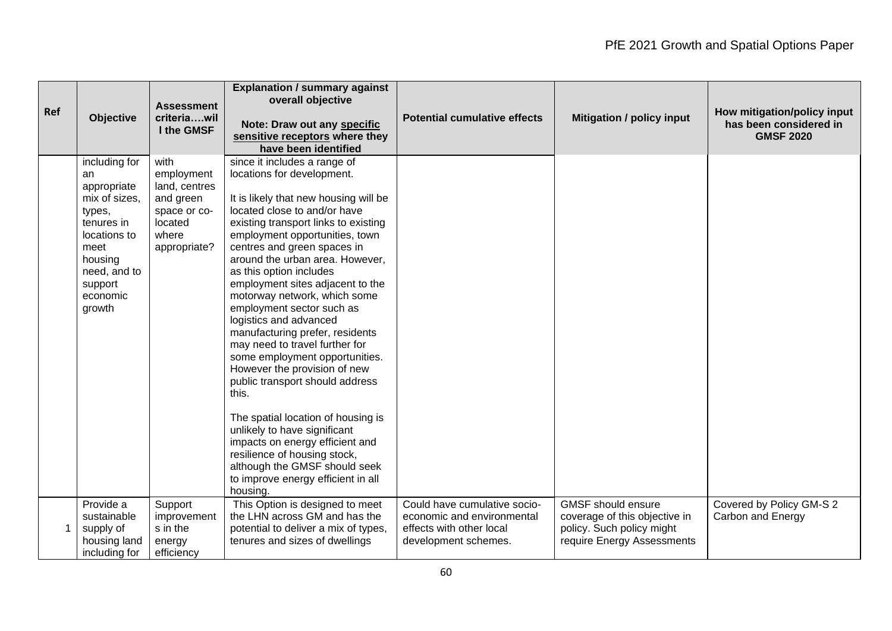| Ref | Objective | Assessment criteria….will the GMSF | Explanation / summary against overall objective<br><br>Note: Draw out any **specific sensitive receptors** where they have been identified | Potential cumulative effects | Mitigation / policy input | How mitigation/policy input has been considered in GMSF 2020 |
|---|---|---|---|---|---|---|
| | including for an appropriate mix of sizes, types, tenures in locations to meet housing need, and to support economic growth | with employment land, centres and green space or co-located where appropriate? | since it includes a range of locations for development.<br><br>It is likely that new housing will be located close to and/or have existing transport links to existing employment opportunities, town centres and green spaces in around the urban area. However, as this option includes employment sites adjacent to the motorway network, which some employment sector such as logistics and advanced manufacturing prefer, residents may need to travel further for some employment opportunities. However the provision of new public transport should address this.<br><br>The spatial location of housing is unlikely to have significant impacts on energy efficient and resilience of housing stock, although the GMSF should seek to improve energy efficient in all housing. | | | |
| 1 | Provide a sustainable supply of housing land including for | Support improvements in the energy efficiency | This Option is designed to meet the LHN across GM and has the potential to deliver a mix of types, tenures and sizes of dwellings | Could have cumulative socio-economic and environmental effects with other local development schemes. | GMSF should ensure coverage of this objective in policy. Such policy might require Energy Assessments | Covered by Policy GM-S 2 Carbon and Energy |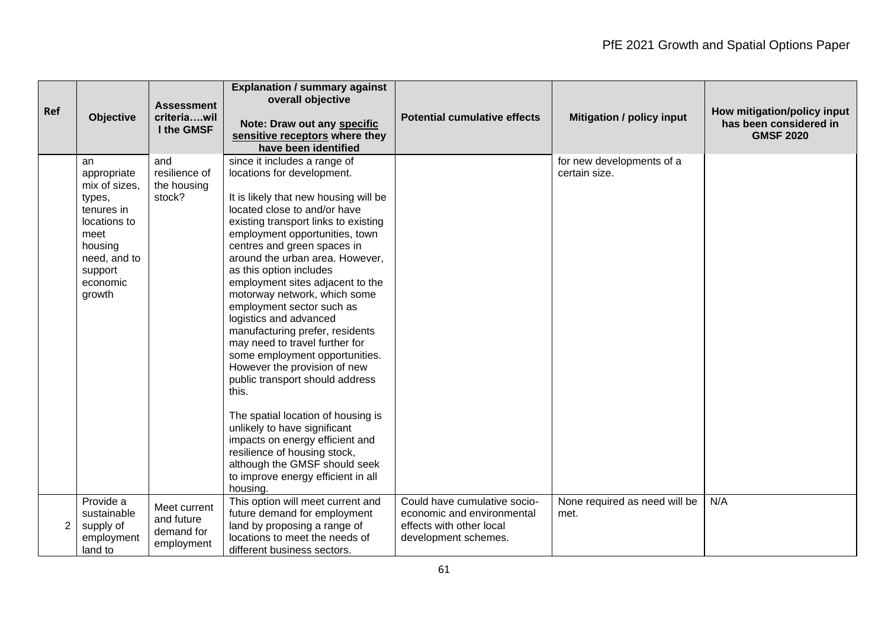| Ref | Objective | Assessment criteria….will the GMSF | Explanation / summary against overall objective<br><br>Note: Draw out any **specific sensitive receptors** where they have been identified | Potential cumulative effects | Mitigation / policy input | How mitigation/policy input has been considered in GMSF 2020 |
|---|---|---|---|---|---|---|
| | an appropriate mix of sizes, types, tenures in locations to meet housing need, and to support economic growth | and resilience of the housing stock? | since it includes a range of locations for development.<br><br>It is likely that new housing will be located close to and/or have existing transport links to existing employment opportunities, town centres and green spaces in around the urban area. However, as this option includes employment sites adjacent to the motorway network, which some employment sector such as logistics and advanced manufacturing prefer, residents may need to travel further for some employment opportunities. However the provision of new public transport should address this.<br><br>The spatial location of housing is unlikely to have significant impacts on energy efficient and resilience of housing stock, although the GMSF should seek to improve energy efficient in all housing. | | for new developments of a certain size. | |
| 2 | Provide a sustainable supply of employment land to | Meet current and future demand for employment | This option will meet current and future demand for employment land by proposing a range of locations to meet the needs of different business sectors. | Could have cumulative socio-economic and environmental effects with other local development schemes. | None required as need will be met. | N/A |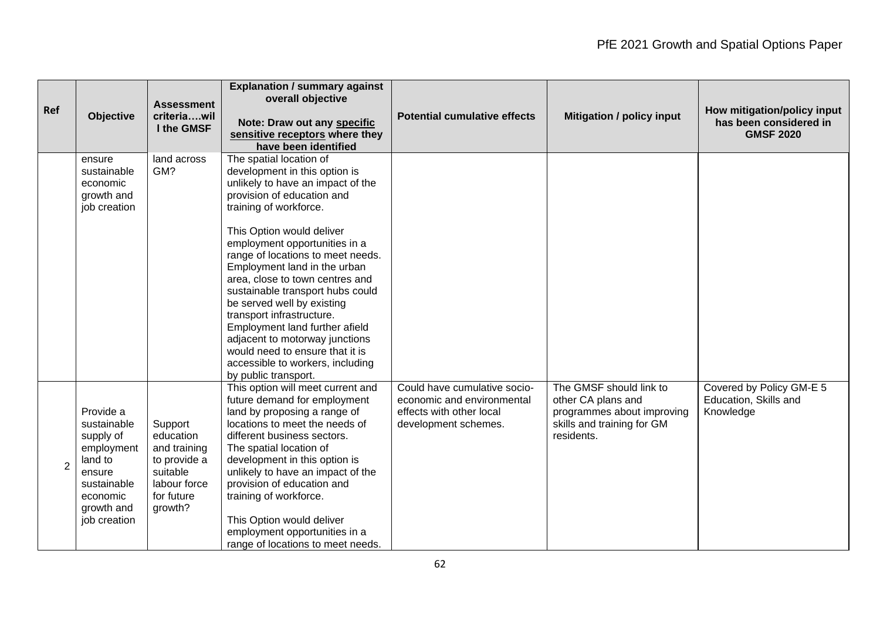| Ref | Objective | Assessment criteria….will the GMSF | Explanation / summary against overall objective<br><br>Note: Draw out any specific sensitive receptors where they have been identified | Potential cumulative effects | Mitigation / policy input | How mitigation/policy input has been considered in GMSF 2020 |
|---|---|---|---|---|---|---|
| | ensure sustainable economic growth and job creation | land across GM? | The spatial location of development in this option is unlikely to have an impact of the provision of education and training of workforce.<br><br>This Option would deliver employment opportunities in a range of locations to meet needs. Employment land in the urban area, close to town centres and sustainable transport hubs could be served well by existing transport infrastructure. Employment land further afield adjacent to motorway junctions would need to ensure that it is accessible to workers, including by public transport. | | | |
| 2 | Provide a sustainable supply of employment land to ensure sustainable economic growth and job creation | Support education and training to provide a suitable labour force for future growth? | This option will meet current and future demand for employment land by proposing a range of locations to meet the needs of different business sectors. The spatial location of development in this option is unlikely to have an impact of the provision of education and training of workforce.<br><br>This Option would deliver employment opportunities in a range of locations to meet needs. | Could have cumulative socio-economic and environmental effects with other local development schemes. | The GMSF should link to other CA plans and programmes about improving skills and training for GM residents. | Covered by Policy GM-E 5 Education, Skills and Knowledge |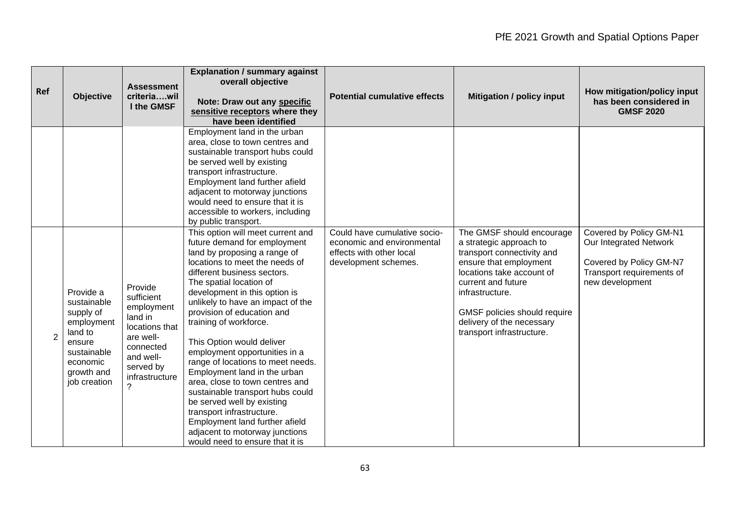| Ref | Objective | Assessment criteria….will the GMSF | Explanation / summary against overall objective<br><br>Note: Draw out any **specific sensitive receptors** where they have been identified | Potential cumulative effects | Mitigation / policy input | How mitigation/policy input has been considered in GMSF 2020 |
|---|---|---|---|---|---|---|
| | | | Employment land in the urban area, close to town centres and sustainable transport hubs could be served well by existing transport infrastructure. Employment land further afield adjacent to motorway junctions would need to ensure that it is accessible to workers, including by public transport. | | | |
| 2 | Provide a sustainable supply of employment land to ensure sustainable economic growth and job creation | Provide sufficient employment land in locations that are well-connected and well-served by infrastructure? | This option will meet current and future demand for employment land by proposing a range of locations to meet the needs of different business sectors.<br>The spatial location of development in this option is unlikely to have an impact of the provision of education and training of workforce.<br><br>This Option would deliver employment opportunities in a range of locations to meet needs. Employment land in the urban area, close to town centres and sustainable transport hubs could be served well by existing transport infrastructure. Employment land further afield adjacent to motorway junctions would need to ensure that it is | Could have cumulative socio-economic and environmental effects with other local development schemes. | The GMSF should encourage a strategic approach to transport connectivity and ensure that employment locations take account of current and future infrastructure.<br><br>GMSF policies should require delivery of the necessary transport infrastructure. | Covered by Policy GM-N1 Our Integrated Network<br><br>Covered by Policy GM-N7 Transport requirements of new development |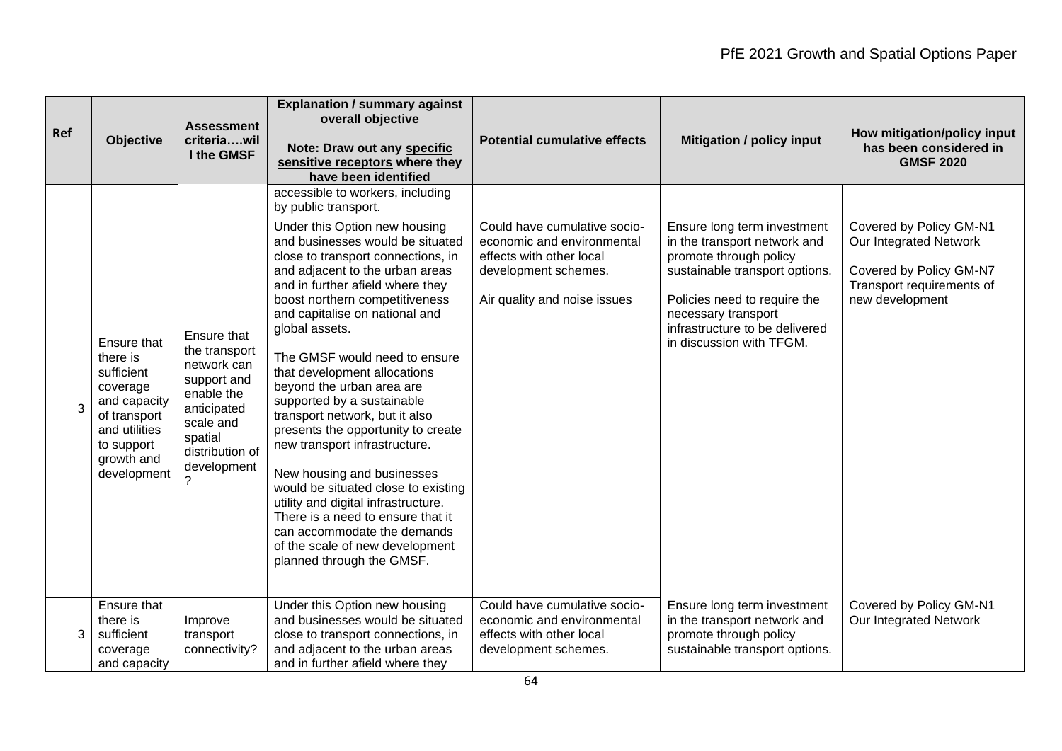| Ref | Objective | Assessment criteria….will the GMSF | Explanation / summary against overall objective<br><br>Note: Draw out any **specific sensitive receptors** where they have been identified | Potential cumulative effects | Mitigation / policy input | How mitigation/policy input has been considered in GMSF 2020 |
|---|---|---|---|---|---|---|
| | | | accessible to workers, including by public transport. | | | |
| 3 | Ensure that there is sufficient coverage and capacity of transport and utilities to support growth and development | Ensure that the transport network can support and enable the anticipated scale and spatial distribution of development? | Under this Option new housing and businesses would be situated close to transport connections, in and adjacent to the urban areas and in further afield where they boost northern competitiveness and capitalise on national and global assets.<br><br>The GMSF would need to ensure that development allocations beyond the urban area are supported by a sustainable transport network, but it also presents the opportunity to create new transport infrastructure.<br><br>New housing and businesses would be situated close to existing utility and digital infrastructure. There is a need to ensure that it can accommodate the demands of the scale of new development planned through the GMSF. | Could have cumulative socio-economic and environmental effects with other local development schemes.<br><br>Air quality and noise issues | Ensure long term investment in the transport network and promote through policy sustainable transport options.<br><br>Policies need to require the necessary transport infrastructure to be delivered in discussion with TFGM. | Covered by Policy GM-N1 Our Integrated Network<br><br>Covered by Policy GM-N7 Transport requirements of new development |
| 3 | Ensure that there is sufficient coverage and capacity | Improve transport connectivity? | Under this Option new housing and businesses would be situated close to transport connections, in and adjacent to the urban areas and in further afield where they | Could have cumulative socio-economic and environmental effects with other local development schemes. | Ensure long term investment in the transport network and promote through policy sustainable transport options. | Covered by Policy GM-N1 Our Integrated Network |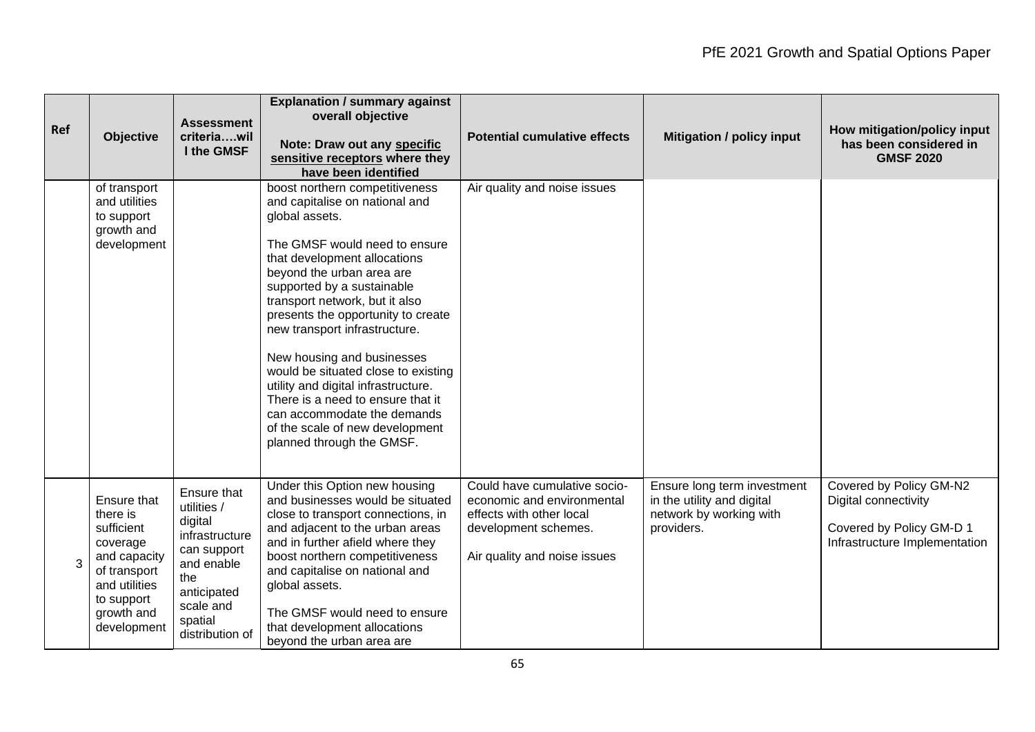| Ref | Objective | Assessment criteria….will the GMSF | Explanation / summary against overall objective<br><br>Note: Draw out any specific sensitive receptors where they have been identified | Potential cumulative effects | Mitigation / policy input | How mitigation/policy input has been considered in GMSF 2020 |
|---|---|---|---|---|---|---|
| | of transport and utilities to support growth and development | | boost northern competitiveness and capitalise on national and global assets.<br><br>The GMSF would need to ensure that development allocations beyond the urban area are supported by a sustainable transport network, but it also presents the opportunity to create new transport infrastructure.<br><br>New housing and businesses would be situated close to existing utility and digital infrastructure. There is a need to ensure that it can accommodate the demands of the scale of new development planned through the GMSF. | Air quality and noise issues | | |
| 3 | Ensure that there is sufficient coverage and capacity of transport and utilities to support growth and development | Ensure that utilities / digital infrastructure can support and enable the anticipated scale and spatial distribution of | Under this Option new housing and businesses would be situated close to transport connections, in and adjacent to the urban areas and in further afield where they boost northern competitiveness and capitalise on national and global assets.<br><br>The GMSF would need to ensure that development allocations beyond the urban area are | Could have cumulative socio-economic and environmental effects with other local development schemes.<br><br>Air quality and noise issues | Ensure long term investment in the utility and digital network by working with providers. | Covered by Policy GM-N2 Digital connectivity<br><br>Covered by Policy GM-D 1 Infrastructure Implementation |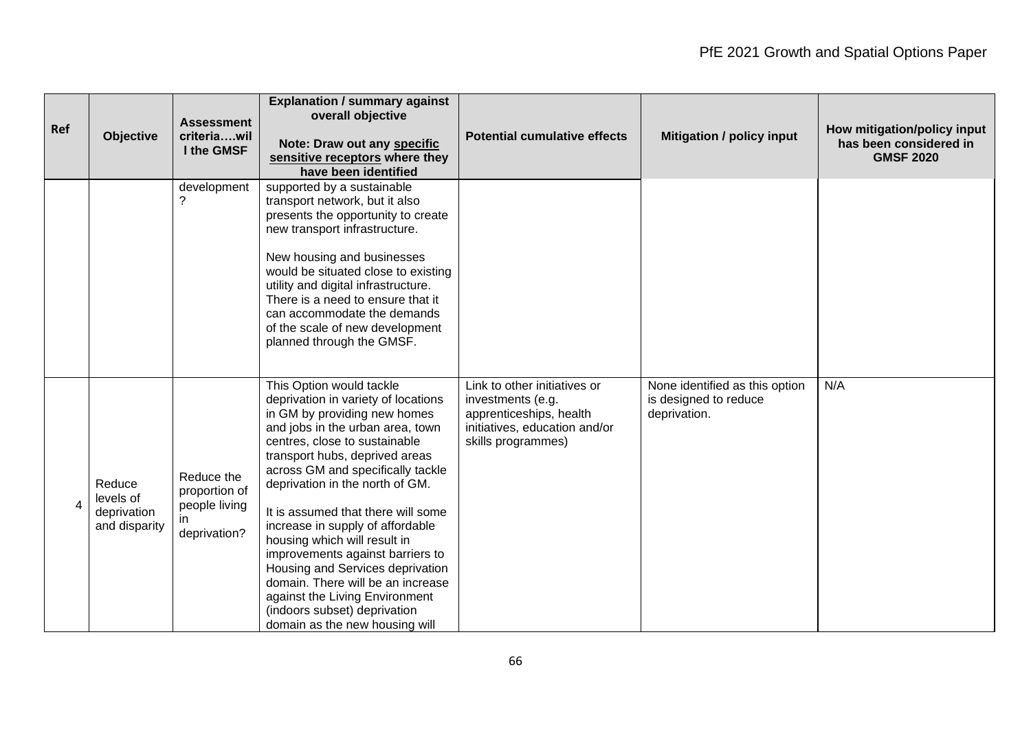| Ref | Objective | Assessment criteria….will the GMSF | Explanation / summary against overall objective<br><br>Note: Draw out any **specific sensitive receptors** where they have been identified | Potential cumulative effects | Mitigation / policy input | How mitigation/policy input has been considered in GMSF 2020 |
|---|---|---|---|---|---|---|
| | | development? | supported by a sustainable transport network, but it also presents the opportunity to create new transport infrastructure.<br><br>New housing and businesses would be situated close to existing utility and digital infrastructure. There is a need to ensure that it can accommodate the demands of the scale of new development planned through the GMSF. | | | |
| 4 | Reduce levels of deprivation and disparity | Reduce the proportion of people living in deprivation? | This Option would tackle deprivation in variety of locations in GM by providing new homes and jobs in the urban area, town centres, close to sustainable transport hubs, deprived areas across GM and specifically tackle deprivation in the north of GM.<br><br>It is assumed that there will some increase in supply of affordable housing which will result in improvements against barriers to Housing and Services deprivation domain. There will be an increase against the Living Environment (indoors subset) deprivation domain as the new housing will | Link to other initiatives or investments (e.g. apprenticeships, health initiatives, education and/or skills programmes) | None identified as this option is designed to reduce deprivation. | N/A |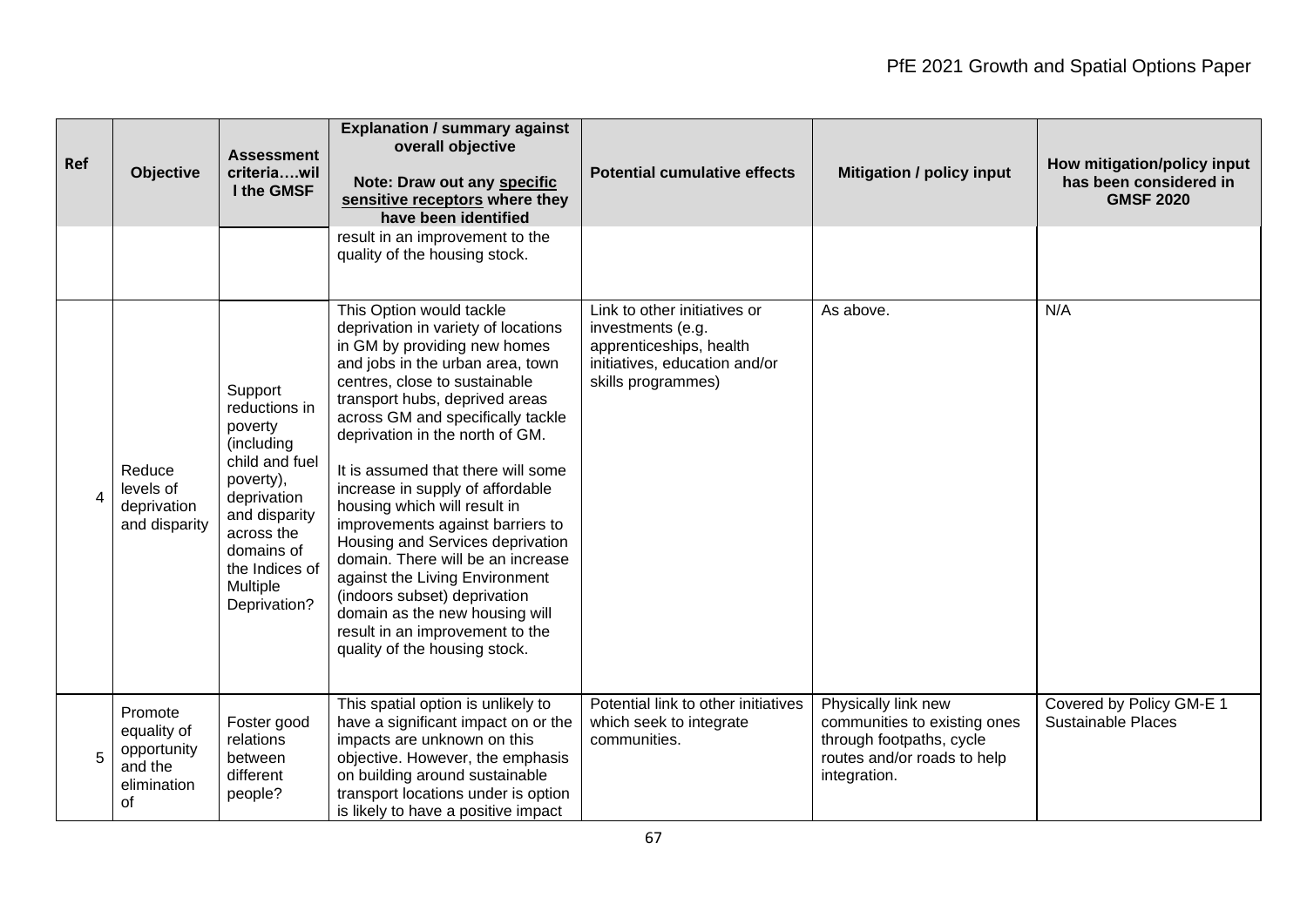| Ref | Objective | Assessment criteria….will the GMSF | Explanation / summary against overall objective<br><br>Note: Draw out any **specific sensitive receptors** where they have been identified | Potential cumulative effects | Mitigation / policy input | How mitigation/policy input has been considered in GMSF 2020 |
|---|---|---|---|---|---|---|
| | | | result in an improvement to the quality of the housing stock. | | | |
| 4 | Reduce levels of deprivation and disparity | Support reductions in poverty (including child and fuel poverty), deprivation and disparity across the domains of the Indices of Multiple Deprivation? | This Option would tackle deprivation in variety of locations in GM by providing new homes and jobs in the urban area, town centres, close to sustainable transport hubs, deprived areas across GM and specifically tackle deprivation in the north of GM.<br><br>It is assumed that there will some increase in supply of affordable housing which will result in improvements against barriers to Housing and Services deprivation domain. There will be an increase against the Living Environment (indoors subset) deprivation domain as the new housing will result in an improvement to the quality of the housing stock. | Link to other initiatives or investments (e.g. apprenticeships, health initiatives, education and/or skills programmes) | As above. | N/A |
| 5 | Promote equality of opportunity and the elimination of | Foster good relations between different people? | This spatial option is unlikely to have a significant impact on or the impacts are unknown on this objective. However, the emphasis on building around sustainable transport locations under is option is likely to have a positive impact | Potential link to other initiatives which seek to integrate communities. | Physically link new communities to existing ones through footpaths, cycle routes and/or roads to help integration. | Covered by Policy GM-E 1 Sustainable Places |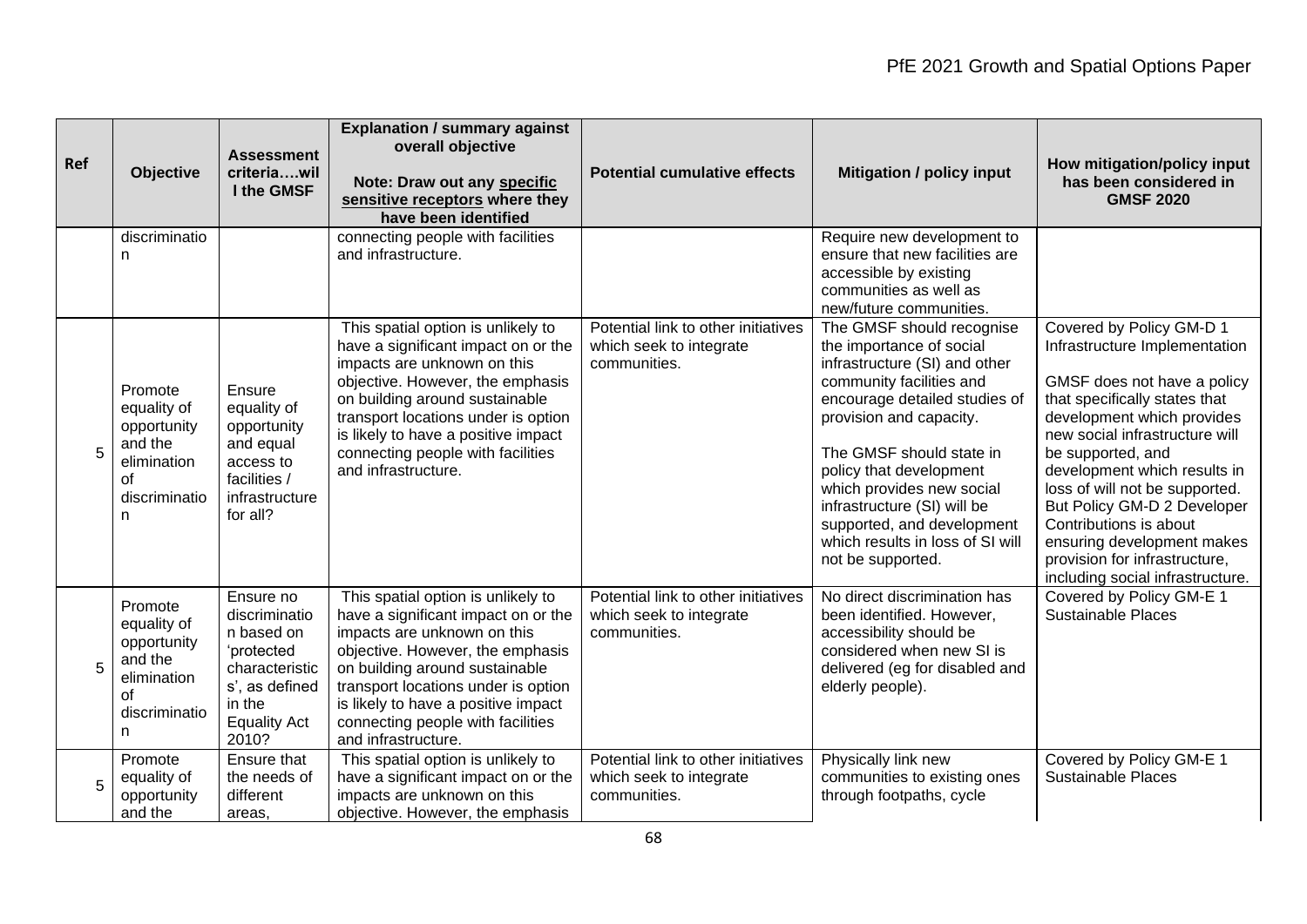| Ref | Objective | Assessment criteria….will the GMSF | Explanation / summary against overall objective<br><br>Note: Draw out any **specific sensitive receptors** where they have been identified | Potential cumulative effects | Mitigation / policy input | How mitigation/policy input has been considered in GMSF 2020 |
|---|---|---|---|---|---|---|
| | discrimination | | connecting people with facilities and infrastructure. | | Require new development to ensure that new facilities are accessible by existing communities as well as new/future communities. | |
| 5 | Promote equality of opportunity and the elimination of discrimination | Ensure equality of opportunity and equal access to facilities / infrastructure for all? | This spatial option is unlikely to have a significant impact on or the impacts are unknown on this objective. However, the emphasis on building around sustainable transport locations under is option is likely to have a positive impact connecting people with facilities and infrastructure. | Potential link to other initiatives which seek to integrate communities. | The GMSF should recognise the importance of social infrastructure (SI) and other community facilities and encourage detailed studies of provision and capacity.<br><br>The GMSF should state in policy that development which provides new social infrastructure (SI) will be supported, and development which results in loss of SI will not be supported. | Covered by Policy GM-D 1 Infrastructure Implementation<br><br>GMSF does not have a policy that specifically states that development which provides new social infrastructure will be supported, and development which results in loss of will not be supported. But Policy GM-D 2 Developer Contributions is about ensuring development makes provision for infrastructure, including social infrastructure. |
| 5 | Promote equality of opportunity and the elimination of discrimination | Ensure no discrimination based on 'protected characteristics', as defined in the Equality Act 2010? | This spatial option is unlikely to have a significant impact on or the impacts are unknown on this objective. However, the emphasis on building around sustainable transport locations under is option is likely to have a positive impact connecting people with facilities and infrastructure. | Potential link to other initiatives which seek to integrate communities. | No direct discrimination has been identified. However, accessibility should be considered when new SI is delivered (eg for disabled and elderly people). | Covered by Policy GM-E 1 Sustainable Places |
| 5 | Promote equality of opportunity and the | Ensure that the needs of different areas, | This spatial option is unlikely to have a significant impact on or the impacts are unknown on this objective. However, the emphasis | Potential link to other initiatives which seek to integrate communities. | Physically link new communities to existing ones through footpaths, cycle | Covered by Policy GM-E 1 Sustainable Places |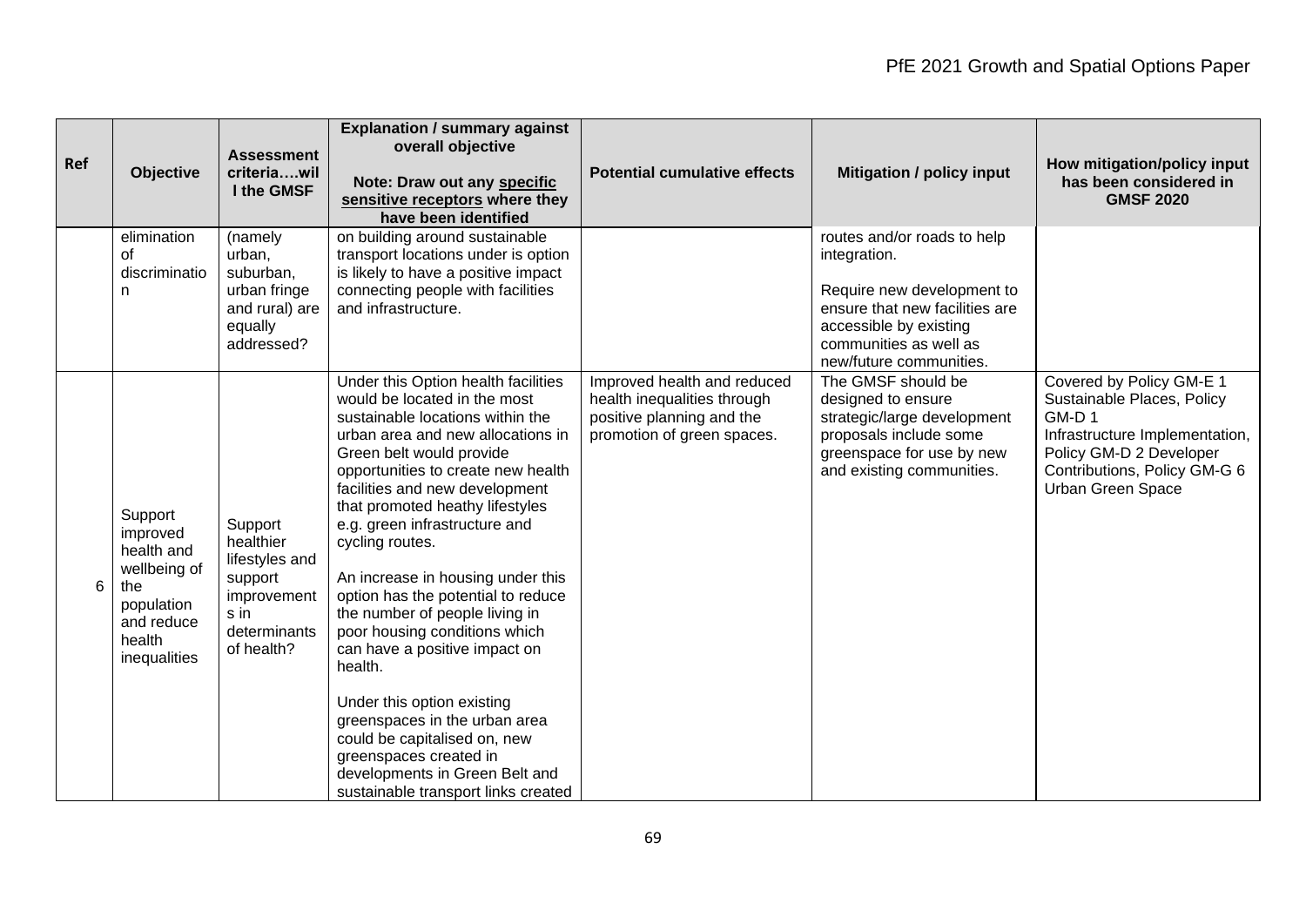| Ref | Objective | Assessment criteria….will the GMSF | Explanation / summary against overall objective<br><br>Note: Draw out any **specific sensitive receptors** where they have been identified | Potential cumulative effects | Mitigation / policy input | How mitigation/policy input has been considered in GMSF 2020 |
|---|---|---|---|---|---|---|
| | elimination of discrimination | (namely urban, suburban, urban fringe and rural) are equally addressed? | on building around sustainable transport locations under is option is likely to have a positive impact connecting people with facilities and infrastructure. | | routes and/or roads to help integration.<br><br>Require new development to ensure that new facilities are accessible by existing communities as well as new/future communities. | |
| 6 | Support improved health and wellbeing of the population and reduce health inequalities | Support healthier lifestyles and support improvements in determinants of health? | Under this Option health facilities would be located in the most sustainable locations within the urban area and new allocations in Green belt would provide opportunities to create new health facilities and new development that promoted heathy lifestyles e.g. green infrastructure and cycling routes.<br><br>An increase in housing under this option has the potential to reduce the number of people living in poor housing conditions which can have a positive impact on health.<br><br>Under this option existing greenspaces in the urban area could be capitalised on, new greenspaces created in developments in Green Belt and sustainable transport links created | Improved health and reduced health inequalities through positive planning and the promotion of green spaces. | The GMSF should be designed to ensure strategic/large development proposals include some greenspace for use by new and existing communities. | Covered by Policy GM-E 1 Sustainable Places, Policy GM-D 1 Infrastructure Implementation, Policy GM-D 2 Developer Contributions, Policy GM-G 6 Urban Green Space |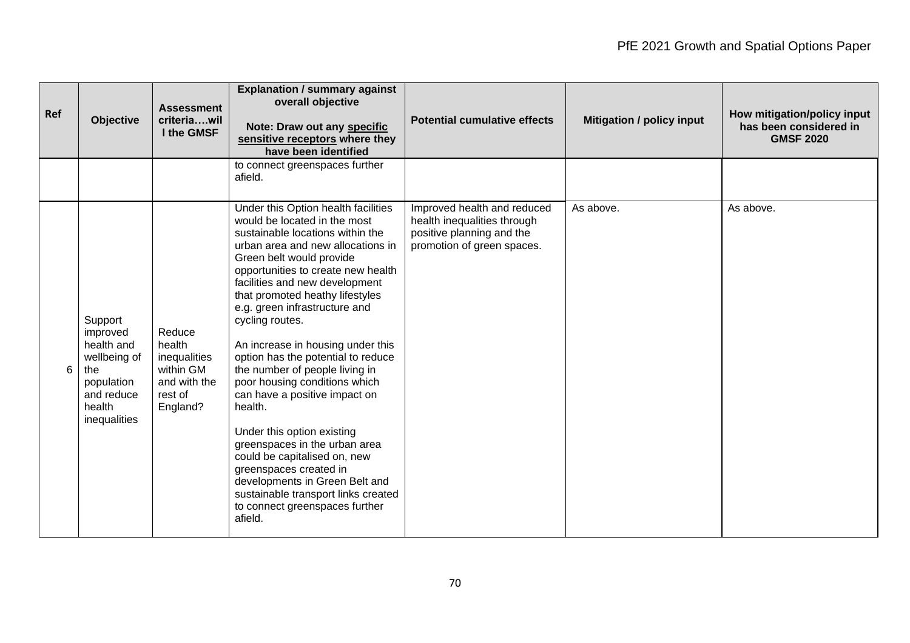| Ref | Objective | Assessment criteria….will the GMSF | Explanation / summary against overall objective<br><br>Note: Draw out any **specific sensitive receptors** where they have been identified | Potential cumulative effects | Mitigation / policy input | How mitigation/policy input has been considered in GMSF 2020 |
|---|---|---|---|---|---|---|
| | | | to connect greenspaces further afield. | | | |
| 6 | Support improved health and wellbeing of the population and reduce health inequalities | Reduce health inequalities within GM and with the rest of England? | Under this Option health facilities would be located in the most sustainable locations within the urban area and new allocations in Green belt would provide opportunities to create new health facilities and new development that promoted heathy lifestyles e.g. green infrastructure and cycling routes.<br><br>An increase in housing under this option has the potential to reduce the number of people living in poor housing conditions which can have a positive impact on health.<br><br>Under this option existing greenspaces in the urban area could be capitalised on, new greenspaces created in developments in Green Belt and sustainable transport links created to connect greenspaces further afield. | Improved health and reduced health inequalities through positive planning and the promotion of green spaces. | As above. | As above. |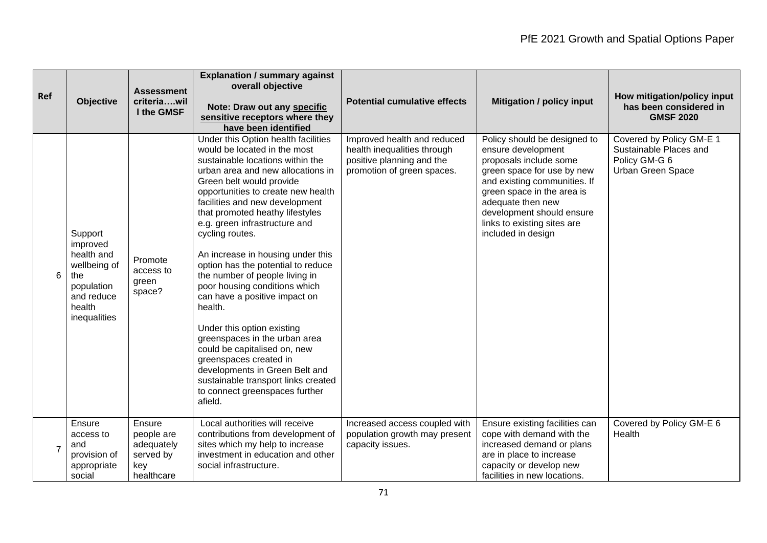| Ref | Objective | Assessment criteria….will the GMSF | Explanation / summary against overall objective<br><br>Note: Draw out any **specific sensitive receptors** where they have been identified | Potential cumulative effects | Mitigation / policy input | How mitigation/policy input has been considered in GMSF 2020 |
|---|---|---|---|---|---|---|
| 6 | Support improved health and wellbeing of the population and reduce health inequalities | Promote access to green space? | Under this Option health facilities would be located in the most sustainable locations within the urban area and new allocations in Green belt would provide opportunities to create new health facilities and new development that promoted heathy lifestyles e.g. green infrastructure and cycling routes.<br><br>An increase in housing under this option has the potential to reduce the number of people living in poor housing conditions which can have a positive impact on health.<br><br>Under this option existing greenspaces in the urban area could be capitalised on, new greenspaces created in developments in Green Belt and sustainable transport links created to connect greenspaces further afield. | Improved health and reduced health inequalities through positive planning and the promotion of green spaces. | Policy should be designed to ensure development proposals include some green space for use by new and existing communities. If green space in the area is adequate then new development should ensure links to existing sites are included in design | Covered by Policy GM-E 1 Sustainable Places and Policy GM-G 6 Urban Green Space |
| 7 | Ensure access to and provision of appropriate social | Ensure people are adequately served by key healthcare | Local authorities will receive contributions from development of sites which my help to increase investment in education and other social infrastructure. | Increased access coupled with population growth may present capacity issues. | Ensure existing facilities can cope with demand with the increased demand or plans are in place to increase capacity or develop new facilities in new locations. | Covered by Policy GM-E 6 Health |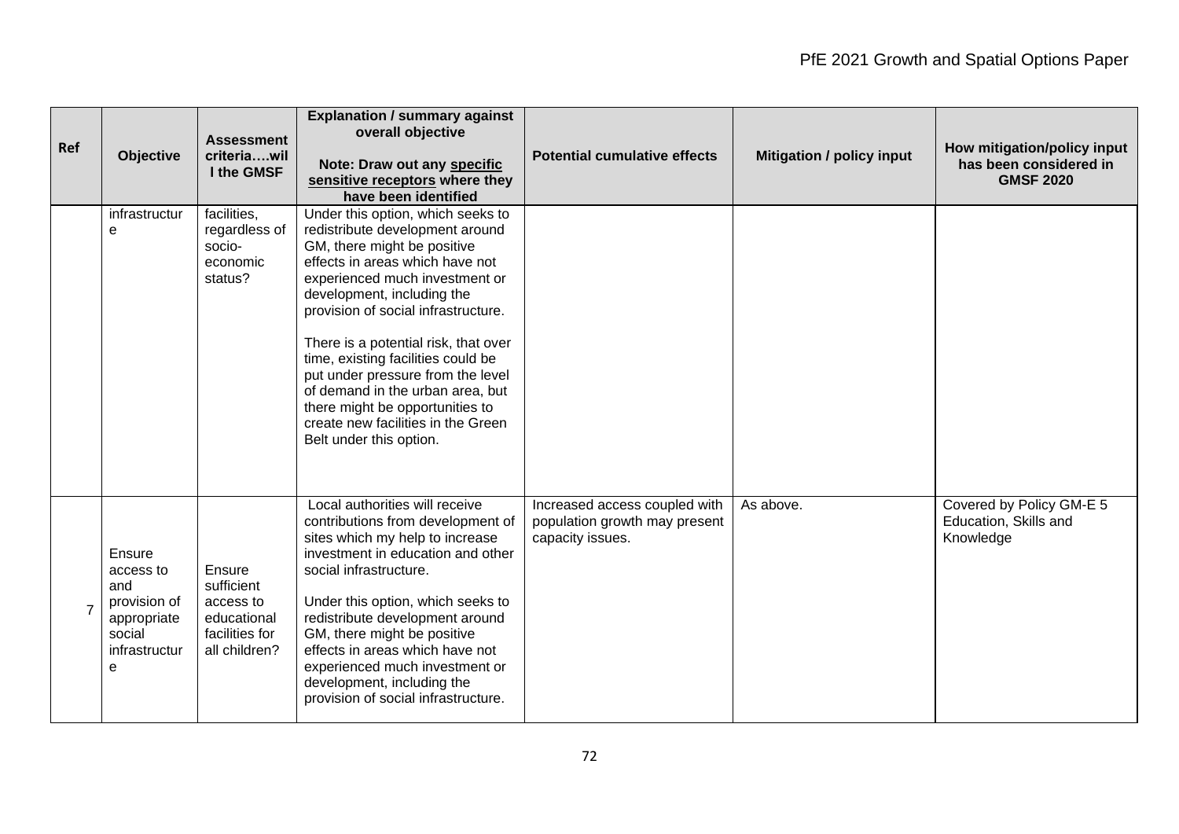| Ref | Objective | Assessment criteria….will the GMSF | Explanation / summary against overall objective<br><br>Note: Draw out any **specific sensitive receptors** where they have been identified | Potential cumulative effects | Mitigation / policy input | How mitigation/policy input has been considered in GMSF 2020 |
|---|---|---|---|---|---|---|
| | infrastructure | facilities, regardless of socio-economic status? | Under this option, which seeks to redistribute development around GM, there might be positive effects in areas which have not experienced much investment or development, including the provision of social infrastructure.<br><br>There is a potential risk, that over time, existing facilities could be put under pressure from the level of demand in the urban area, but there might be opportunities to create new facilities in the Green Belt under this option. | | | |
| 7 | Ensure access to and provision of appropriate social infrastructure | Ensure sufficient access to educational facilities for all children? | Local authorities will receive contributions from development of sites which my help to increase investment in education and other social infrastructure.<br><br>Under this option, which seeks to redistribute development around GM, there might be positive effects in areas which have not experienced much investment or development, including the provision of social infrastructure. | Increased access coupled with population growth may present capacity issues. | As above. | Covered by Policy GM-E 5 Education, Skills and Knowledge |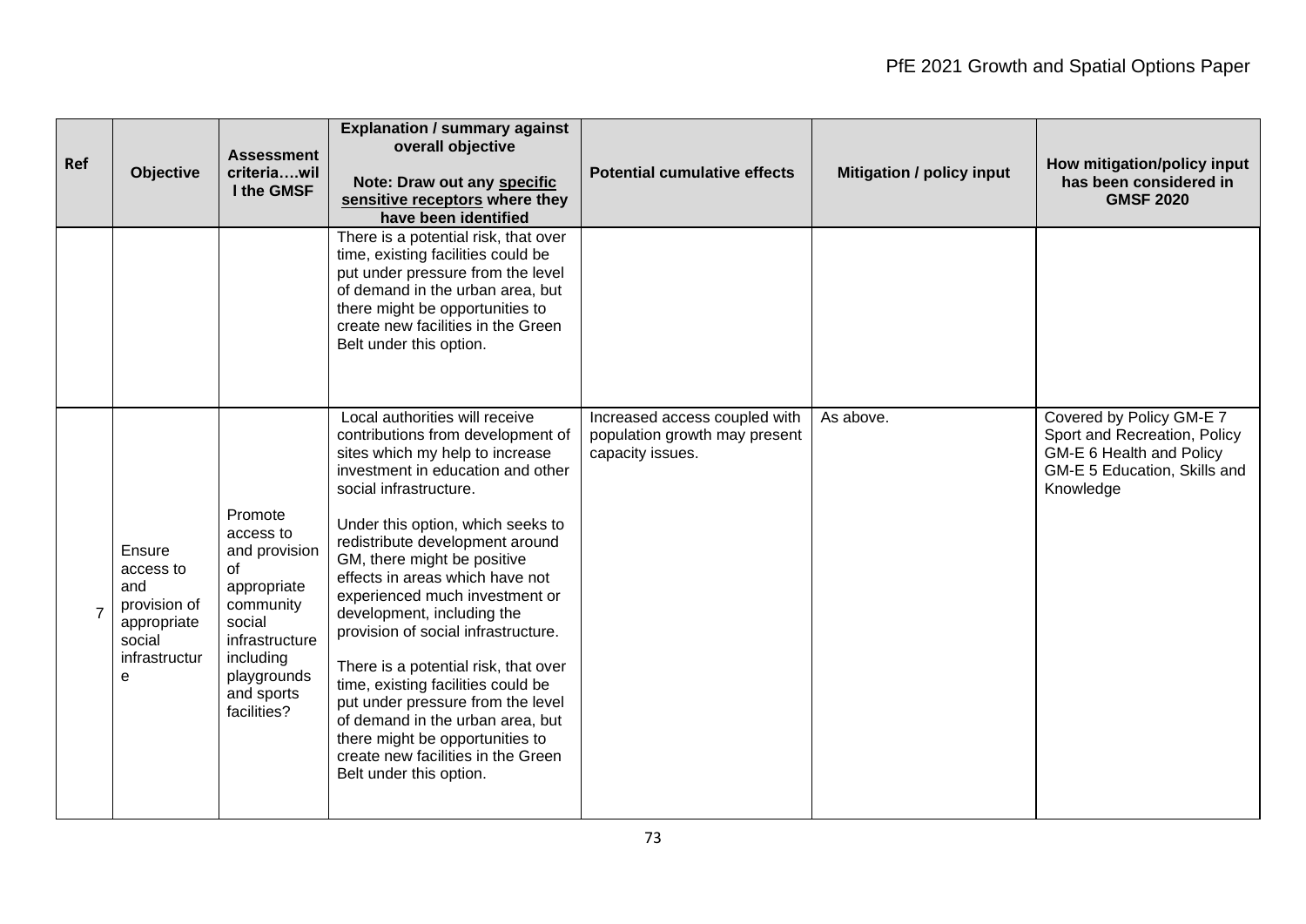| Ref | Objective | Assessment criteria….will the GMSF | Explanation / summary against overall objective<br><br>Note: Draw out any **specific sensitive receptors** where they have been identified | Potential cumulative effects | Mitigation / policy input | How mitigation/policy input has been considered in GMSF 2020 |
|---|---|---|---|---|---|---|
| | | | There is a potential risk, that over time, existing facilities could be put under pressure from the level of demand in the urban area, but there might be opportunities to create new facilities in the Green Belt under this option. | | | |
| 7 | Ensure access to and provision of appropriate social infrastructure | Promote access to and provision of appropriate community social infrastructure including playgrounds and sports facilities? | Local authorities will receive contributions from development of sites which my help to increase investment in education and other social infrastructure.<br><br>Under this option, which seeks to redistribute development around GM, there might be positive effects in areas which have not experienced much investment or development, including the provision of social infrastructure.<br><br>There is a potential risk, that over time, existing facilities could be put under pressure from the level of demand in the urban area, but there might be opportunities to create new facilities in the Green Belt under this option. | Increased access coupled with population growth may present capacity issues. | As above. | Covered by Policy GM-E 7 Sport and Recreation, Policy GM-E 6 Health and Policy GM-E 5 Education, Skills and Knowledge |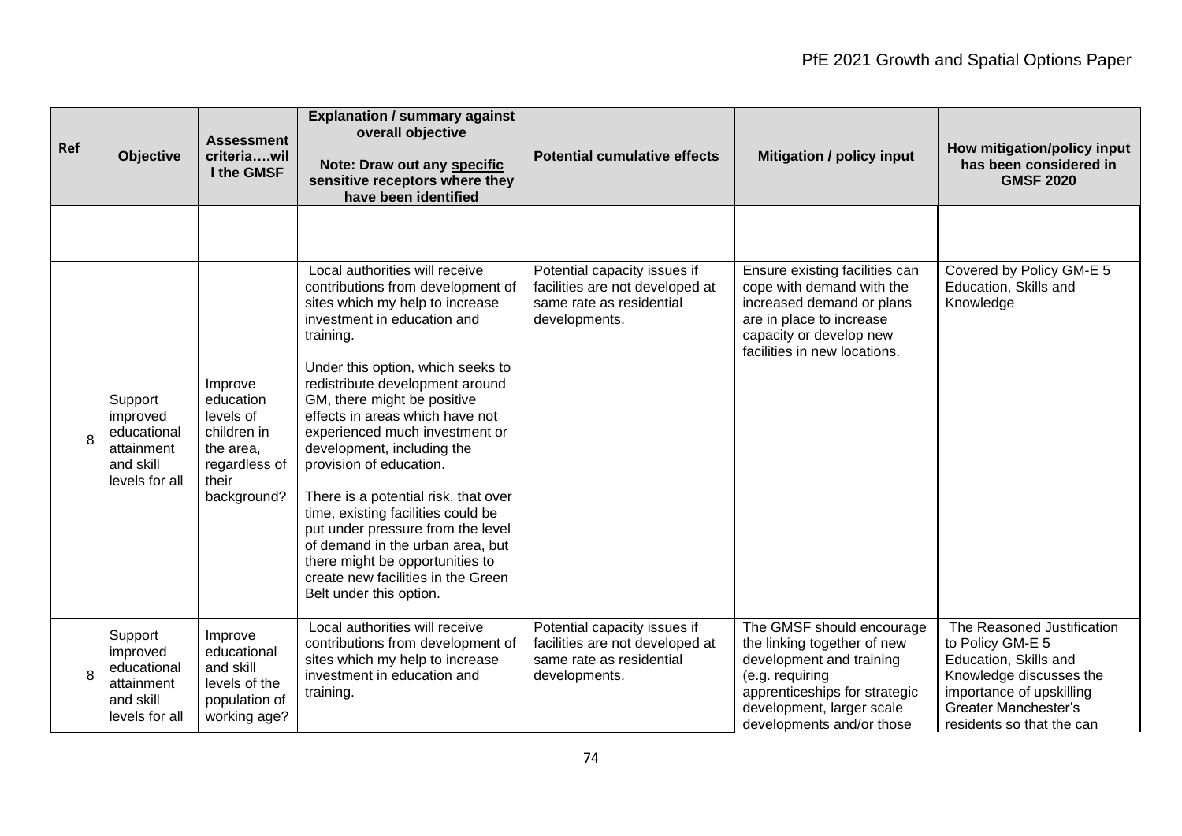| Ref | Objective | Assessment criteria….will the GMSF | Explanation / summary against overall objective<br><br>Note: Draw out any **specific sensitive receptors** where they have been identified | Potential cumulative effects | Mitigation / policy input | How mitigation/policy input has been considered in GMSF 2020 |
|---|---|---|---|---|---|---|
| | | | | | | |
| 8 | Support improved educational attainment and skill levels for all | Improve education levels of children in the area, regardless of their background? | Local authorities will receive contributions from development of sites which my help to increase investment in education and training.<br><br>Under this option, which seeks to redistribute development around GM, there might be positive effects in areas which have not experienced much investment or development, including the provision of education.<br><br>There is a potential risk, that over time, existing facilities could be put under pressure from the level of demand in the urban area, but there might be opportunities to create new facilities in the Green Belt under this option. | Potential capacity issues if facilities are not developed at same rate as residential developments. | Ensure existing facilities can cope with demand with the increased demand or plans are in place to increase capacity or develop new facilities in new locations. | Covered by Policy GM-E 5 Education, Skills and Knowledge |
| 8 | Support improved educational attainment and skill levels for all | Improve educational and skill levels of the population of working age? | Local authorities will receive contributions from development of sites which my help to increase investment in education and training. | Potential capacity issues if facilities are not developed at same rate as residential developments. | The GMSF should encourage the linking together of new development and training (e.g. requiring apprenticeships for strategic development, larger scale developments and/or those | The Reasoned Justification to Policy GM-E 5 Education, Skills and Knowledge discusses the importance of upskilling Greater Manchester's residents so that the can |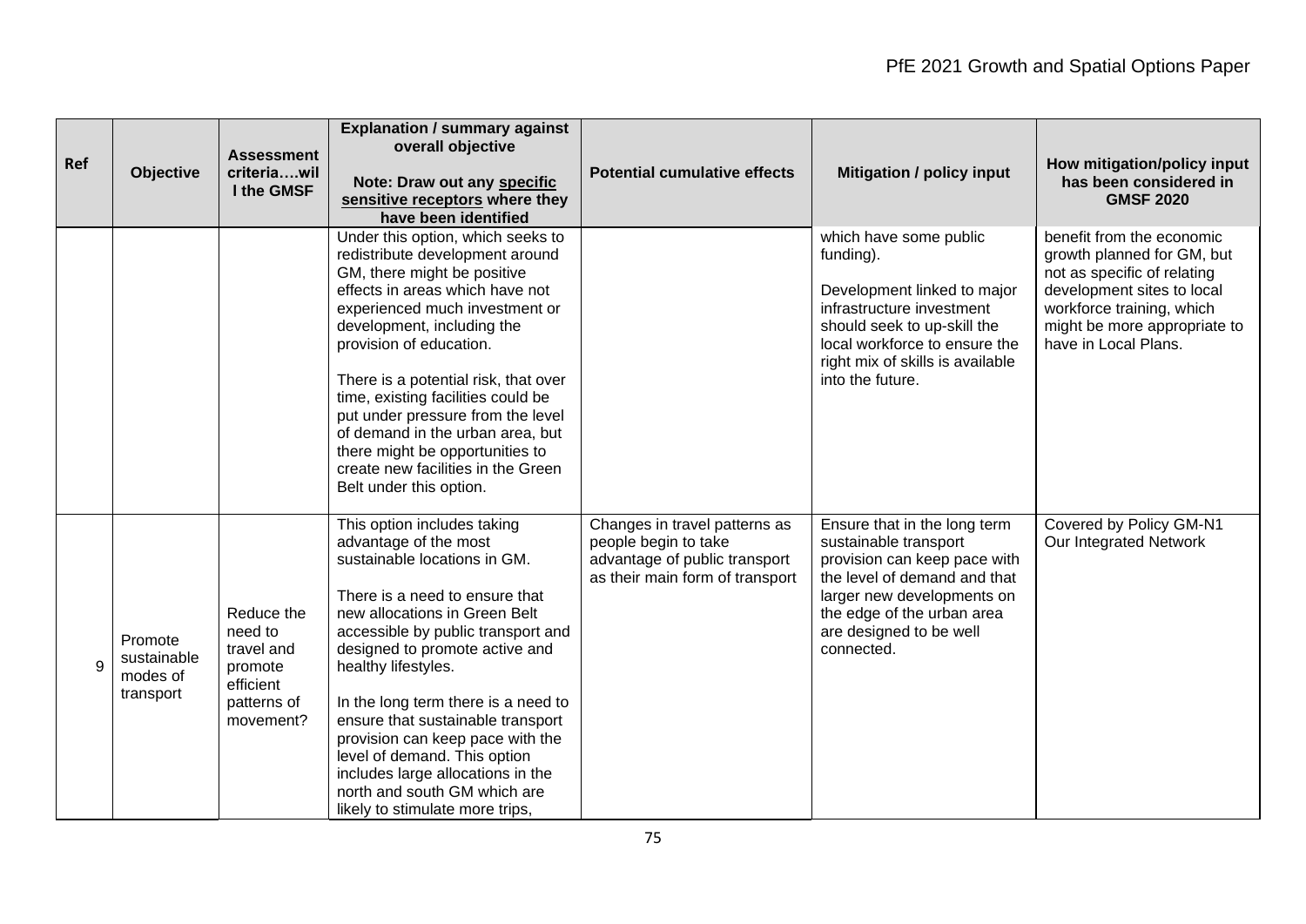| Ref | Objective | Assessment criteria….will the GMSF | Explanation / summary against overall objective<br><br>Note: Draw out any **specific sensitive receptors** where they have been identified | Potential cumulative effects | Mitigation / policy input | How mitigation/policy input has been considered in GMSF 2020 |
|---|---|---|---|---|---|---|
| | | | Under this option, which seeks to redistribute development around GM, there might be positive effects in areas which have not experienced much investment or development, including the provision of education.<br><br>There is a potential risk, that over time, existing facilities could be put under pressure from the level of demand in the urban area, but there might be opportunities to create new facilities in the Green Belt under this option. | | which have some public funding).<br><br>Development linked to major infrastructure investment should seek to up-skill the local workforce to ensure the right mix of skills is available into the future. | benefit from the economic growth planned for GM, but not as specific of relating development sites to local workforce training, which might be more appropriate to have in Local Plans. |
| 9 | Promote sustainable modes of transport | Reduce the need to travel and promote efficient patterns of movement? | This option includes taking advantage of the most sustainable locations in GM.<br><br>There is a need to ensure that new allocations in Green Belt accessible by public transport and designed to promote active and healthy lifestyles.<br><br>In the long term there is a need to ensure that sustainable transport provision can keep pace with the level of demand. This option includes large allocations in the north and south GM which are likely to stimulate more trips, | Changes in travel patterns as people begin to take advantage of public transport as their main form of transport | Ensure that in the long term sustainable transport provision can keep pace with the level of demand and that larger new developments on the edge of the urban area are designed to be well connected. | Covered by Policy GM-N1 Our Integrated Network |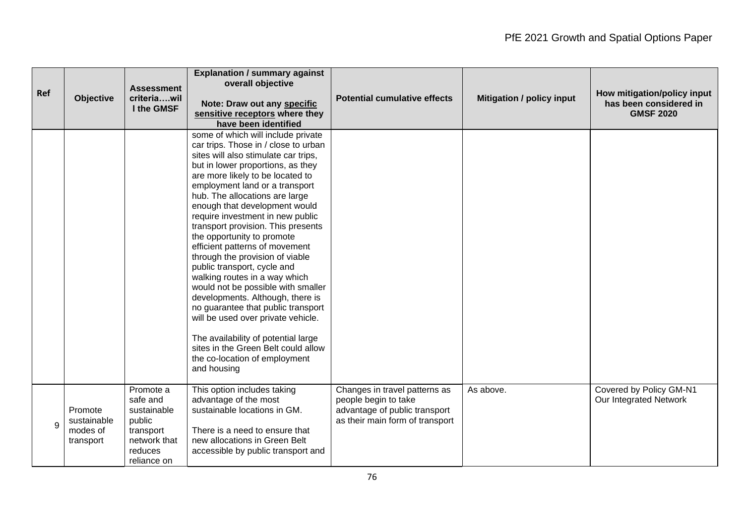| Ref | Objective | Assessment criteria….will the GMSF | Explanation / summary against overall objective<br><br>Note: Draw out any specific sensitive receptors where they have been identified | Potential cumulative effects | Mitigation / policy input | How mitigation/policy input has been considered in GMSF 2020 |
|---|---|---|---|---|---|---|
| | | | some of which will include private car trips. Those in / close to urban sites will also stimulate car trips, but in lower proportions, as they are more likely to be located to employment land or a transport hub. The allocations are large enough that development would require investment in new public transport provision. This presents the opportunity to promote efficient patterns of movement through the provision of viable public transport, cycle and walking routes in a way which would not be possible with smaller developments. Although, there is no guarantee that public transport will be used over private vehicle.<br><br>The availability of potential large sites in the Green Belt could allow the co-location of employment and housing | | | |
| 9 | Promote sustainable modes of transport | Promote a safe and sustainable public transport network that reduces reliance on | This option includes taking advantage of the most sustainable locations in GM.<br><br>There is a need to ensure that new allocations in Green Belt accessible by public transport and | Changes in travel patterns as people begin to take advantage of public transport as their main form of transport | As above. | Covered by Policy GM-N1 Our Integrated Network |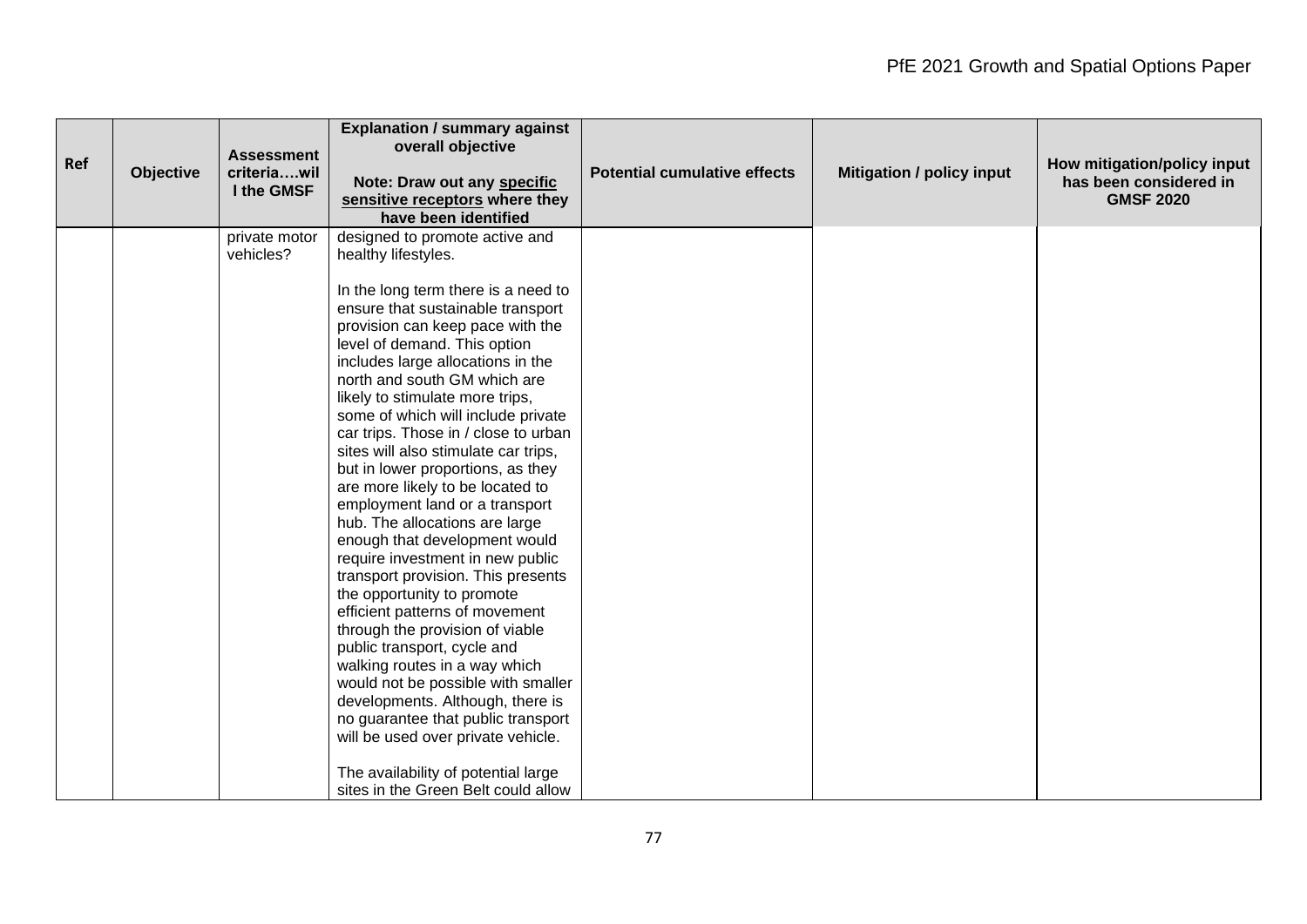| Ref | Objective | Assessment criteria….will the GMSF | Explanation / summary against overall objective<br><br>Note: Draw out any **specific sensitive receptors** where they have been identified | Potential cumulative effects | Mitigation / policy input | How mitigation/policy input has been considered in GMSF 2020 |
|---|---|---|---|---|---|---|
| | | private motor vehicles? | designed to promote active and healthy lifestyles.<br><br>In the long term there is a need to ensure that sustainable transport provision can keep pace with the level of demand. This option includes large allocations in the north and south GM which are likely to stimulate more trips, some of which will include private car trips. Those in / close to urban sites will also stimulate car trips, but in lower proportions, as they are more likely to be located to employment land or a transport hub. The allocations are large enough that development would require investment in new public transport provision. This presents the opportunity to promote efficient patterns of movement through the provision of viable public transport, cycle and walking routes in a way which would not be possible with smaller developments. Although, there is no guarantee that public transport will be used over private vehicle.<br><br>The availability of potential large sites in the Green Belt could allow | | | |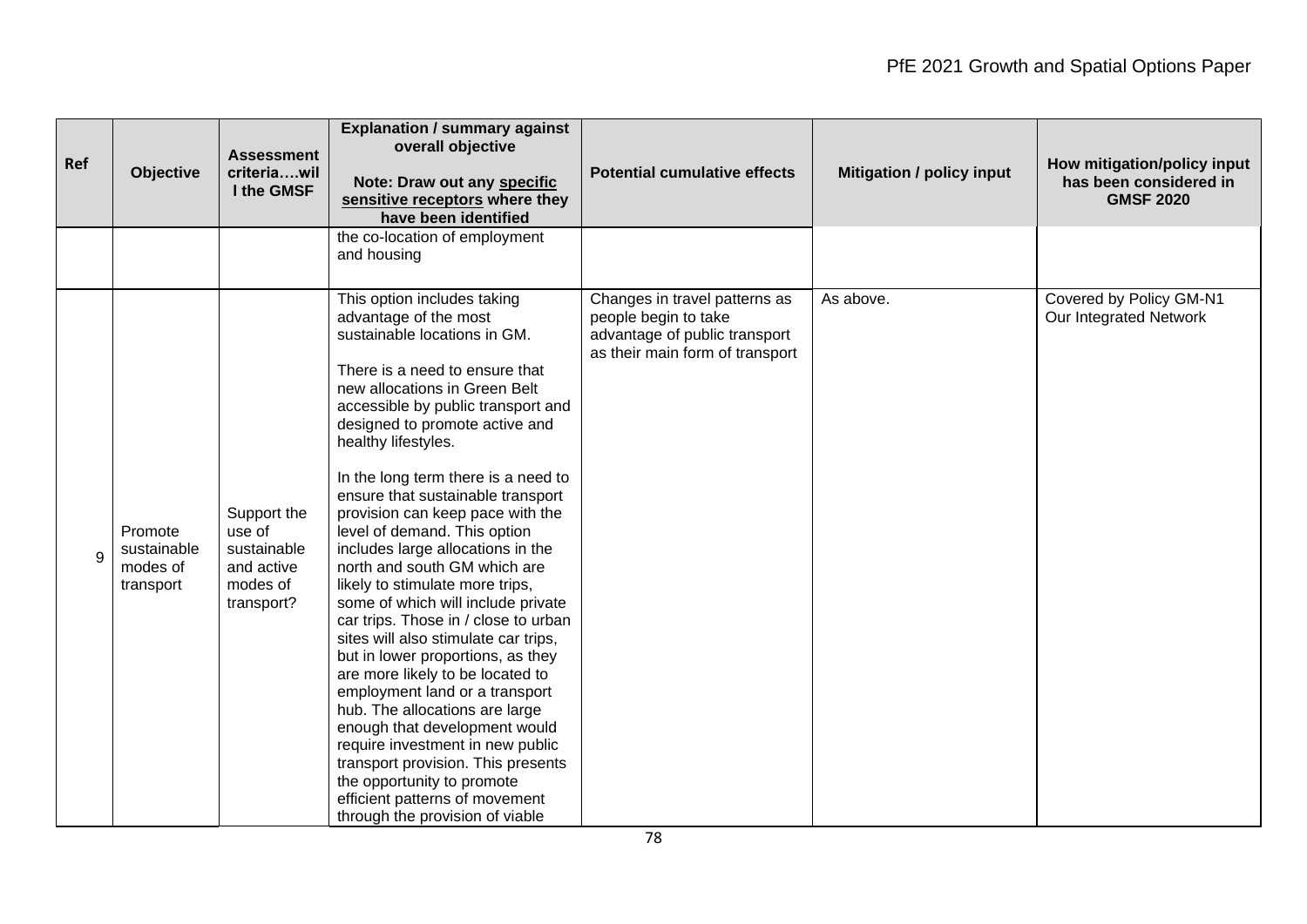| Ref | Objective | Assessment criteria….will the GMSF | Explanation / summary against overall objective<br><br>Note: Draw out any specific sensitive receptors where they have been identified | Potential cumulative effects | Mitigation / policy input | How mitigation/policy input has been considered in GMSF 2020 |
|---|---|---|---|---|---|---|
| | | | the co-location of employment and housing | | | |
| 9 | Promote sustainable modes of transport | Support the use of sustainable and active modes of transport? | This option includes taking advantage of the most sustainable locations in GM.<br><br>There is a need to ensure that new allocations in Green Belt accessible by public transport and designed to promote active and healthy lifestyles.<br><br>In the long term there is a need to ensure that sustainable transport provision can keep pace with the level of demand. This option includes large allocations in the north and south GM which are likely to stimulate more trips, some of which will include private car trips. Those in / close to urban sites will also stimulate car trips, but in lower proportions, as they are more likely to be located to employment land or a transport hub. The allocations are large enough that development would require investment in new public transport provision. This presents the opportunity to promote efficient patterns of movement through the provision of viable | Changes in travel patterns as people begin to take advantage of public transport as their main form of transport | As above. | Covered by Policy GM-N1 Our Integrated Network |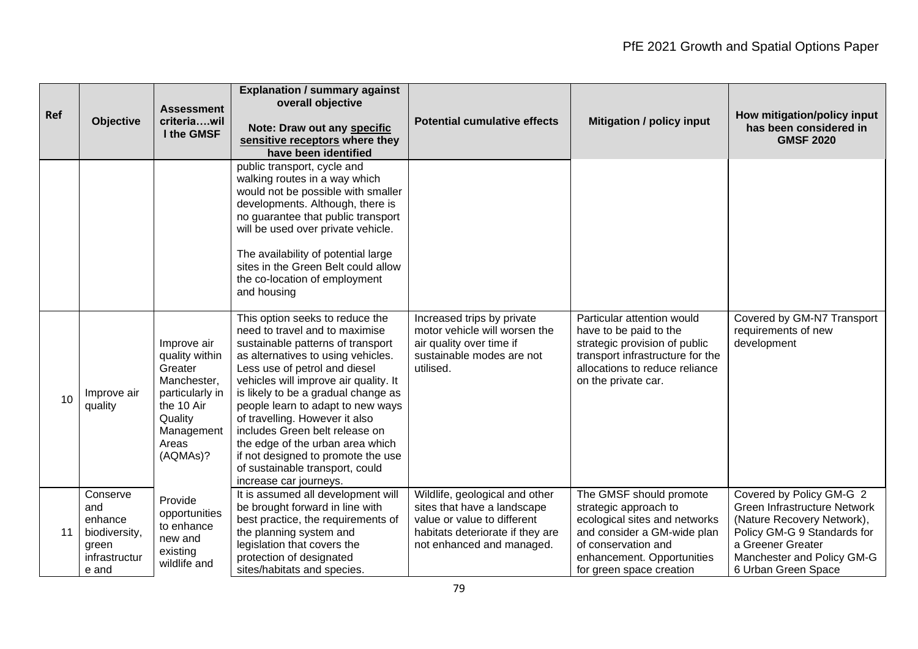| Ref | Objective | Assessment criteria….will the GMSF | Explanation / summary against overall objective<br><br>Note: Draw out any **specific sensitive receptors** where they have been identified | Potential cumulative effects | Mitigation / policy input | How mitigation/policy input has been considered in GMSF 2020 |
|---|---|---|---|---|---|---|
| | | | public transport, cycle and walking routes in a way which would not be possible with smaller developments. Although, there is no guarantee that public transport will be used over private vehicle.<br><br>The availability of potential large sites in the Green Belt could allow the co-location of employment and housing | | | |
| 10 | Improve air quality | Improve air quality within Greater Manchester, particularly in the 10 Air Quality Management Areas (AQMAs)? | This option seeks to reduce the need to travel and to maximise sustainable patterns of transport as alternatives to using vehicles. Less use of petrol and diesel vehicles will improve air quality. It is likely to be a gradual change as people learn to adapt to new ways of travelling. However it also includes Green belt release on the edge of the urban area which if not designed to promote the use of sustainable transport, could increase car journeys. | Increased trips by private motor vehicle will worsen the air quality over time if sustainable modes are not utilised. | Particular attention would have to be paid to the strategic provision of public transport infrastructure for the allocations to reduce reliance on the private car. | Covered by GM-N7 Transport requirements of new development |
| 11 | Conserve and enhance biodiversity, green infrastructure and | Provide opportunities to enhance new and existing wildlife and | It is assumed all development will be brought forward in line with best practice, the requirements of the planning system and legislation that covers the protection of designated sites/habitats and species. | Wildlife, geological and other sites that have a landscape value or value to different habitats deteriorate if they are not enhanced and managed. | The GMSF should promote strategic approach to ecological sites and networks and consider a GM-wide plan of conservation and enhancement. Opportunities for green space creation | Covered by Policy GM-G 2 Green Infrastructure Network (Nature Recovery Network), Policy GM-G 9 Standards for a Greener Greater Manchester and Policy GM-G 6 Urban Green Space |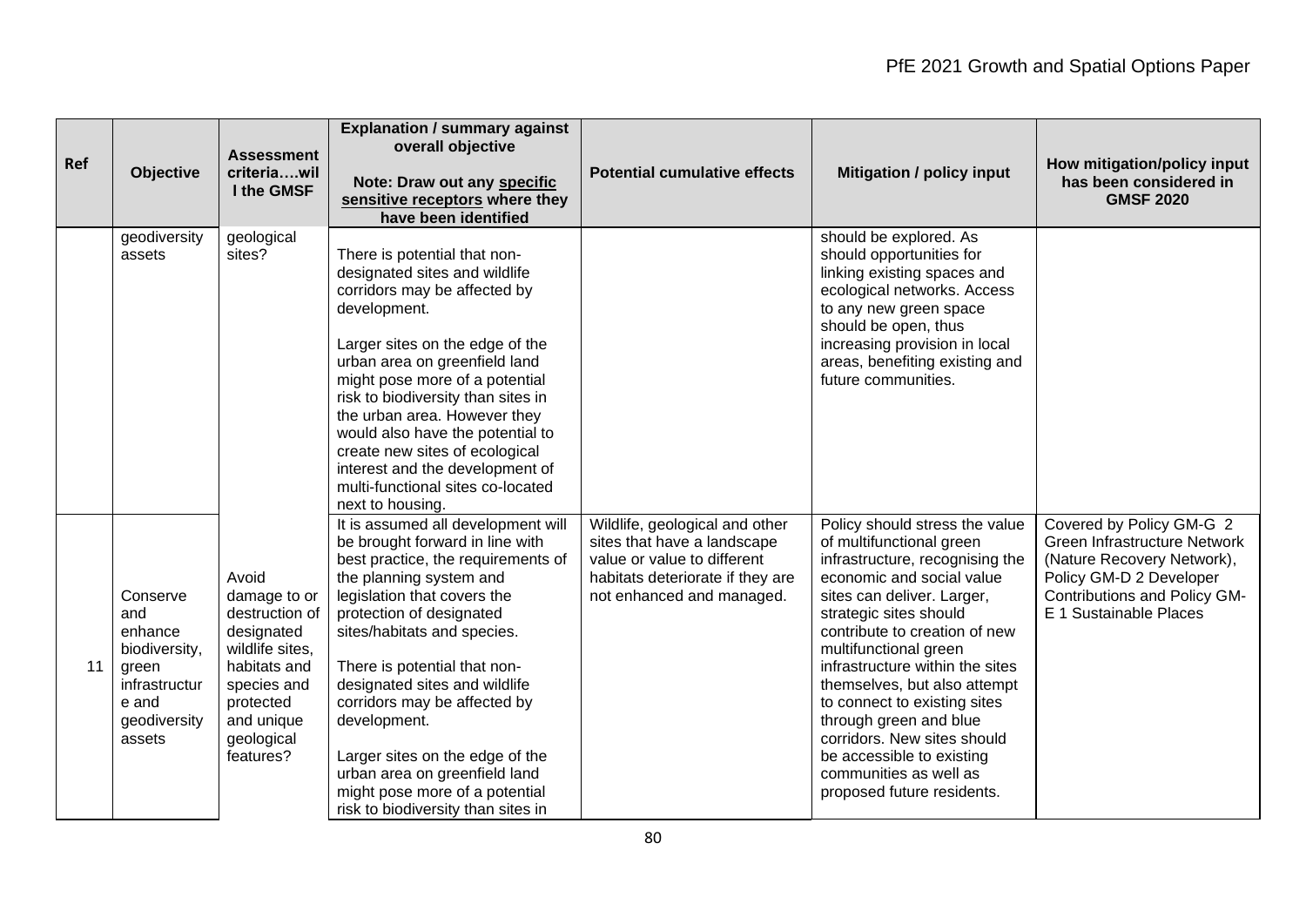| Ref | Objective | Assessment criteria….will the GMSF | Explanation / summary against overall objective<br><br>Note: Draw out any specific sensitive receptors where they have been identified | Potential cumulative effects | Mitigation / policy input | How mitigation/policy input has been considered in GMSF 2020 |
|---|---|---|---|---|---|---|
| | geodiversity assets | geological sites? | There is potential that non-designated sites and wildlife corridors may be affected by development.<br><br>Larger sites on the edge of the urban area on greenfield land might pose more of a potential risk to biodiversity than sites in the urban area. However they would also have the potential to create new sites of ecological interest and the development of multi-functional sites co-located next to housing. | | should be explored. As should opportunities for linking existing spaces and ecological networks. Access to any new green space should be open, thus increasing provision in local areas, benefiting existing and future communities. | |
| 11 | Conserve and enhance biodiversity, green infrastructure and geodiversity assets | Avoid damage to or destruction of designated wildlife sites, habitats and species and protected and unique geological features? | It is assumed all development will be brought forward in line with best practice, the requirements of the planning system and legislation that covers the protection of designated sites/habitats and species.<br><br>There is potential that non-designated sites and wildlife corridors may be affected by development.<br><br>Larger sites on the edge of the urban area on greenfield land might pose more of a potential risk to biodiversity than sites in | Wildlife, geological and other sites that have a landscape value or value to different habitats deteriorate if they are not enhanced and managed. | Policy should stress the value of multifunctional green infrastructure, recognising the economic and social value sites can deliver. Larger, strategic sites should contribute to creation of new multifunctional green infrastructure within the sites themselves, but also attempt to connect to existing sites through green and blue corridors. New sites should be accessible to existing communities as well as proposed future residents. | Covered by Policy GM-G 2 Green Infrastructure Network (Nature Recovery Network), Policy GM-D 2 Developer Contributions and Policy GM-E 1 Sustainable Places |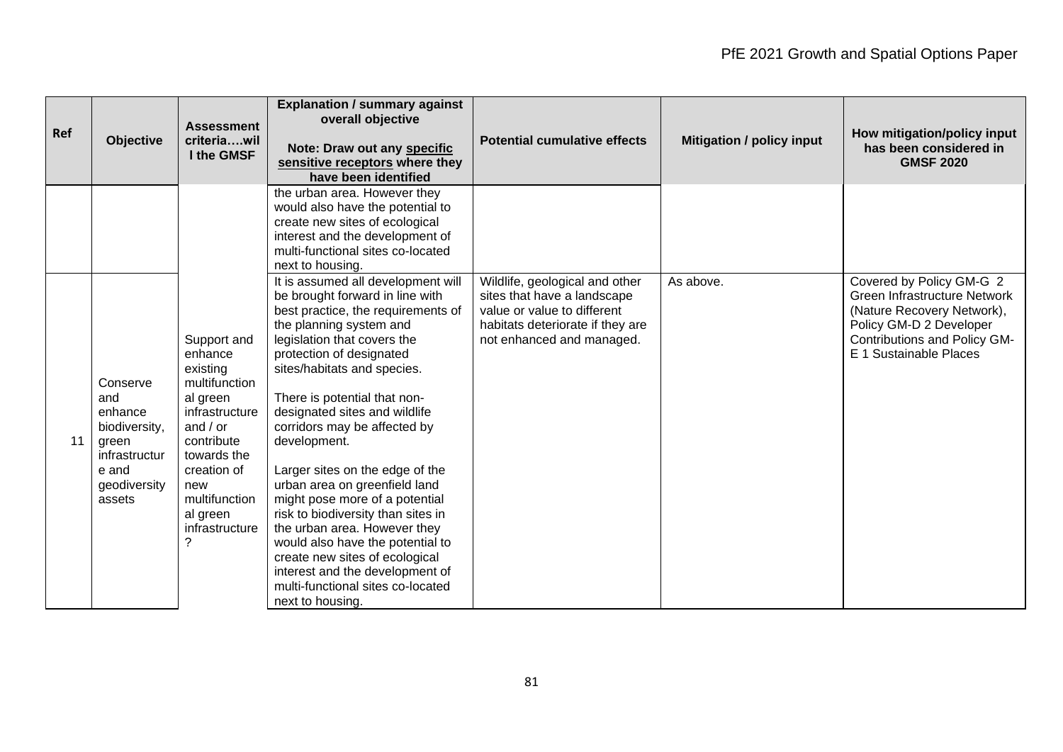| Ref | Objective | Assessment criteria….will the GMSF | Explanation / summary against overall objective<br><br>Note: Draw out any **specific sensitive receptors** where they have been identified | Potential cumulative effects | Mitigation / policy input | How mitigation/policy input has been considered in GMSF 2020 |
|---|---|---|---|---|---|---|
| | | | the urban area. However they would also have the potential to create new sites of ecological interest and the development of multi-functional sites co-located next to housing. | | | |
| 11 | Conserve and enhance biodiversity, green infrastructure and geodiversity assets | Support and enhance existing multifunctional green infrastructure and / or contribute towards the creation of new multifunctional green infrastructure? | It is assumed all development will be brought forward in line with best practice, the requirements of the planning system and legislation that covers the protection of designated sites/habitats and species.<br><br>There is potential that non-designated sites and wildlife corridors may be affected by development.<br><br>Larger sites on the edge of the urban area on greenfield land might pose more of a potential risk to biodiversity than sites in the urban area. However they would also have the potential to create new sites of ecological interest and the development of multi-functional sites co-located next to housing. | Wildlife, geological and other sites that have a landscape value or value to different habitats deteriorate if they are not enhanced and managed. | As above. | Covered by Policy GM-G 2 Green Infrastructure Network (Nature Recovery Network), Policy GM-D 2 Developer Contributions and Policy GM-E 1 Sustainable Places |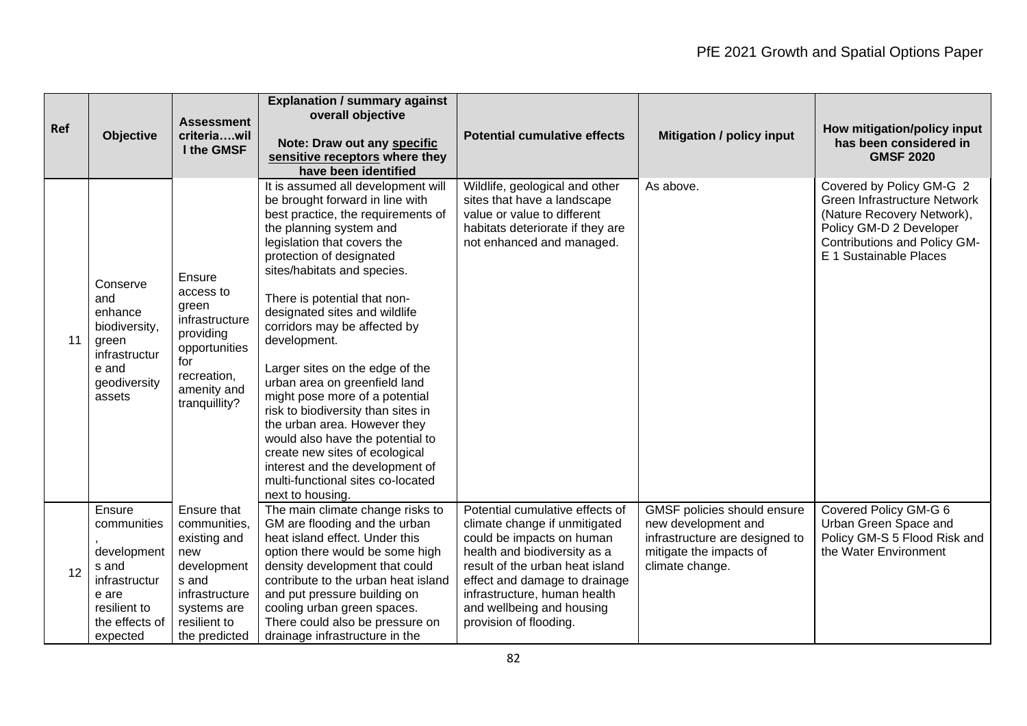| Ref | Objective | Assessment criteria….will the GMSF | Explanation / summary against overall objective<br><br>Note: Draw out any **specific sensitive receptors** where they have been identified | Potential cumulative effects | Mitigation / policy input | How mitigation/policy input has been considered in GMSF 2020 |
|---|---|---|---|---|---|---|
| 11 | Conserve and enhance biodiversity, green infrastructure and geodiversity assets | Ensure access to green infrastructure providing opportunities for recreation, amenity and tranquillity? | It is assumed all development will be brought forward in line with best practice, the requirements of the planning system and legislation that covers the protection of designated sites/habitats and species.<br><br>There is potential that non-designated sites and wildlife corridors may be affected by development.<br><br>Larger sites on the edge of the urban area on greenfield land might pose more of a potential risk to biodiversity than sites in the urban area. However they would also have the potential to create new sites of ecological interest and the development of multi-functional sites co-located next to housing. | Wildlife, geological and other sites that have a landscape value or value to different habitats deteriorate if they are not enhanced and managed. | As above. | Covered by Policy GM-G 2 Green Infrastructure Network (Nature Recovery Network), Policy GM-D 2 Developer Contributions and Policy GM-E 1 Sustainable Places |
| 12 | Ensure communities, development s and infrastructure are resilient to the effects of expected | Ensure that communities, existing and new development s and infrastructure systems are resilient to the predicted | The main climate change risks to GM are flooding and the urban heat island effect. Under this option there would be some high density development that could contribute to the urban heat island and put pressure building on cooling urban green spaces. There could also be pressure on drainage infrastructure in the | Potential cumulative effects of climate change if unmitigated could be impacts on human health and biodiversity as a result of the urban heat island effect and damage to drainage infrastructure, human health and wellbeing and housing provision of flooding. | GMSF policies should ensure new development and infrastructure are designed to mitigate the impacts of climate change. | Covered Policy GM-G 6 Urban Green Space and Policy GM-S 5 Flood Risk and the Water Environment |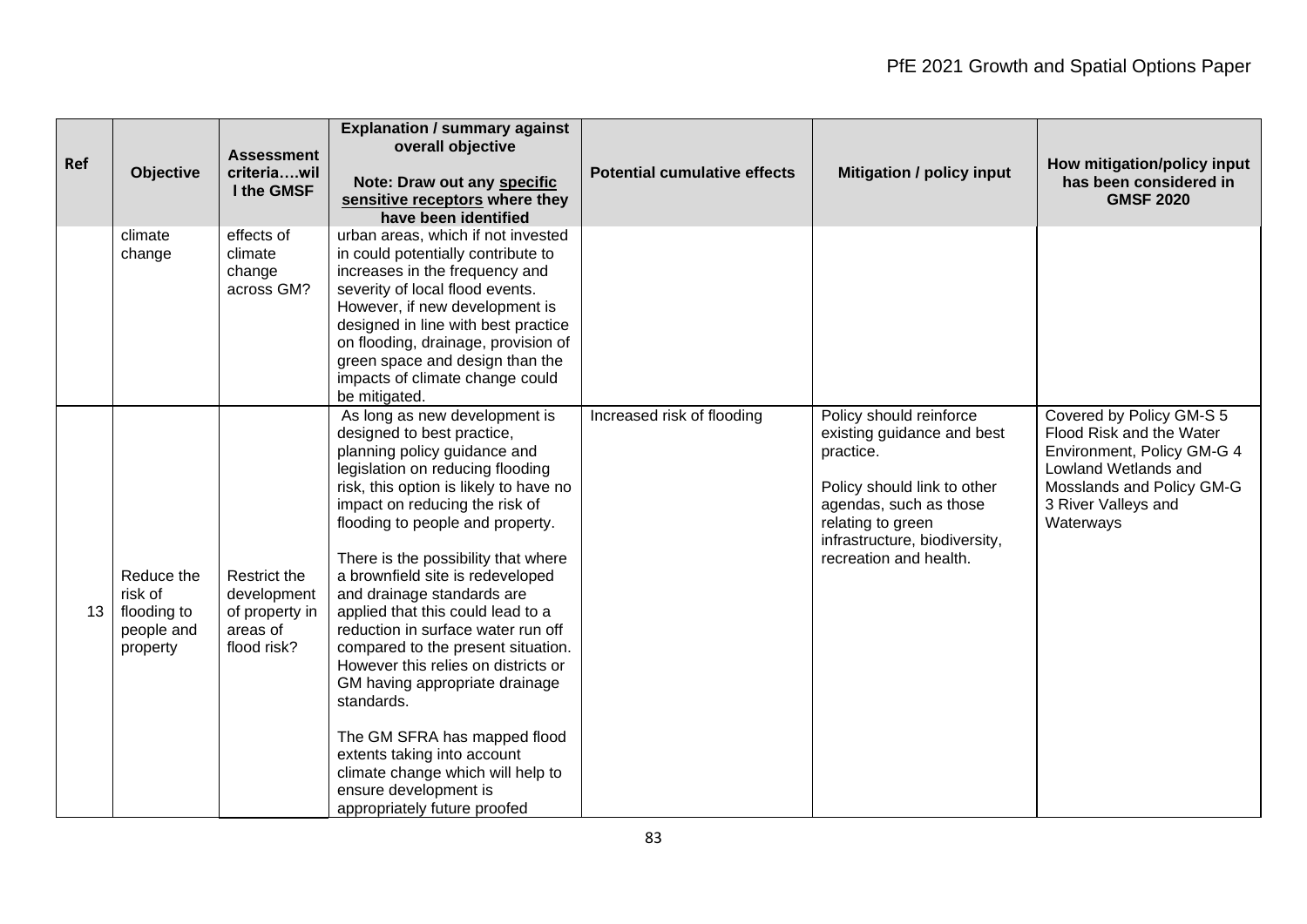| Ref | Objective | Assessment criteria….will the GMSF | Explanation / summary against overall objective<br><br>Note: Draw out any specific sensitive receptors where they have been identified | Potential cumulative effects | Mitigation / policy input | How mitigation/policy input has been considered in GMSF 2020 |
|---|---|---|---|---|---|---|
| | climate change | effects of climate change across GM? | urban areas, which if not invested in could potentially contribute to increases in the frequency and severity of local flood events. However, if new development is designed in line with best practice on flooding, drainage, provision of green space and design than the impacts of climate change could be mitigated. | | | |
| 13 | Reduce the risk of flooding to people and property | Restrict the development of property in areas of flood risk? | As long as new development is designed to best practice, planning policy guidance and legislation on reducing flooding risk, this option is likely to have no impact on reducing the risk of flooding to people and property.<br><br>There is the possibility that where a brownfield site is redeveloped and drainage standards are applied that this could lead to a reduction in surface water run off compared to the present situation. However this relies on districts or GM having appropriate drainage standards.<br><br>The GM SFRA has mapped flood extents taking into account climate change which will help to ensure development is appropriately future proofed | Increased risk of flooding | Policy should reinforce existing guidance and best practice.<br><br>Policy should link to other agendas, such as those relating to green infrastructure, biodiversity, recreation and health. | Covered by Policy GM-S 5 Flood Risk and the Water Environment, Policy GM-G 4 Lowland Wetlands and Mosslands and Policy GM-G 3 River Valleys and Waterways |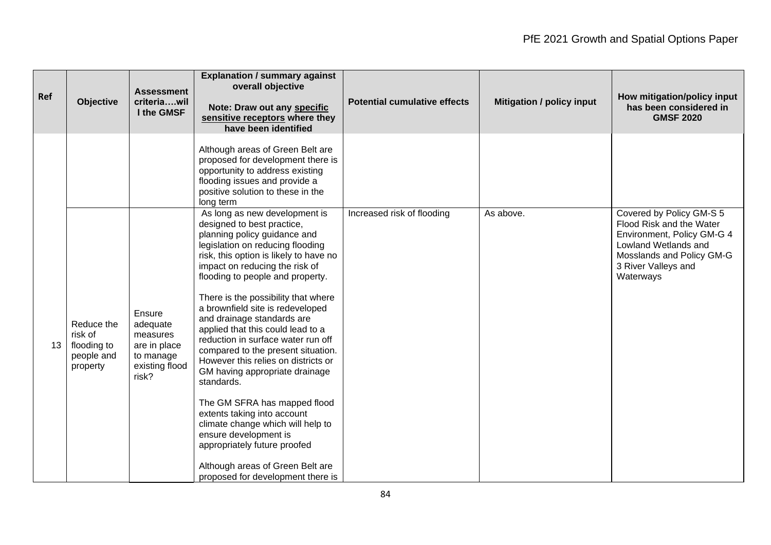| Ref | Objective | Assessment criteria….will the GMSF | Explanation / summary against overall objective<br><br>Note: Draw out any **specific sensitive receptors** where they have been identified | Potential cumulative effects | Mitigation / policy input | How mitigation/policy input has been considered in GMSF 2020 |
|---|---|---|---|---|---|---|
| | | | Although areas of Green Belt are proposed for development there is opportunity to address existing flooding issues and provide a positive solution to these in the long term | | | |
| 13 | Reduce the risk of flooding to people and property | Ensure adequate measures are in place to manage existing flood risk? | As long as new development is designed to best practice, planning policy guidance and legislation on reducing flooding risk, this option is likely to have no impact on reducing the risk of flooding to people and property.<br><br>There is the possibility that where a brownfield site is redeveloped and drainage standards are applied that this could lead to a reduction in surface water run off compared to the present situation. However this relies on districts or GM having appropriate drainage standards.<br><br>The GM SFRA has mapped flood extents taking into account climate change which will help to ensure development is appropriately future proofed<br><br>Although areas of Green Belt are proposed for development there is | Increased risk of flooding | As above. | Covered by Policy GM-S 5 Flood Risk and the Water Environment, Policy GM-G 4 Lowland Wetlands and Mosslands and Policy GM-G 3 River Valleys and Waterways |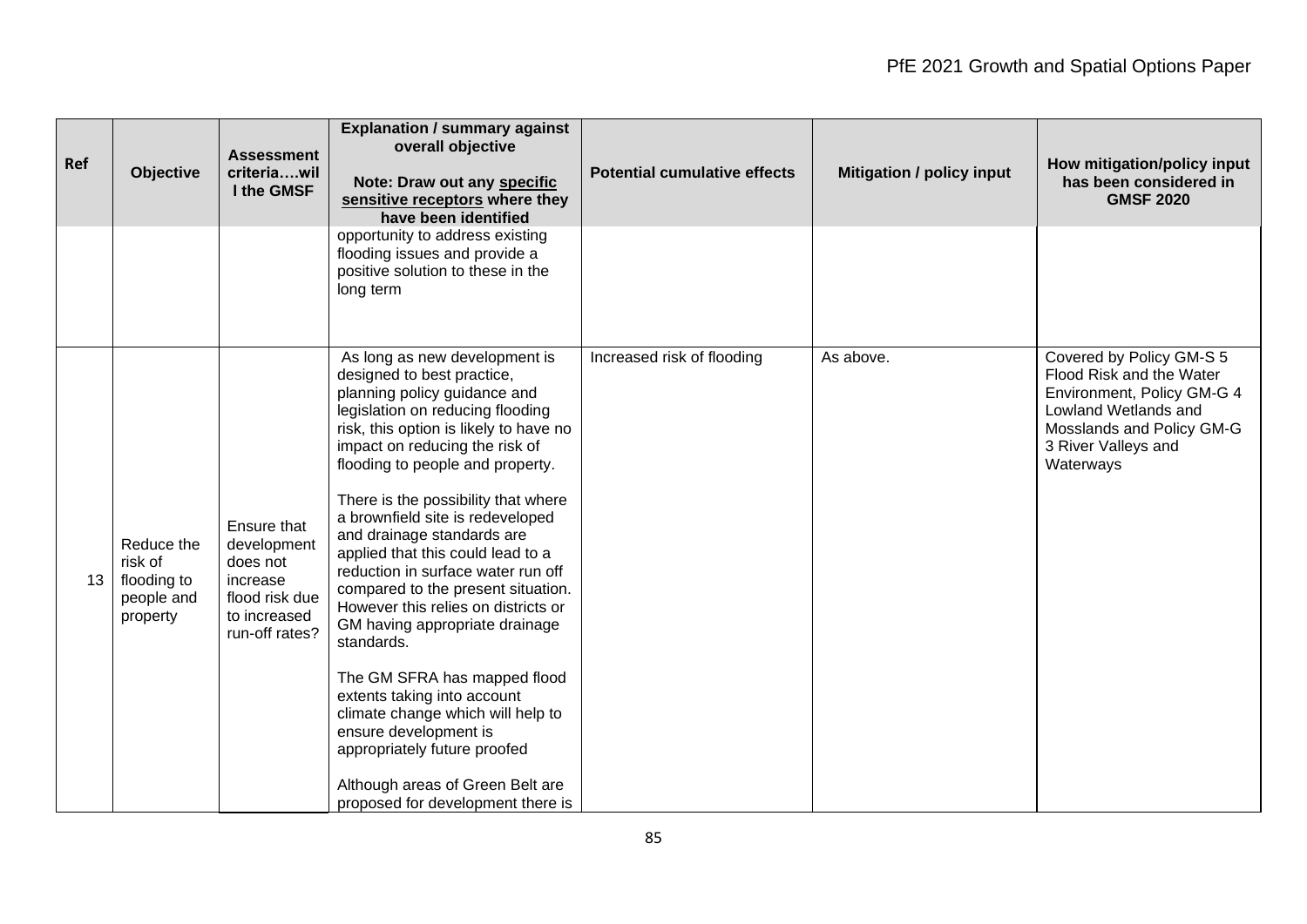| Ref | Objective | Assessment criteria….will the GMSF | Explanation / summary against overall objective<br><br>Note: Draw out any specific sensitive receptors where they have been identified | Potential cumulative effects | Mitigation / policy input | How mitigation/policy input has been considered in GMSF 2020 |
|---|---|---|---|---|---|---|
| | | | opportunity to address existing flooding issues and provide a positive solution to these in the long term | | | |
| 13 | Reduce the risk of flooding to people and property | Ensure that development does not increase flood risk due to increased run-off rates? | As long as new development is designed to best practice, planning policy guidance and legislation on reducing flooding risk, this option is likely to have no impact on reducing the risk of flooding to people and property.<br><br>There is the possibility that where a brownfield site is redeveloped and drainage standards are applied that this could lead to a reduction in surface water run off compared to the present situation. However this relies on districts or GM having appropriate drainage standards.<br><br>The GM SFRA has mapped flood extents taking into account climate change which will help to ensure development is appropriately future proofed<br><br>Although areas of Green Belt are proposed for development there is | Increased risk of flooding | As above. | Covered by Policy GM-S 5 Flood Risk and the Water Environment, Policy GM-G 4 Lowland Wetlands and Mosslands and Policy GM-G 3 River Valleys and Waterways |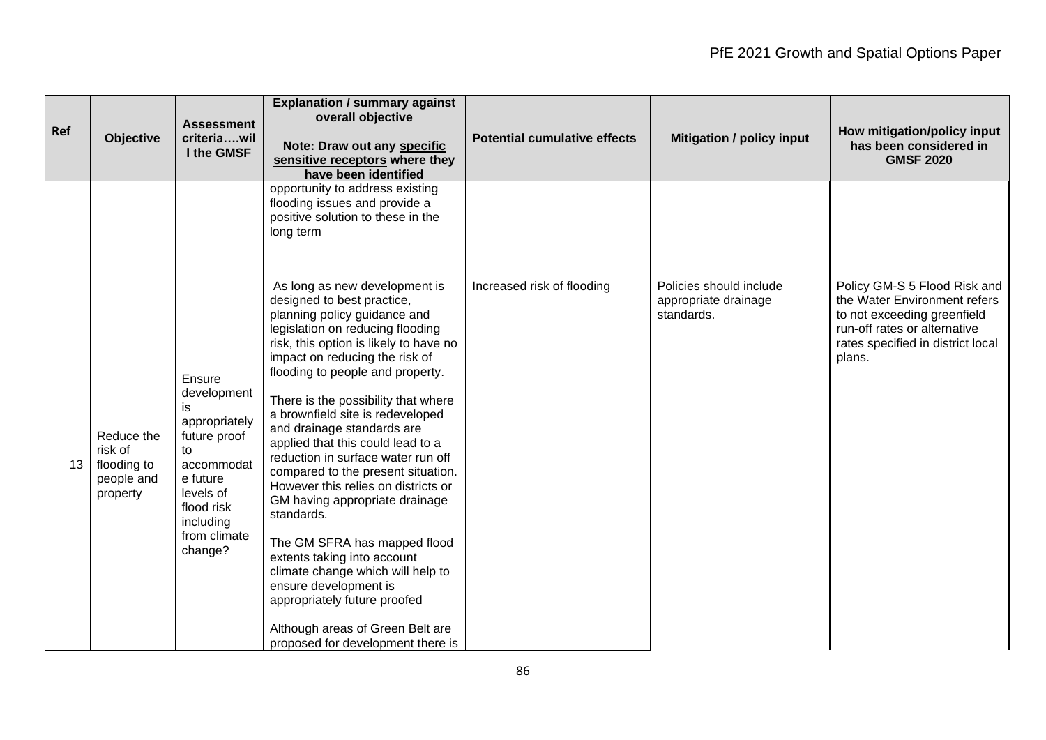| Ref | Objective | Assessment criteria….will the GMSF | Explanation / summary against overall objective<br><br>Note: Draw out any specific sensitive receptors where they have been identified | Potential cumulative effects | Mitigation / policy input | How mitigation/policy input has been considered in GMSF 2020 |
|---|---|---|---|---|---|---|
| | | | opportunity to address existing flooding issues and provide a positive solution to these in the long term | | | |
| 13 | Reduce the risk of flooding to people and property | Ensure development is appropriately future proof to accommodate future levels of flood risk including from climate change? | As long as new development is designed to best practice, planning policy guidance and legislation on reducing flooding risk, this option is likely to have no impact on reducing the risk of flooding to people and property.<br><br>There is the possibility that where a brownfield site is redeveloped and drainage standards are applied that this could lead to a reduction in surface water run off compared to the present situation. However this relies on districts or GM having appropriate drainage standards.<br><br>The GM SFRA has mapped flood extents taking into account climate change which will help to ensure development is appropriately future proofed<br><br>Although areas of Green Belt are proposed for development there is | Increased risk of flooding | Policies should include appropriate drainage standards. | Policy GM-S 5 Flood Risk and the Water Environment refers to not exceeding greenfield run-off rates or alternative rates specified in district local plans. |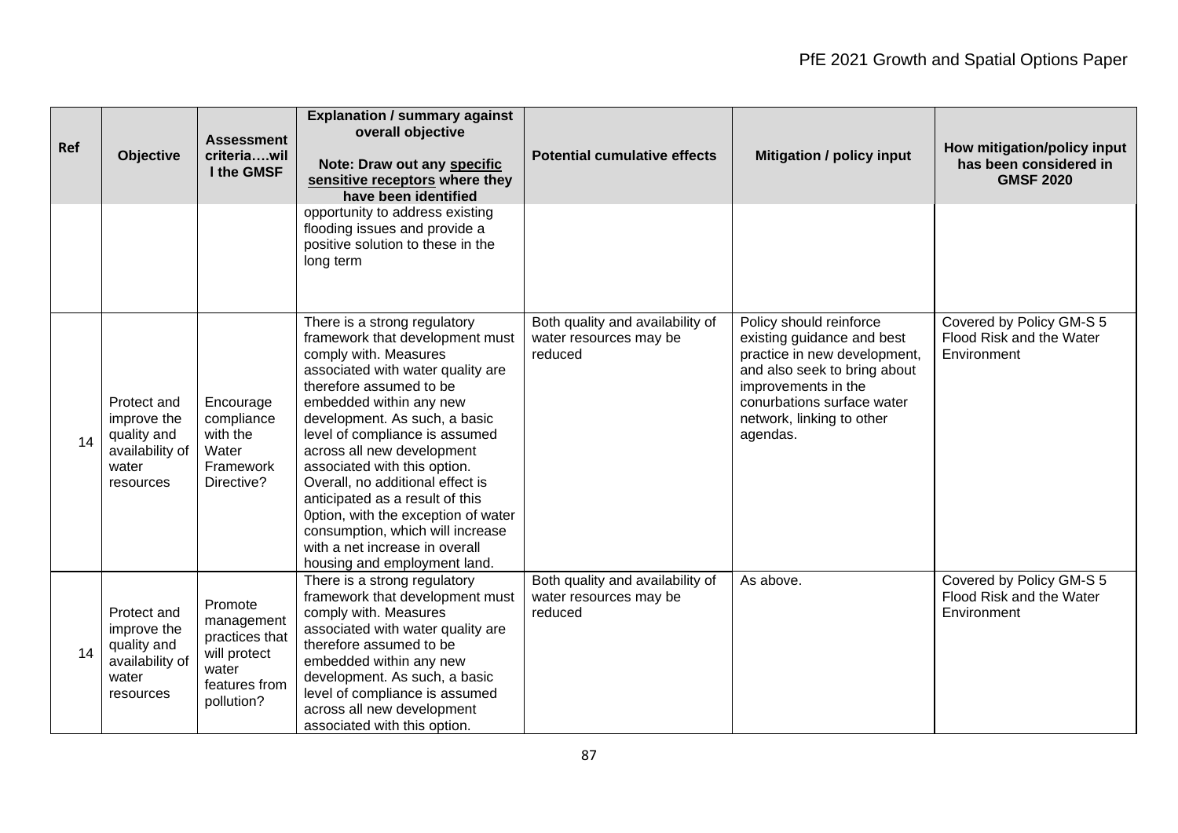| Ref | Objective | Assessment criteria….will the GMSF | Explanation / summary against overall objective<br><br>Note: Draw out any **specific sensitive receptors** where they have been identified | Potential cumulative effects | Mitigation / policy input | How mitigation/policy input has been considered in GMSF 2020 |
|---|---|---|---|---|---|---|
| | | | opportunity to address existing flooding issues and provide a positive solution to these in the long term | | | |
| 14 | Protect and improve the quality and availability of water resources | Encourage compliance with the Water Framework Directive? | There is a strong regulatory framework that development must comply with. Measures associated with water quality are therefore assumed to be embedded within any new development. As such, a basic level of compliance is assumed across all new development associated with this option. Overall, no additional effect is anticipated as a result of this 0ption, with the exception of water consumption, which will increase with a net increase in overall housing and employment land. | Both quality and availability of water resources may be reduced | Policy should reinforce existing guidance and best practice in new development, and also seek to bring about improvements in the conurbations surface water network, linking to other agendas. | Covered by Policy GM-S 5 Flood Risk and the Water Environment |
| 14 | Protect and improve the quality and availability of water resources | Promote management practices that will protect water features from pollution? | There is a strong regulatory framework that development must comply with. Measures associated with water quality are therefore assumed to be embedded within any new development. As such, a basic level of compliance is assumed across all new development associated with this option. | Both quality and availability of water resources may be reduced | As above. | Covered by Policy GM-S 5 Flood Risk and the Water Environment |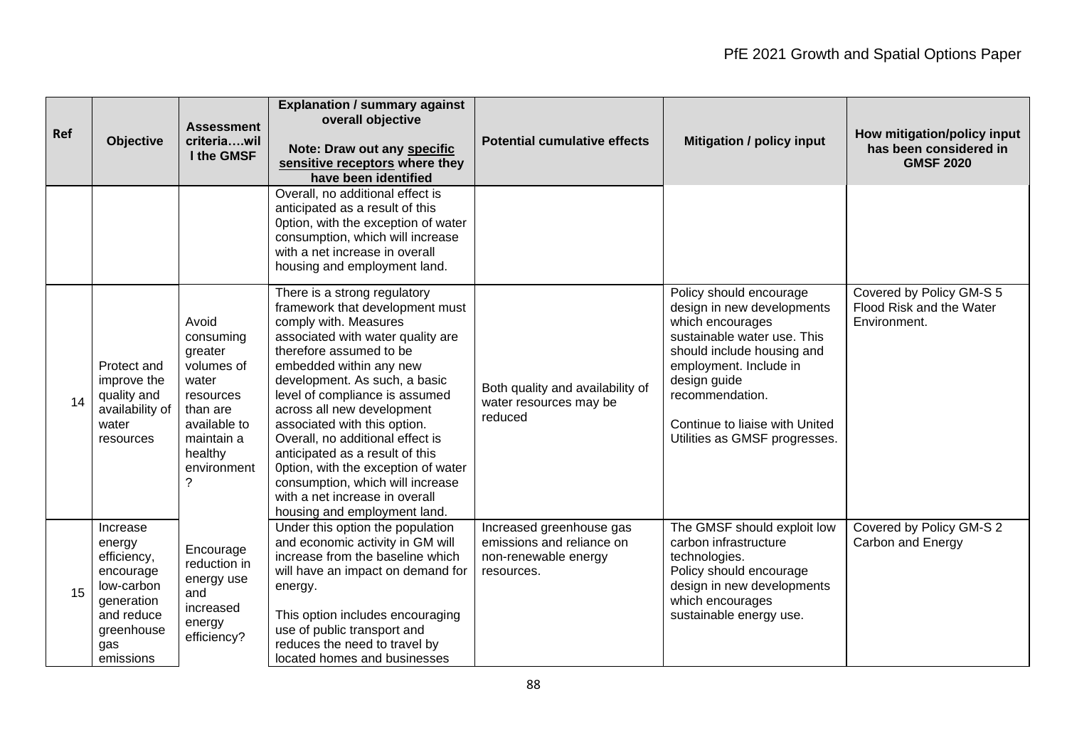| Ref | Objective | Assessment criteria….will the GMSF | Explanation / summary against overall objective<br><br>Note: Draw out any **specific sensitive receptors** where they have been identified | Potential cumulative effects | Mitigation / policy input | How mitigation/policy input has been considered in GMSF 2020 |
|---|---|---|---|---|---|---|
| | | | Overall, no additional effect is anticipated as a result of this 0ption, with the exception of water consumption, which will increase with a net increase in overall housing and employment land. | | | |
| 14 | Protect and improve the quality and availability of water resources | Avoid consuming greater volumes of water resources than are available to maintain a healthy environment ? | There is a strong regulatory framework that development must comply with. Measures associated with water quality are therefore assumed to be embedded within any new development. As such, a basic level of compliance is assumed across all new development associated with this option. Overall, no additional effect is anticipated as a result of this 0ption, with the exception of water consumption, which will increase with a net increase in overall housing and employment land. | Both quality and availability of water resources may be reduced | Policy should encourage design in new developments which encourages sustainable water use. This should include housing and employment. Include in design guide recommendation.<br><br>Continue to liaise with United Utilities as GMSF progresses. | Covered by Policy GM-S 5 Flood Risk and the Water Environment. |
| 15 | Increase energy efficiency, encourage low-carbon generation and reduce greenhouse gas emissions | Encourage reduction in energy use and increased energy efficiency? | Under this option the population and economic activity in GM will increase from the baseline which will have an impact on demand for energy.<br><br>This option includes encouraging use of public transport and reduces the need to travel by located homes and businesses | Increased greenhouse gas emissions and reliance on non-renewable energy resources. | The GMSF should exploit low carbon infrastructure technologies.<br>Policy should encourage design in new developments which encourages sustainable energy use. | Covered by Policy GM-S 2 Carbon and Energy |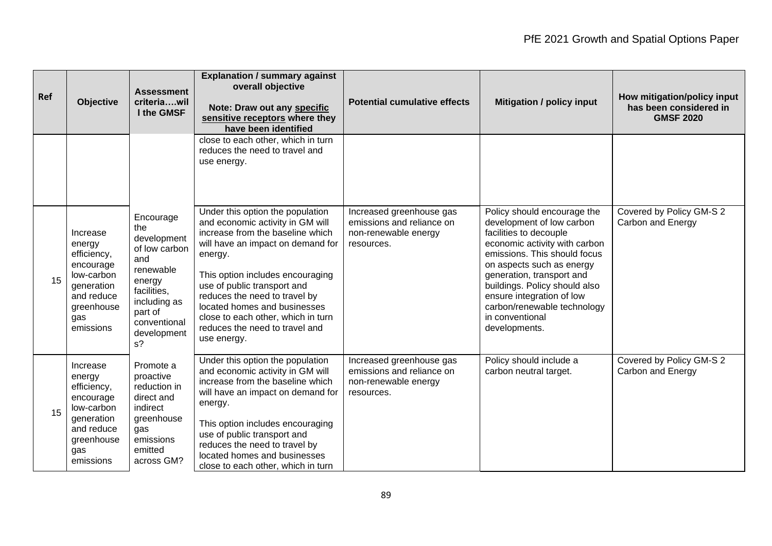| Ref | Objective | Assessment criteria….will the GMSF | Explanation / summary against overall objective<br><br>Note: Draw out any **specific sensitive receptors** where they have been identified | Potential cumulative effects | Mitigation / policy input | How mitigation/policy input has been considered in GMSF 2020 |
|---|---|---|---|---|---|---|
| | | | close to each other, which in turn reduces the need to travel and use energy. | | | |
| 15 | Increase energy efficiency, encourage low-carbon generation and reduce greenhouse gas emissions | Encourage the development of low carbon and renewable energy facilities, including as part of conventional developments? | Under this option the population and economic activity in GM will increase from the baseline which will have an impact on demand for energy.<br><br>This option includes encouraging use of public transport and reduces the need to travel by located homes and businesses close to each other, which in turn reduces the need to travel and use energy. | Increased greenhouse gas emissions and reliance on non-renewable energy resources. | Policy should encourage the development of low carbon facilities to decouple economic activity with carbon emissions. This should focus on aspects such as energy generation, transport and buildings. Policy should also ensure integration of low carbon/renewable technology in conventional developments. | Covered by Policy GM-S 2 Carbon and Energy |
| 15 | Increase energy efficiency, encourage low-carbon generation and reduce greenhouse gas emissions | Promote a proactive reduction in direct and indirect greenhouse gas emissions emitted across GM? | Under this option the population and economic activity in GM will increase from the baseline which will have an impact on demand for energy.<br><br>This option includes encouraging use of public transport and reduces the need to travel by located homes and businesses close to each other, which in turn | Increased greenhouse gas emissions and reliance on non-renewable energy resources. | Policy should include a carbon neutral target. | Covered by Policy GM-S 2 Carbon and Energy |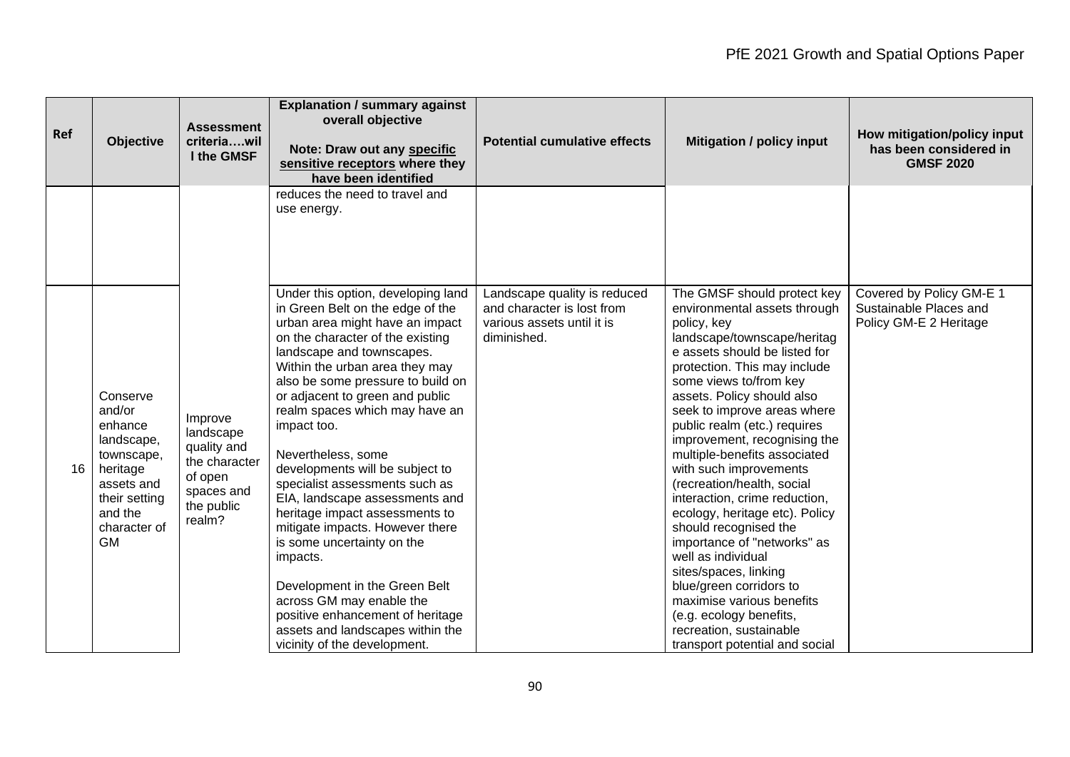| Ref | Objective | Assessment criteria….will the GMSF | Explanation / summary against overall objective<br><br>Note: Draw out any specific sensitive receptors where they have been identified | Potential cumulative effects | Mitigation / policy input | How mitigation/policy input has been considered in GMSF 2020 |
|---|---|---|---|---|---|---|
| | | | reduces the need to travel and use energy. | | | |
| 16 | Conserve and/or enhance landscape, townscape, heritage assets and their setting and the character of GM | Improve landscape quality and the character of open spaces and the public realm? | Under this option, developing land in Green Belt on the edge of the urban area might have an impact on the character of the existing landscape and townscapes. Within the urban area they may also be some pressure to build on or adjacent to green and public realm spaces which may have an impact too.<br><br>Nevertheless, some developments will be subject to specialist assessments such as EIA, landscape assessments and heritage impact assessments to mitigate impacts. However there is some uncertainty on the impacts.<br><br>Development in the Green Belt across GM may enable the positive enhancement of heritage assets and landscapes within the vicinity of the development. | Landscape quality is reduced and character is lost from various assets until it is diminished. | The GMSF should protect key environmental assets through policy, key landscape/townscape/heritage assets should be listed for protection. This may include some views to/from key assets. Policy should also seek to improve areas where public realm (etc.) requires improvement, recognising the multiple-benefits associated with such improvements (recreation/health, social interaction, crime reduction, ecology, heritage etc). Policy should recognised the importance of "networks" as well as individual sites/spaces, linking blue/green corridors to maximise various benefits (e.g. ecology benefits, recreation, sustainable transport potential and social | Covered by Policy GM-E 1 Sustainable Places and Policy GM-E 2 Heritage |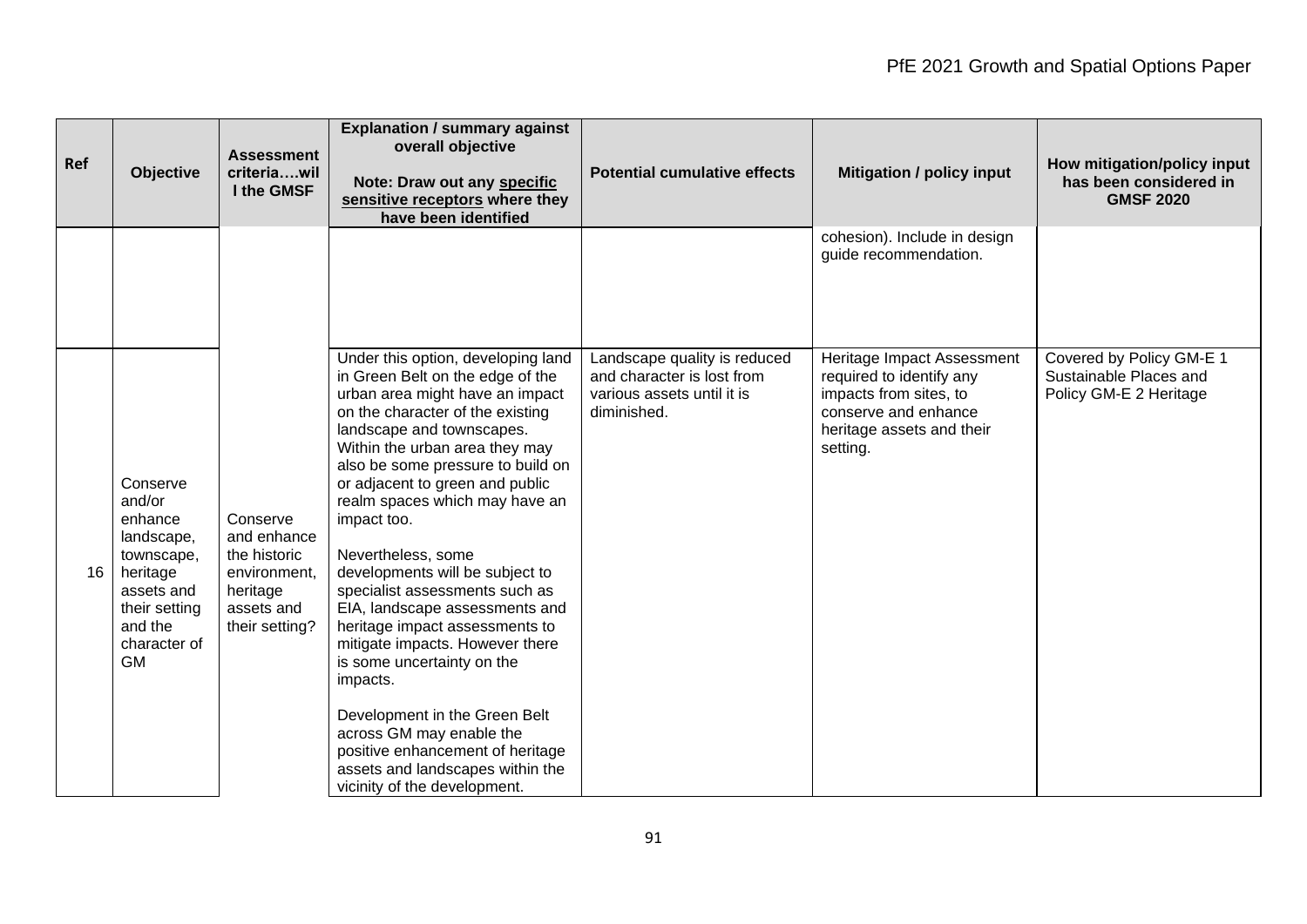| Ref | Objective | Assessment criteria….will the GMSF | Explanation / summary against overall objective<br><br>Note: Draw out any **specific sensitive receptors** where they have been identified | Potential cumulative effects | Mitigation / policy input | How mitigation/policy input has been considered in GMSF 2020 |
|---|---|---|---|---|---|---|
| | | | | | cohesion). Include in design guide recommendation. | |
| 16 | Conserve and/or enhance landscape, townscape, heritage assets and their setting and the character of GM | Conserve and enhance the historic environment, heritage assets and their setting? | Under this option, developing land in Green Belt on the edge of the urban area might have an impact on the character of the existing landscape and townscapes. Within the urban area they may also be some pressure to build on or adjacent to green and public realm spaces which may have an impact too.<br><br>Nevertheless, some developments will be subject to specialist assessments such as EIA, landscape assessments and heritage impact assessments to mitigate impacts. However there is some uncertainty on the impacts.<br><br>Development in the Green Belt across GM may enable the positive enhancement of heritage assets and landscapes within the vicinity of the development. | Landscape quality is reduced and character is lost from various assets until it is diminished. | Heritage Impact Assessment required to identify any impacts from sites, to conserve and enhance heritage assets and their setting. | Covered by Policy GM-E 1 Sustainable Places and Policy GM-E 2 Heritage |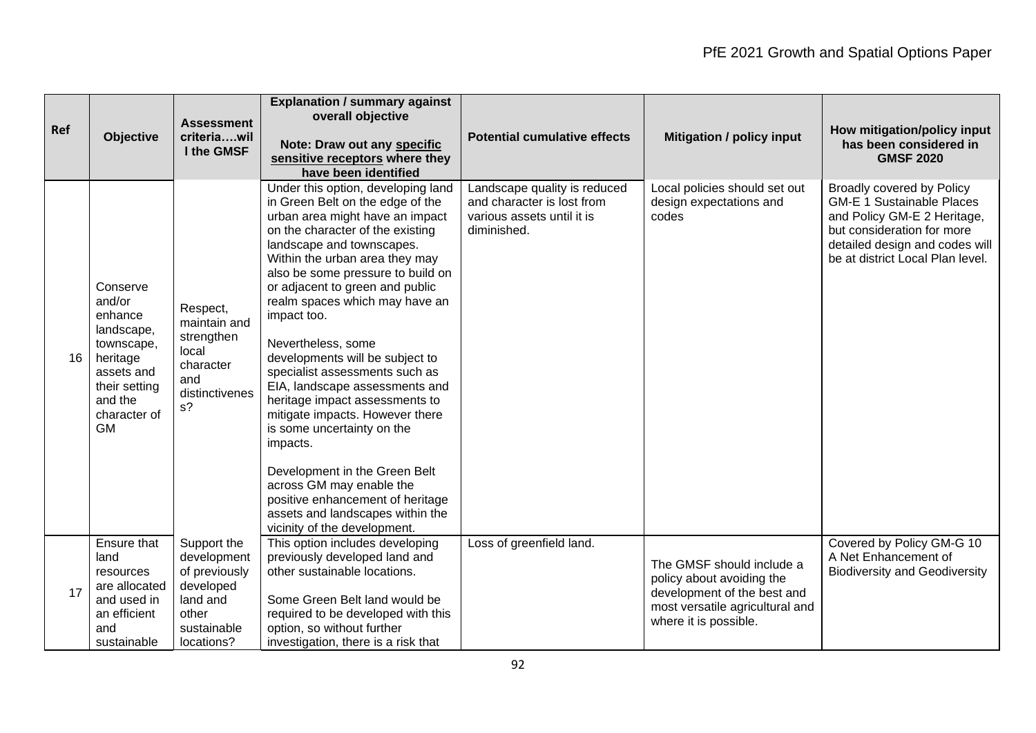| Ref | Objective | Assessment criteria….will the GMSF | Explanation / summary against overall objective<br><br>Note: Draw out any <u>specific sensitive receptors</u> where they have been identified | Potential cumulative effects | Mitigation / policy input | How mitigation/policy input has been considered in GMSF 2020 |
|---|---|---|---|---|---|---|
| 16 | Conserve and/or enhance landscape, townscape, heritage assets and their setting and the character of GM | Respect, maintain and strengthen local character and distinctiveness? | Under this option, developing land in Green Belt on the edge of the urban area might have an impact on the character of the existing landscape and townscapes. Within the urban area they may also be some pressure to build on or adjacent to green and public realm spaces which may have an impact too.<br><br>Nevertheless, some developments will be subject to specialist assessments such as EIA, landscape assessments and heritage impact assessments to mitigate impacts. However there is some uncertainty on the impacts.<br><br>Development in the Green Belt across GM may enable the positive enhancement of heritage assets and landscapes within the vicinity of the development. | Landscape quality is reduced and character is lost from various assets until it is diminished. | Local policies should set out design expectations and codes | Broadly covered by Policy GM-E 1 Sustainable Places and Policy GM-E 2 Heritage, but consideration for more detailed design and codes will be at district Local Plan level. |
| 17 | Ensure that land resources are allocated and used in an efficient and sustainable | Support the development of previously developed land and other sustainable locations? | This option includes developing previously developed land and other sustainable locations.<br><br>Some Green Belt land would be required to be developed with this option, so without further investigation, there is a risk that | Loss of greenfield land. | The GMSF should include a policy about avoiding the development of the best and most versatile agricultural and where it is possible. | Covered by Policy GM-G 10 A Net Enhancement of Biodiversity and Geodiversity |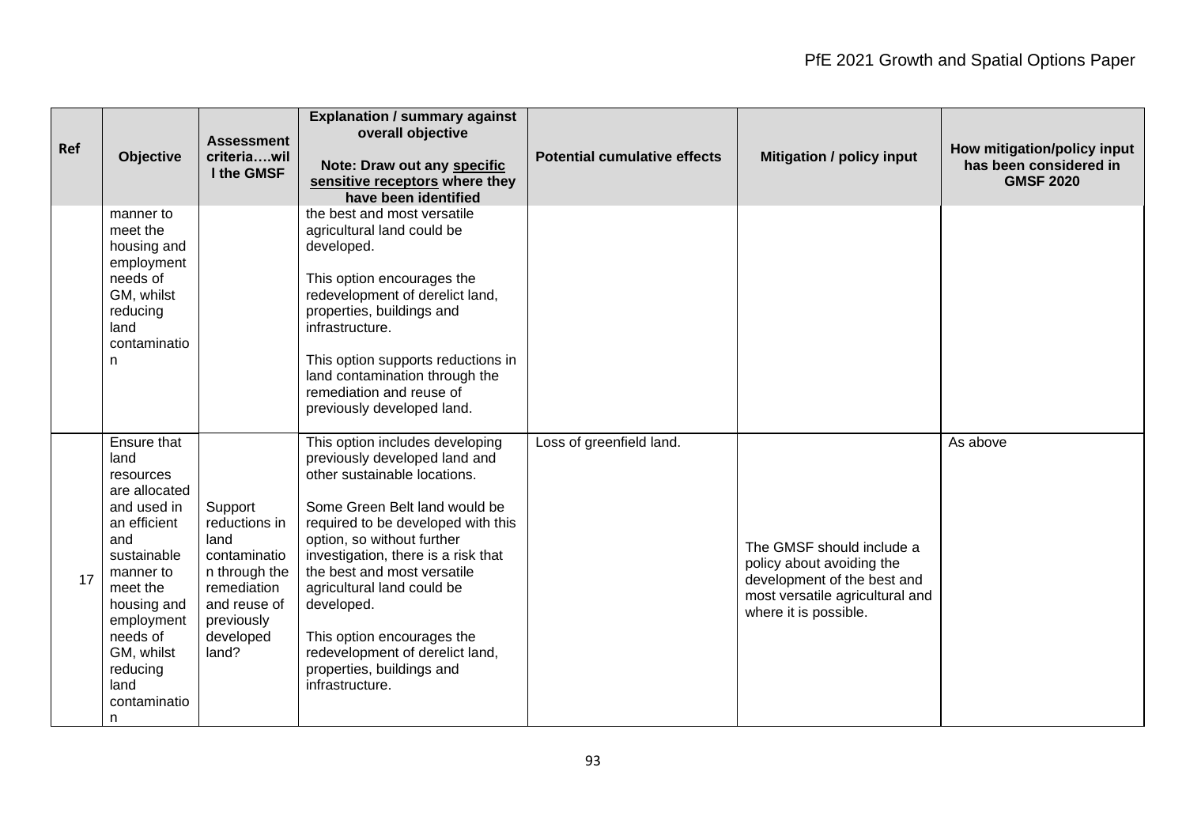| Ref | Objective | Assessment criteria….will the GMSF | Explanation / summary against overall objective<br><br>Note: Draw out any **specific sensitive receptors** where they have been identified | Potential cumulative effects | Mitigation / policy input | How mitigation/policy input has been considered in GMSF 2020 |
|---|---|---|---|---|---|---|
| | manner to meet the housing and employment needs of GM, whilst reducing land contamination | | the best and most versatile agricultural land could be developed.<br><br>This option encourages the redevelopment of derelict land, properties, buildings and infrastructure.<br><br>This option supports reductions in land contamination through the remediation and reuse of previously developed land. | | | |
| 17 | Ensure that land resources are allocated and used in an efficient and sustainable manner to meet the housing and employment needs of GM, whilst reducing land contamination | Support reductions in land contamination through the remediation and reuse of previously developed land? | This option includes developing previously developed land and other sustainable locations.<br><br>Some Green Belt land would be required to be developed with this option, so without further investigation, there is a risk that the best and most versatile agricultural land could be developed.<br><br>This option encourages the redevelopment of derelict land, properties, buildings and infrastructure. | Loss of greenfield land. | The GMSF should include a policy about avoiding the development of the best and most versatile agricultural and where it is possible. | As above |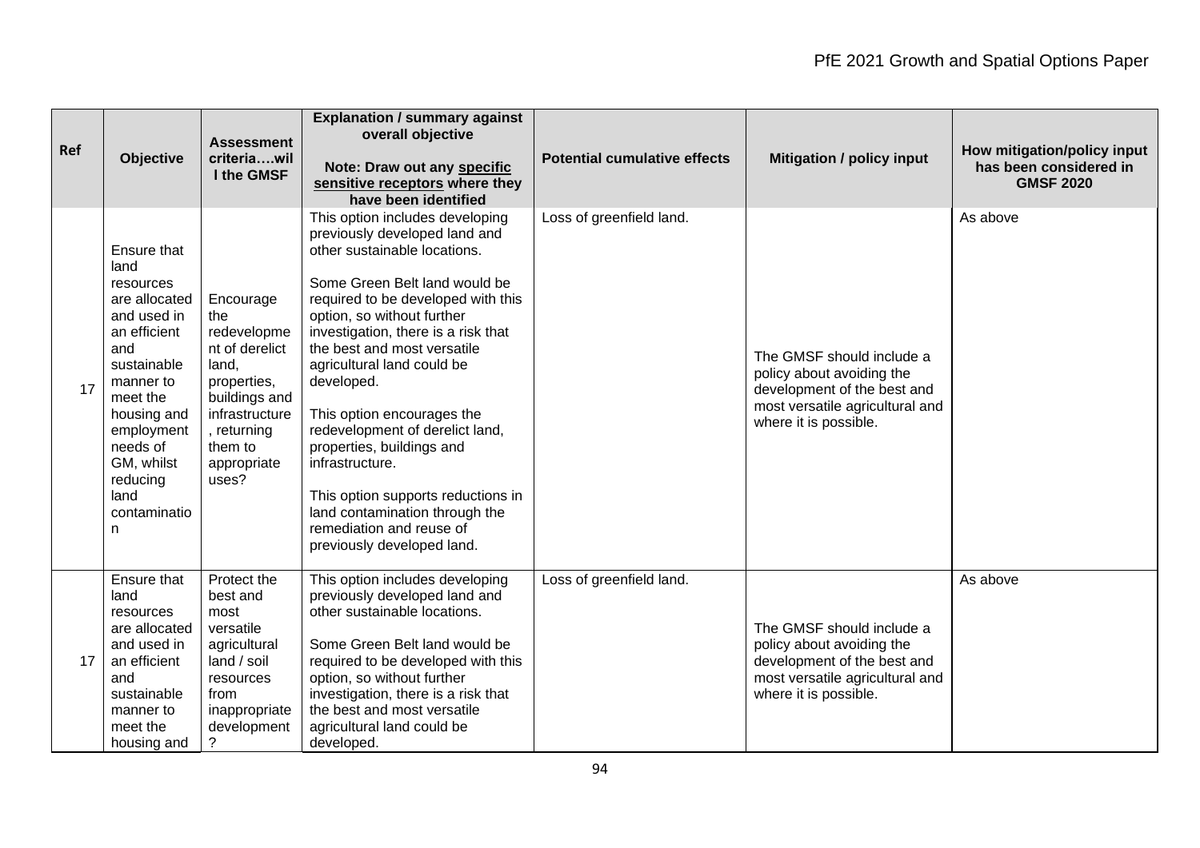| Ref | Objective | Assessment criteria….will the GMSF | Explanation / summary against overall objective<br><br>Note: Draw out any **specific sensitive receptors** where they have been identified | Potential cumulative effects | Mitigation / policy input | How mitigation/policy input has been considered in GMSF 2020 |
|---|---|---|---|---|---|---|
| 17 | Ensure that land resources are allocated and used in an efficient and sustainable manner to meet the housing and employment needs of GM, whilst reducing land contamination | Encourage the redevelopment of derelict land, properties, buildings and infrastructure, returning them to appropriate uses? | This option includes developing previously developed land and other sustainable locations.<br><br>Some Green Belt land would be required to be developed with this option, so without further investigation, there is a risk that the best and most versatile agricultural land could be developed.<br><br>This option encourages the redevelopment of derelict land, properties, buildings and infrastructure.<br><br>This option supports reductions in land contamination through the remediation and reuse of previously developed land. | Loss of greenfield land. | The GMSF should include a policy about avoiding the development of the best and most versatile agricultural and where it is possible. | As above |
| 17 | Ensure that land resources are allocated and used in an efficient and sustainable manner to meet the housing and | Protect the best and most versatile agricultural land / soil resources from inappropriate development? | This option includes developing previously developed land and other sustainable locations.<br><br>Some Green Belt land would be required to be developed with this option, so without further investigation, there is a risk that the best and most versatile agricultural land could be developed. | Loss of greenfield land. | The GMSF should include a policy about avoiding the development of the best and most versatile agricultural and where it is possible. | As above |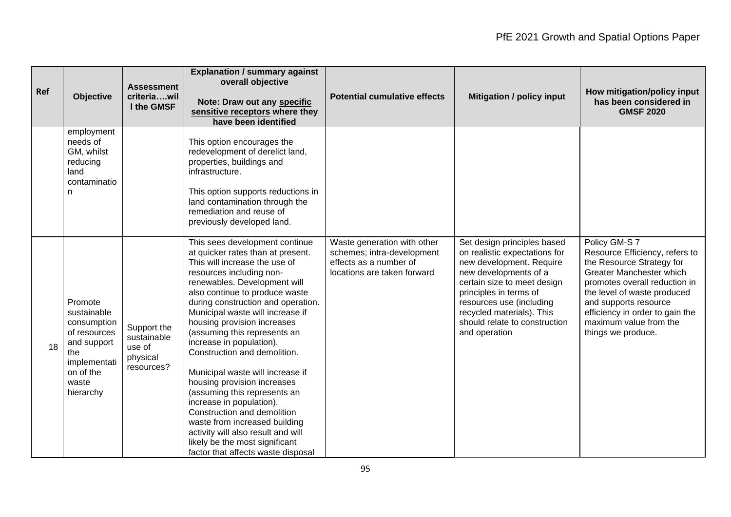| Ref | Objective | Assessment criteria….will the GMSF | Explanation / summary against overall objective<br><br>Note: Draw out any specific sensitive receptors where they have been identified | Potential cumulative effects | Mitigation / policy input | How mitigation/policy input has been considered in GMSF 2020 |
|---|---|---|---|---|---|---|
| | employment needs of GM, whilst reducing land contamination | | This option encourages the redevelopment of derelict land, properties, buildings and infrastructure.<br><br>This option supports reductions in land contamination through the remediation and reuse of previously developed land. | | | |
| 18 | Promote sustainable consumption of resources and support the implementation of the waste hierarchy | Support the sustainable use of physical resources? | This sees development continue at quicker rates than at present. This will increase the use of resources including non-renewables. Development will also continue to produce waste during construction and operation. Municipal waste will increase if housing provision increases (assuming this represents an increase in population). Construction and demolition.<br><br>Municipal waste will increase if housing provision increases (assuming this represents an increase in population). Construction and demolition waste from increased building activity will also result and will likely be the most significant factor that affects waste disposal | Waste generation with other schemes; intra-development effects as a number of locations are taken forward | Set design principles based on realistic expectations for new development. Require new developments of a certain size to meet design principles in terms of resources use (including recycled materials). This should relate to construction and operation | Policy GM-S 7 Resource Efficiency, refers to the Resource Strategy for Greater Manchester which promotes overall reduction in the level of waste produced and supports resource efficiency in order to gain the maximum value from the things we produce. |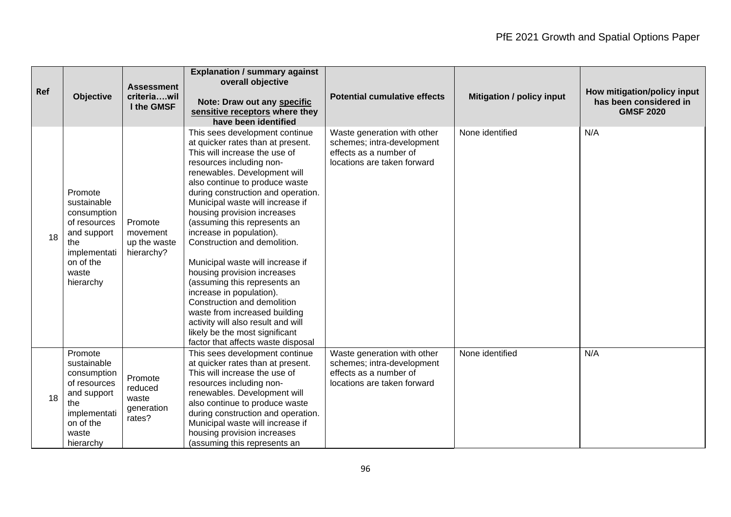| Ref | Objective | Assessment criteria….will the GMSF | Explanation / summary against overall objective<br><br>Note: Draw out any **specific sensitive receptors** where they have been identified | Potential cumulative effects | Mitigation / policy input | How mitigation/policy input has been considered in GMSF 2020 |
|---|---|---|---|---|---|---|
| 18 | Promote sustainable consumption of resources and support the implementation of the waste hierarchy | Promote movement up the waste hierarchy? | This sees development continue at quicker rates than at present. This will increase the use of resources including non-renewables. Development will also continue to produce waste during construction and operation. Municipal waste will increase if housing provision increases (assuming this represents an increase in population). Construction and demolition.<br><br>Municipal waste will increase if housing provision increases (assuming this represents an increase in population). Construction and demolition waste from increased building activity will also result and will likely be the most significant factor that affects waste disposal | Waste generation with other schemes; intra-development effects as a number of locations are taken forward | None identified | N/A |
| 18 | Promote sustainable consumption of resources and support the implementation of the waste hierarchy | Promote reduced waste generation rates? | This sees development continue at quicker rates than at present. This will increase the use of resources including non-renewables. Development will also continue to produce waste during construction and operation. Municipal waste will increase if housing provision increases (assuming this represents an | Waste generation with other schemes; intra-development effects as a number of locations are taken forward | None identified | N/A |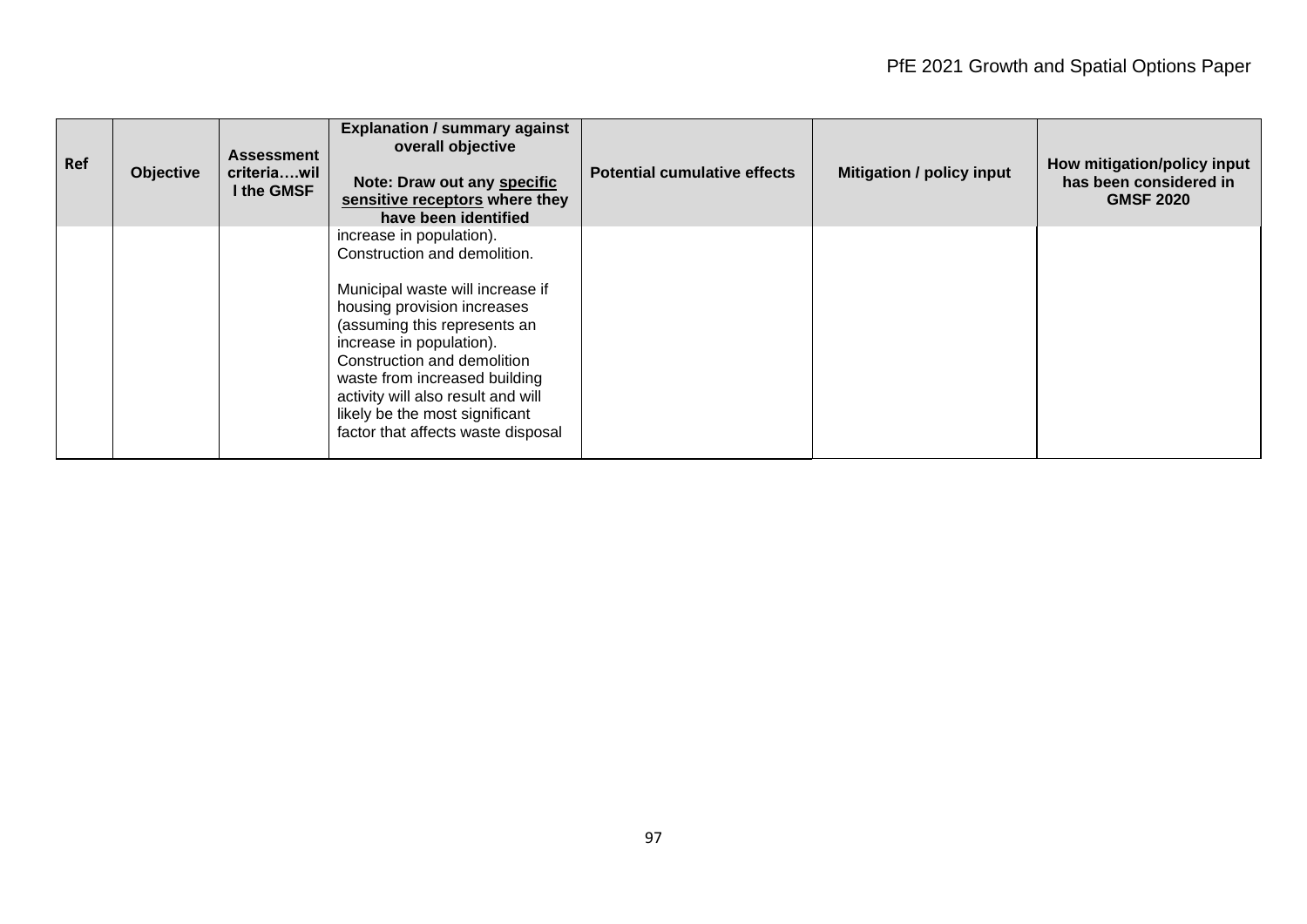| Ref | Objective | Assessment criteria….will the GMSF | Explanation / summary against overall objective<br><br>Note: Draw out any **specific sensitive receptors** where they have been identified | Potential cumulative effects | Mitigation / policy input | How mitigation/policy input has been considered in GMSF 2020 |
|---|---|---|---|---|---|---|
| | | | increase in population).<br>Construction and demolition.<br><br>Municipal waste will increase if housing provision increases (assuming this represents an increase in population).<br>Construction and demolition waste from increased building activity will also result and will likely be the most significant factor that affects waste disposal | | | |